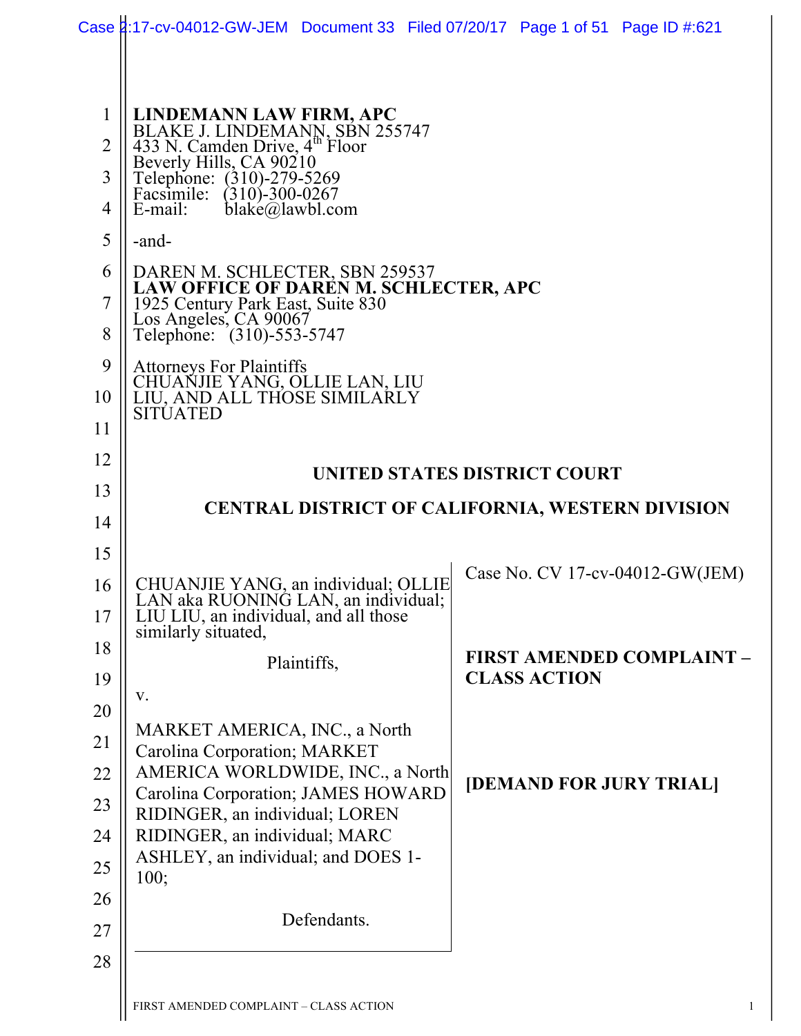**LINDEMANN LAW FIRM, APC**
BLAKE J. LINDEMANN, SBN 255747
433 N. Camden Drive, 4th Floor
Beverly Hills, CA 90210
Telephone: (310)-279-5269
Facsimile: (310)-300-0267
E-mail: blake@lawbl.com

-and-

DAREN M. SCHLECTER, SBN 259537
**LAW OFFICE OF DAREN M. SCHLECTER, APC**
1925 Century Park East, Suite 830
Los Angeles, CA 90067
Telephone: (310)-553-5747

Attorneys For Plaintiffs
CHUANJIE YANG, OLLIE LAN, LIU LIU, AND ALL THOSE SIMILARLY SITUATED

**UNITED STATES DISTRICT COURT**

**CENTRAL DISTRICT OF CALIFORNIA, WESTERN DIVISION**

CHUANJIE YANG, an individual; OLLIE LAN aka RUONING LAN, an individual; LIU LIU, an individual, and all those similarly situated,

Plaintiffs,

v.

MARKET AMERICA, INC., a North Carolina Corporation; MARKET AMERICA WORLDWIDE, INC., a North Carolina Corporation; JAMES HOWARD RIDINGER, an individual; LOREN RIDINGER, an individual; MARC ASHLEY, an individual; and DOES 1-100;

Defendants.

Case No. CV 17-cv-04012-GW(JEM)

**FIRST AMENDED COMPLAINT – CLASS ACTION**

**[DEMAND FOR JURY TRIAL]**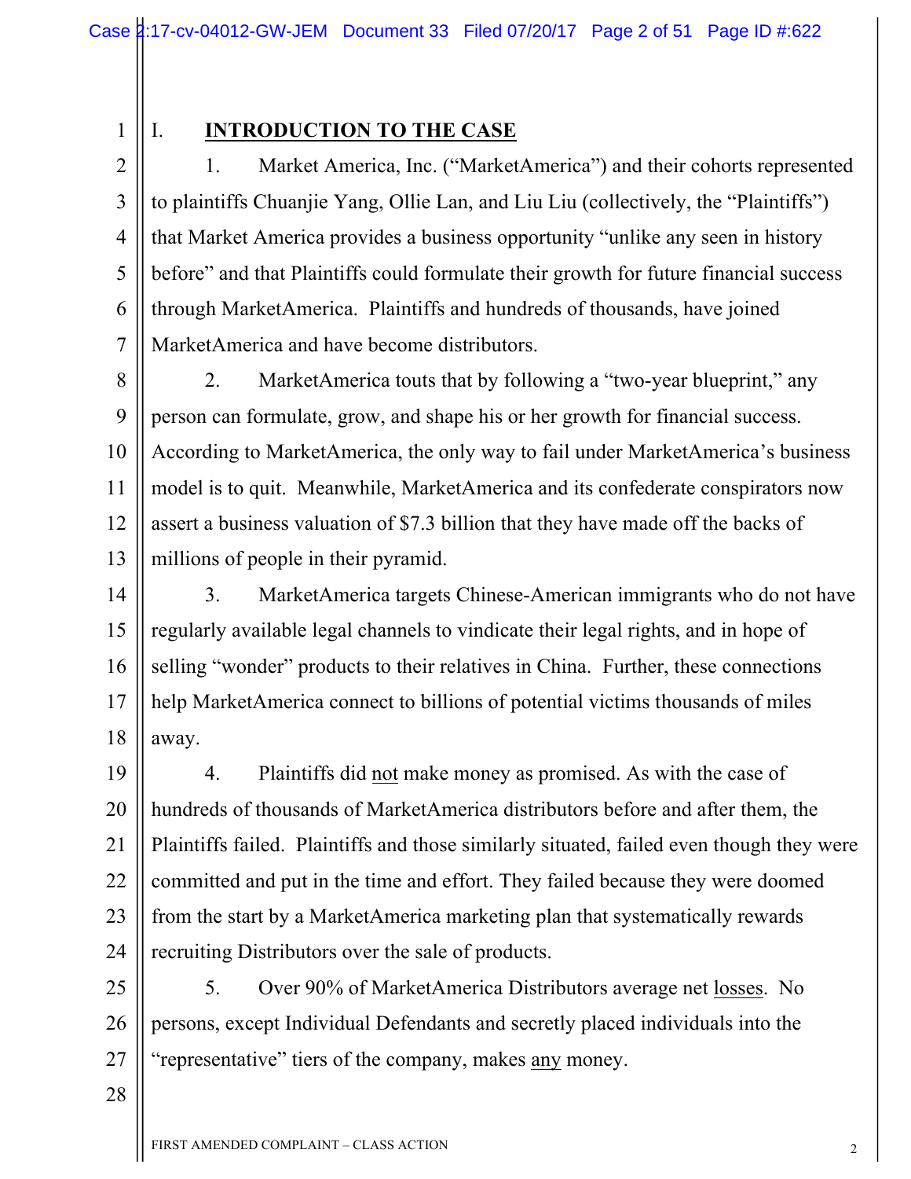## I. INTRODUCTION TO THE CASE

1. Market America, Inc. ("MarketAmerica") and their cohorts represented to plaintiffs Chuanjie Yang, Ollie Lan, and Liu Liu (collectively, the "Plaintiffs") that Market America provides a business opportunity "unlike any seen in history before" and that Plaintiffs could formulate their growth for future financial success through MarketAmerica. Plaintiffs and hundreds of thousands, have joined MarketAmerica and have become distributors.

2. MarketAmerica touts that by following a "two-year blueprint," any person can formulate, grow, and shape his or her growth for financial success. According to MarketAmerica, the only way to fail under MarketAmerica's business model is to quit. Meanwhile, MarketAmerica and its confederate conspirators now assert a business valuation of $7.3 billion that they have made off the backs of millions of people in their pyramid.

3. MarketAmerica targets Chinese-American immigrants who do not have regularly available legal channels to vindicate their legal rights, and in hope of selling "wonder" products to their relatives in China. Further, these connections help MarketAmerica connect to billions of potential victims thousands of miles away.

4. Plaintiffs did <u>not</u> make money as promised. As with the case of hundreds of thousands of MarketAmerica distributors before and after them, the Plaintiffs failed. Plaintiffs and those similarly situated, failed even though they were committed and put in the time and effort. They failed because they were doomed from the start by a MarketAmerica marketing plan that systematically rewards recruiting Distributors over the sale of products.

5. Over 90% of MarketAmerica Distributors average net <u>losses</u>. No persons, except Individual Defendants and secretly placed individuals into the "representative" tiers of the company, makes <u>any</u> money.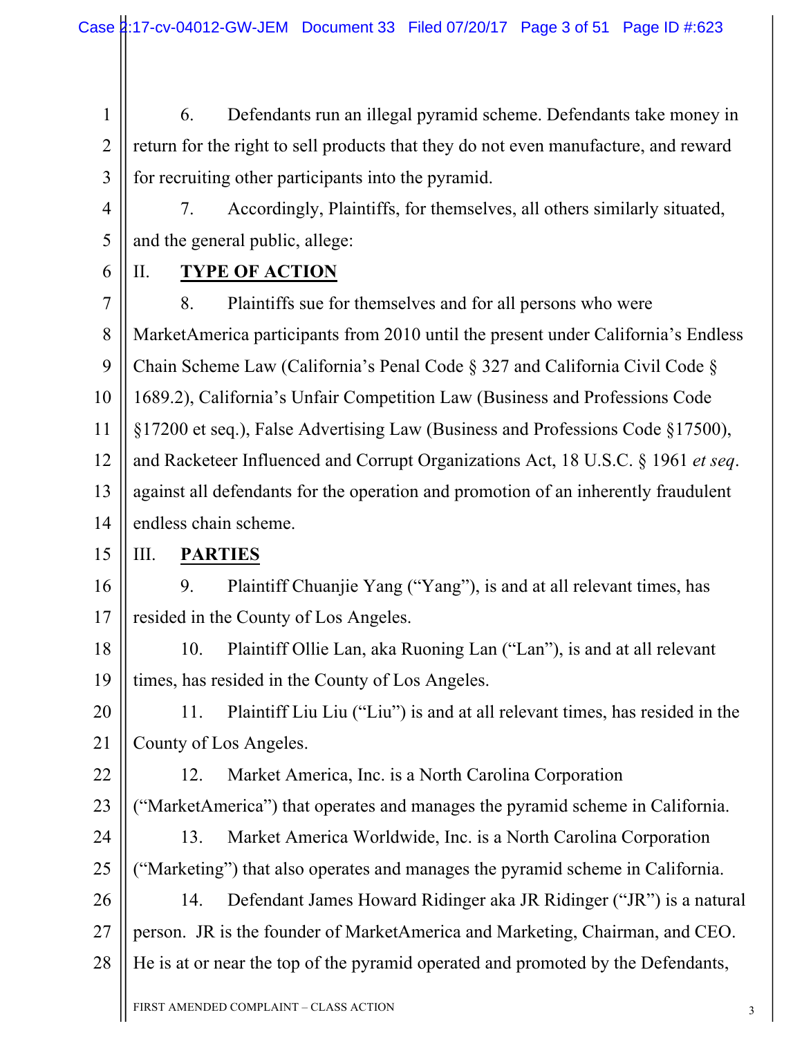6. Defendants run an illegal pyramid scheme. Defendants take money in return for the right to sell products that they do not even manufacture, and reward for recruiting other participants into the pyramid.

7. Accordingly, Plaintiffs, for themselves, all others similarly situated, and the general public, allege:

## II. **TYPE OF ACTION**

8. Plaintiffs sue for themselves and for all persons who were MarketAmerica participants from 2010 until the present under California's Endless Chain Scheme Law (California's Penal Code § 327 and California Civil Code § 1689.2), California's Unfair Competition Law (Business and Professions Code §17200 et seq.), False Advertising Law (Business and Professions Code §17500), and Racketeer Influenced and Corrupt Organizations Act, 18 U.S.C. § 1961 *et seq*. against all defendants for the operation and promotion of an inherently fraudulent endless chain scheme.

## III. **PARTIES**

9. Plaintiff Chuanjie Yang ("Yang"), is and at all relevant times, has resided in the County of Los Angeles.

10. Plaintiff Ollie Lan, aka Ruoning Lan ("Lan"), is and at all relevant times, has resided in the County of Los Angeles.

11. Plaintiff Liu Liu ("Liu") is and at all relevant times, has resided in the County of Los Angeles.

12. Market America, Inc. is a North Carolina Corporation ("MarketAmerica") that operates and manages the pyramid scheme in California.

13. Market America Worldwide, Inc. is a North Carolina Corporation ("Marketing") that also operates and manages the pyramid scheme in California.

14. Defendant James Howard Ridinger aka JR Ridinger ("JR") is a natural person. JR is the founder of MarketAmerica and Marketing, Chairman, and CEO. He is at or near the top of the pyramid operated and promoted by the Defendants,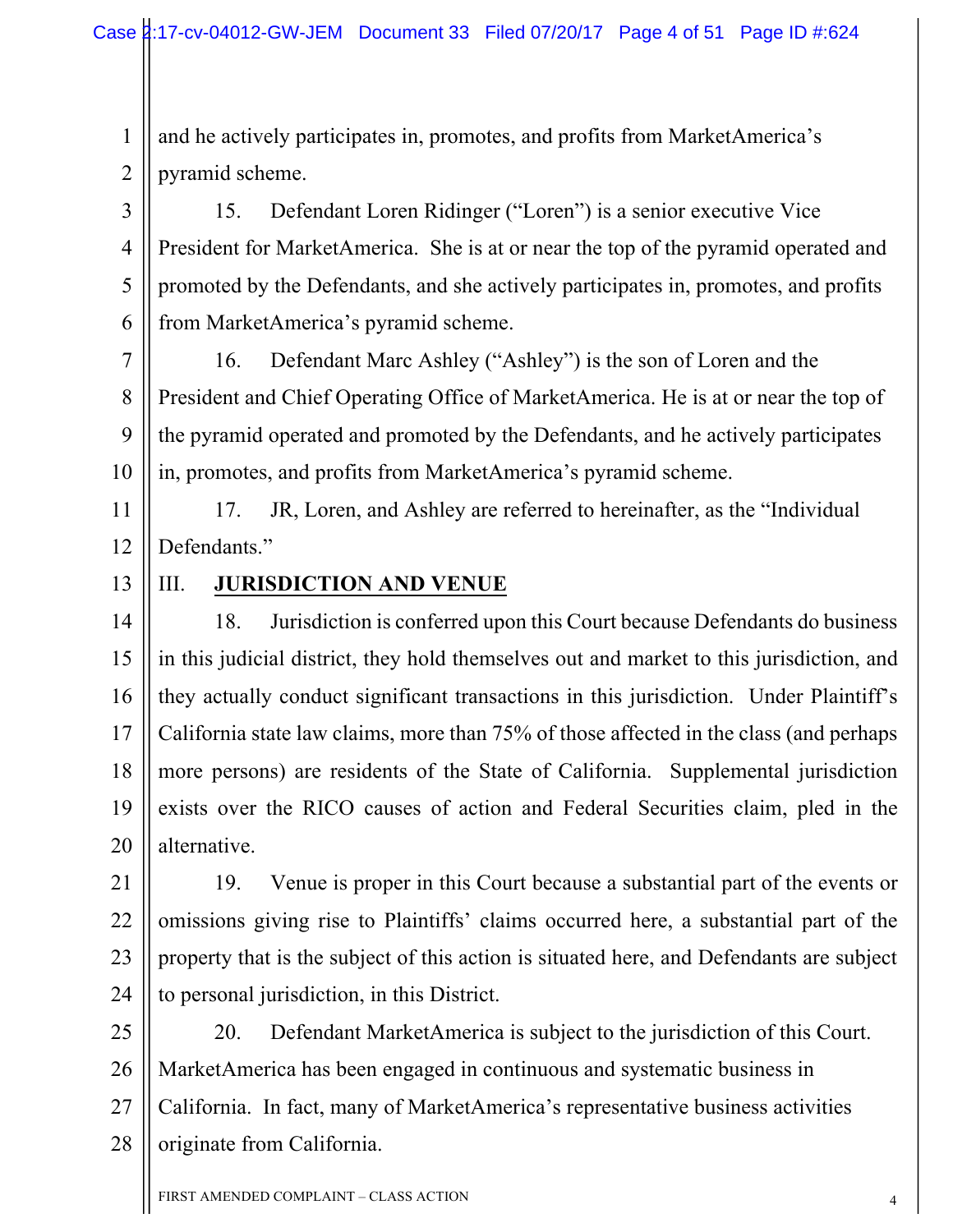and he actively participates in, promotes, and profits from MarketAmerica's pyramid scheme.

15. Defendant Loren Ridinger ("Loren") is a senior executive Vice President for MarketAmerica. She is at or near the top of the pyramid operated and promoted by the Defendants, and she actively participates in, promotes, and profits from MarketAmerica's pyramid scheme.

16. Defendant Marc Ashley ("Ashley") is the son of Loren and the President and Chief Operating Office of MarketAmerica. He is at or near the top of the pyramid operated and promoted by the Defendants, and he actively participates in, promotes, and profits from MarketAmerica's pyramid scheme.

17. JR, Loren, and Ashley are referred to hereinafter, as the "Individual Defendants."

## III. **<u>JURISDICTION AND VENUE</u>**

18. Jurisdiction is conferred upon this Court because Defendants do business in this judicial district, they hold themselves out and market to this jurisdiction, and they actually conduct significant transactions in this jurisdiction. Under Plaintiff's California state law claims, more than 75% of those affected in the class (and perhaps more persons) are residents of the State of California. Supplemental jurisdiction exists over the RICO causes of action and Federal Securities claim, pled in the alternative.

19. Venue is proper in this Court because a substantial part of the events or omissions giving rise to Plaintiffs' claims occurred here, a substantial part of the property that is the subject of this action is situated here, and Defendants are subject to personal jurisdiction, in this District.

20. Defendant MarketAmerica is subject to the jurisdiction of this Court. MarketAmerica has been engaged in continuous and systematic business in California. In fact, many of MarketAmerica's representative business activities originate from California.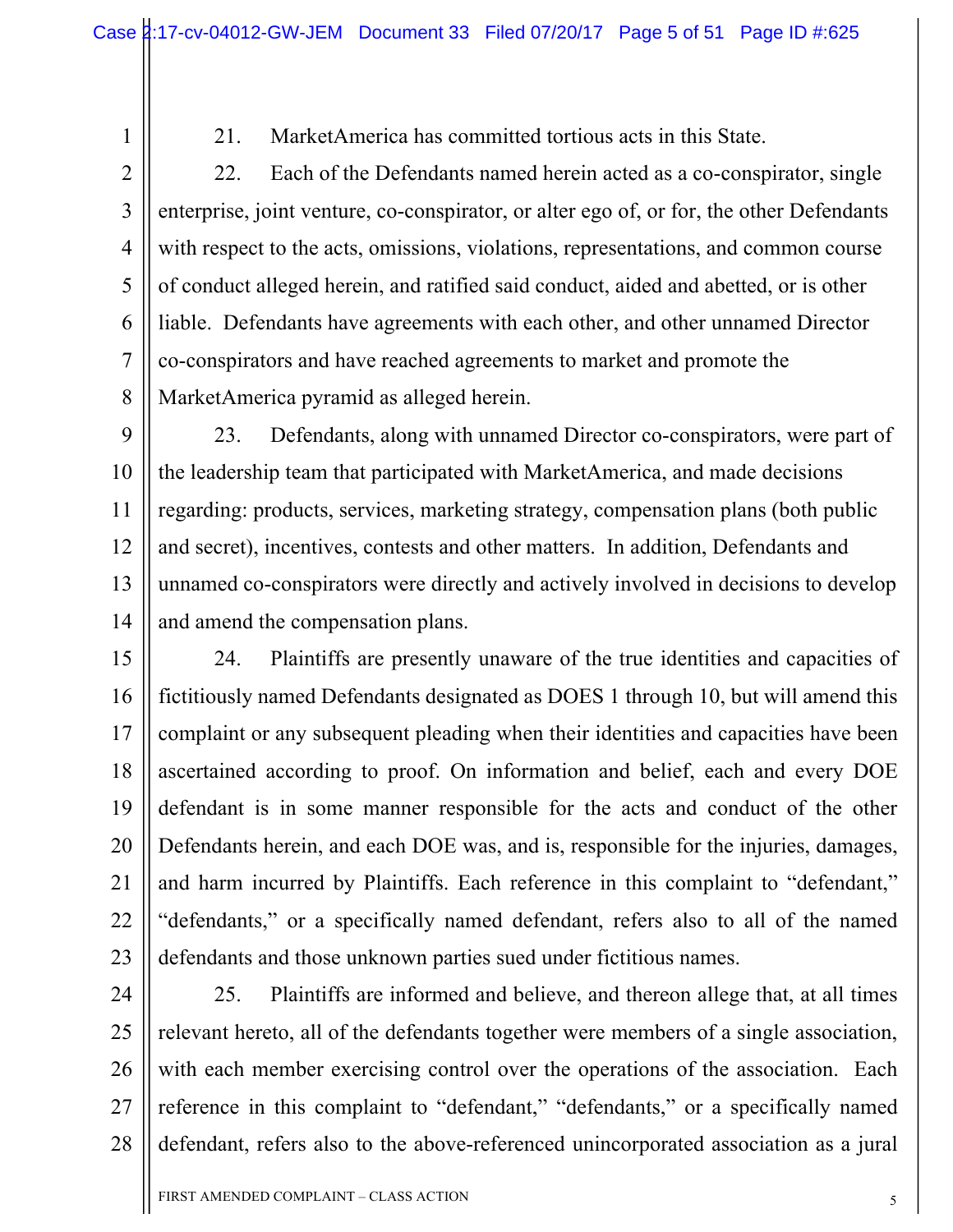21. MarketAmerica has committed tortious acts in this State.

22. Each of the Defendants named herein acted as a co-conspirator, single enterprise, joint venture, co-conspirator, or alter ego of, or for, the other Defendants with respect to the acts, omissions, violations, representations, and common course of conduct alleged herein, and ratified said conduct, aided and abetted, or is other liable. Defendants have agreements with each other, and other unnamed Director co-conspirators and have reached agreements to market and promote the MarketAmerica pyramid as alleged herein.

23. Defendants, along with unnamed Director co-conspirators, were part of the leadership team that participated with MarketAmerica, and made decisions regarding: products, services, marketing strategy, compensation plans (both public and secret), incentives, contests and other matters. In addition, Defendants and unnamed co-conspirators were directly and actively involved in decisions to develop and amend the compensation plans.

24. Plaintiffs are presently unaware of the true identities and capacities of fictitiously named Defendants designated as DOES 1 through 10, but will amend this complaint or any subsequent pleading when their identities and capacities have been ascertained according to proof. On information and belief, each and every DOE defendant is in some manner responsible for the acts and conduct of the other Defendants herein, and each DOE was, and is, responsible for the injuries, damages, and harm incurred by Plaintiffs. Each reference in this complaint to "defendant," "defendants," or a specifically named defendant, refers also to all of the named defendants and those unknown parties sued under fictitious names.

25. Plaintiffs are informed and believe, and thereon allege that, at all times relevant hereto, all of the defendants together were members of a single association, with each member exercising control over the operations of the association. Each reference in this complaint to "defendant," "defendants," or a specifically named defendant, refers also to the above-referenced unincorporated association as a jural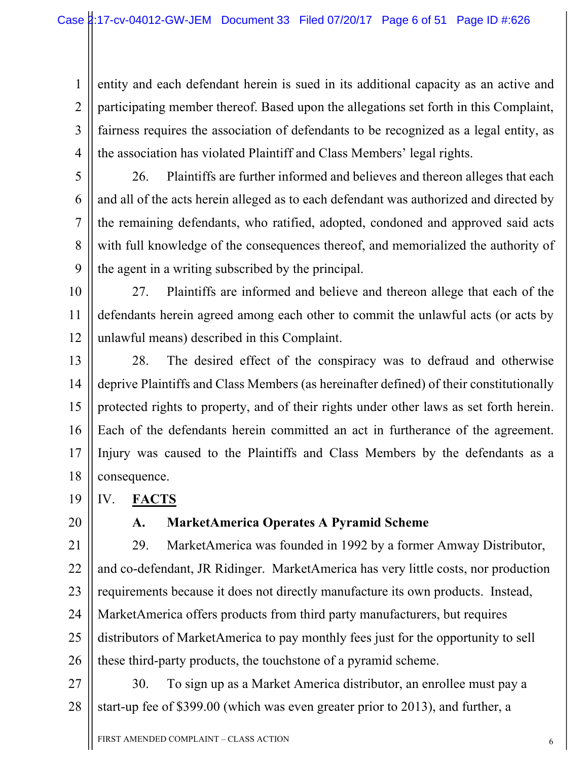entity and each defendant herein is sued in its additional capacity as an active and participating member thereof. Based upon the allegations set forth in this Complaint, fairness requires the association of defendants to be recognized as a legal entity, as the association has violated Plaintiff and Class Members' legal rights.

26. Plaintiffs are further informed and believes and thereon alleges that each and all of the acts herein alleged as to each defendant was authorized and directed by the remaining defendants, who ratified, adopted, condoned and approved said acts with full knowledge of the consequences thereof, and memorialized the authority of the agent in a writing subscribed by the principal.

27. Plaintiffs are informed and believe and thereon allege that each of the defendants herein agreed among each other to commit the unlawful acts (or acts by unlawful means) described in this Complaint.

28. The desired effect of the conspiracy was to defraud and otherwise deprive Plaintiffs and Class Members (as hereinafter defined) of their constitutionally protected rights to property, and of their rights under other laws as set forth herein. Each of the defendants herein committed an act in furtherance of the agreement. Injury was caused to the Plaintiffs and Class Members by the defendants as a consequence.

## IV. **FACTS**

### A. MarketAmerica Operates A Pyramid Scheme

29. MarketAmerica was founded in 1992 by a former Amway Distributor, and co-defendant, JR Ridinger. MarketAmerica has very little costs, nor production requirements because it does not directly manufacture its own products. Instead, MarketAmerica offers products from third party manufacturers, but requires distributors of MarketAmerica to pay monthly fees just for the opportunity to sell these third-party products, the touchstone of a pyramid scheme.

30. To sign up as a Market America distributor, an enrollee must pay a start-up fee of $399.00 (which was even greater prior to 2013), and further, a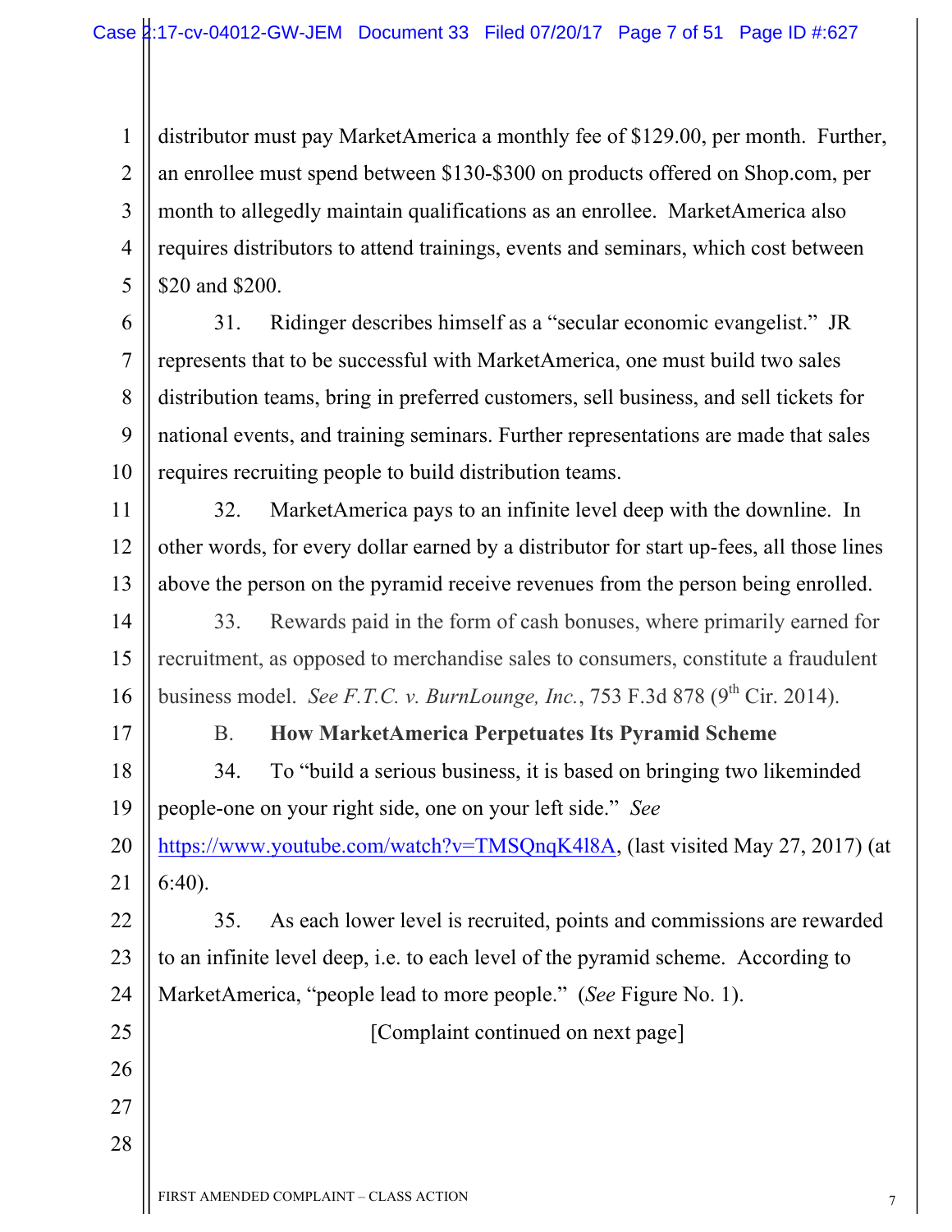distributor must pay MarketAmerica a monthly fee of $129.00, per month. Further, an enrollee must spend between $130-$300 on products offered on Shop.com, per month to allegedly maintain qualifications as an enrollee. MarketAmerica also requires distributors to attend trainings, events and seminars, which cost between $20 and $200.

31. Ridinger describes himself as a "secular economic evangelist." JR represents that to be successful with MarketAmerica, one must build two sales distribution teams, bring in preferred customers, sell business, and sell tickets for national events, and training seminars. Further representations are made that sales requires recruiting people to build distribution teams.

32. MarketAmerica pays to an infinite level deep with the downline. In other words, for every dollar earned by a distributor for start up-fees, all those lines above the person on the pyramid receive revenues from the person being enrolled.

33. Rewards paid in the form of cash bonuses, where primarily earned for recruitment, as opposed to merchandise sales to consumers, constitute a fraudulent business model. *See F.T.C. v. BurnLounge, Inc.*, 753 F.3d 878 (9th Cir. 2014).

**B. How MarketAmerica Perpetuates Its Pyramid Scheme**

34. To "build a serious business, it is based on bringing two likeminded people-one on your right side, one on your left side." *See* https://www.youtube.com/watch?v=TMSQnqK4l8A, (last visited May 27, 2017) (at 6:40).

35. As each lower level is recruited, points and commissions are rewarded to an infinite level deep, i.e. to each level of the pyramid scheme. According to MarketAmerica, "people lead to more people." (*See* Figure No. 1).

[Complaint continued on next page]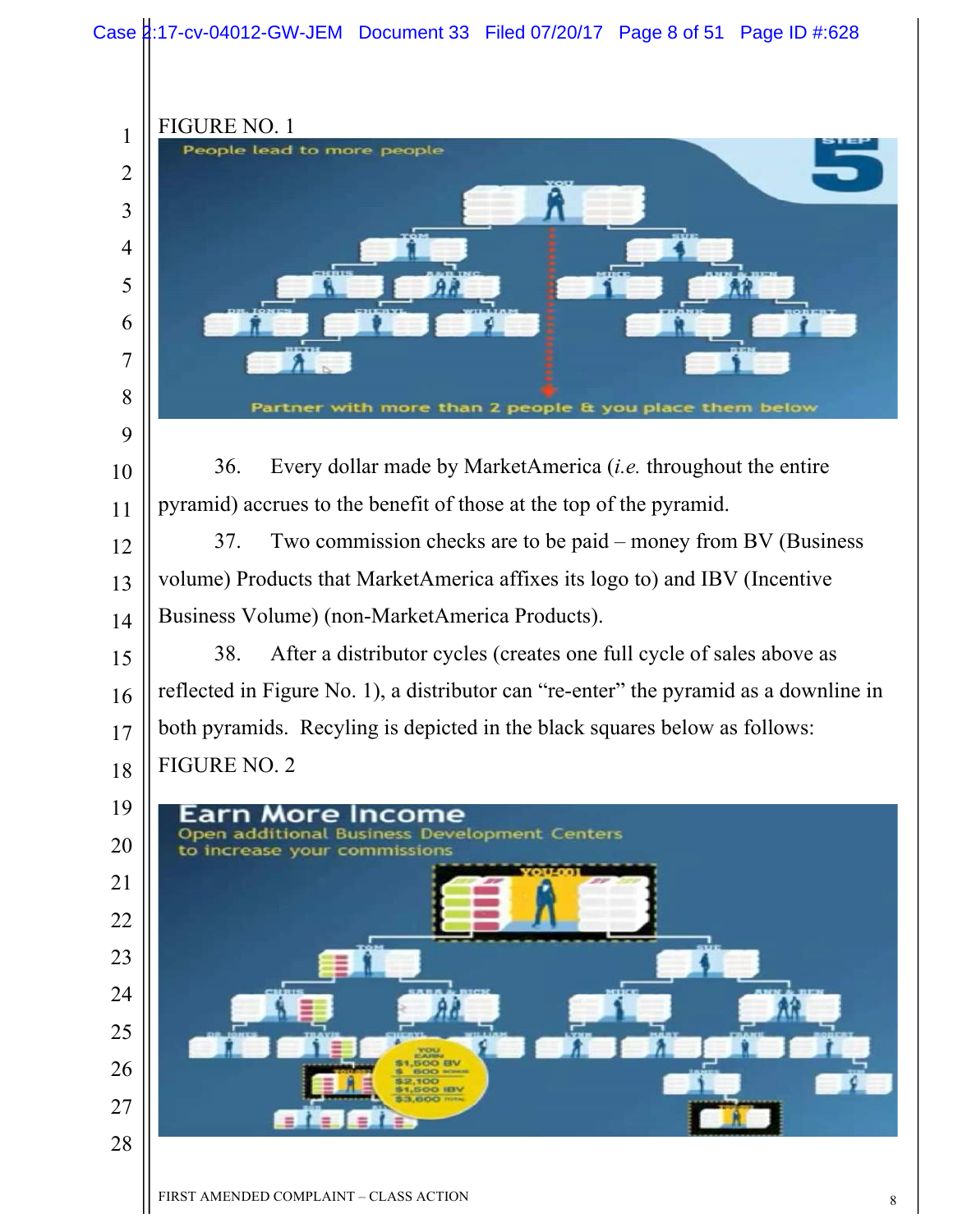FIGURE NO. 1

People lead to more people

STEP 5

YOU

TOM

SUE

CHRIS

A&B INC.

MIKE

ANN & BEN

DR. JONES

CHERYL

WILLIAM

FRANK

ROBERT

BETH

BEN

Partner with more than 2 people & you place them below

36. Every dollar made by MarketAmerica (*i.e.* throughout the entire pyramid) accrues to the benefit of those at the top of the pyramid.

37. Two commission checks are to be paid – money from BV (Business volume) Products that MarketAmerica affixes its logo to) and IBV (Incentive Business Volume) (non-MarketAmerica Products).

38. After a distributor cycles (creates one full cycle of sales above as reflected in Figure No. 1), a distributor can "re-enter" the pyramid as a downline in both pyramids. Recyling is depicted in the black squares below as follows:

FIGURE NO. 2

Earn More Income

Open additional Business Development Centers to increase your commissions

YOU-001

TOM

SUE

CHRIS

SARA & RICK

MIKE

ANN & BEN

DR. JONES

TRAVIS

CHERYL

WILLIAM

LYNN

MARY

FRANK

ROBERT

JAMES

YOU EARN
$1,500 BV
$ 600 BONUS
$2,100
$1,500 IBV
$3,600 TOTAL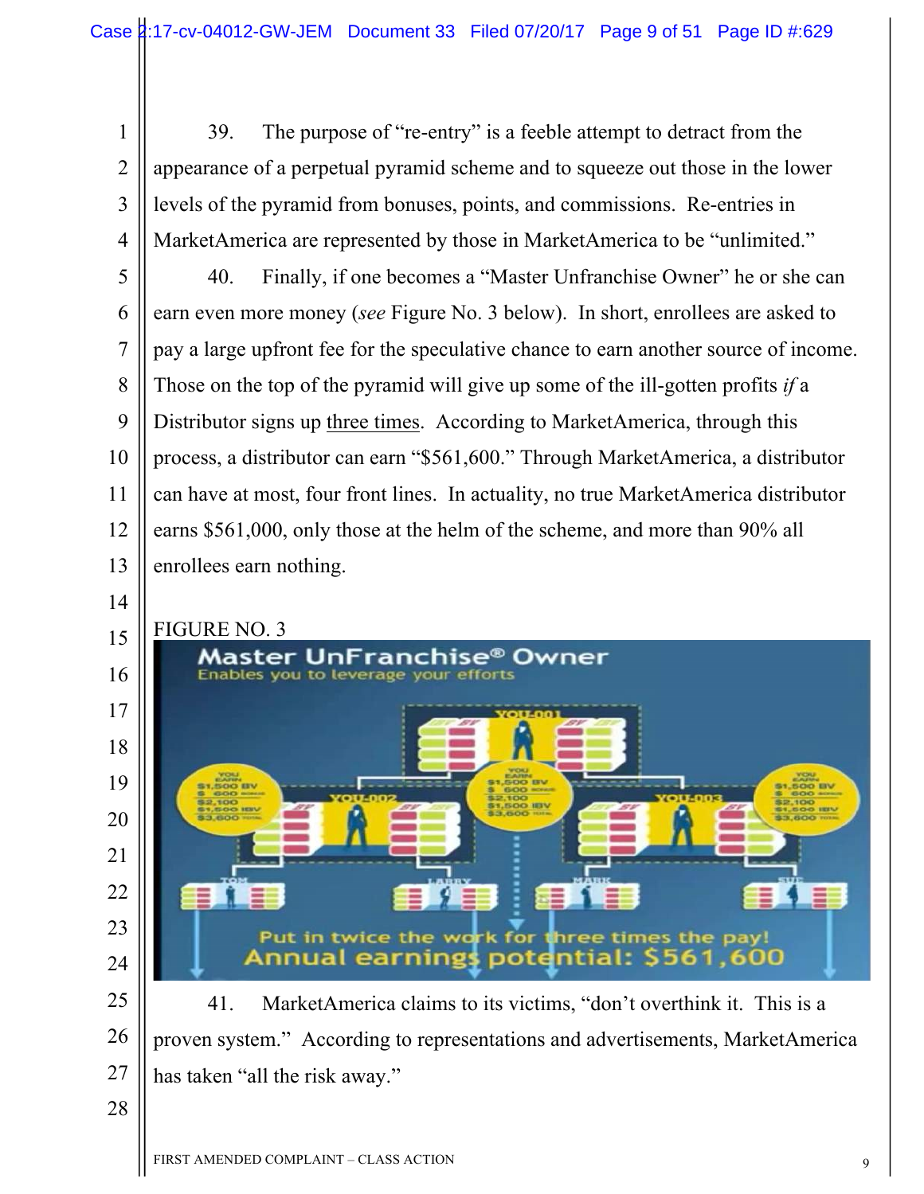39. The purpose of "re-entry" is a feeble attempt to detract from the appearance of a perpetual pyramid scheme and to squeeze out those in the lower levels of the pyramid from bonuses, points, and commissions. Re-entries in MarketAmerica are represented by those in MarketAmerica to be "unlimited."

40. Finally, if one becomes a "Master Unfranchise Owner" he or she can earn even more money (*see* Figure No. 3 below). In short, enrollees are asked to pay a large upfront fee for the speculative chance to earn another source of income. Those on the top of the pyramid will give up some of the ill-gotten profits *if* a Distributor signs up three times. According to MarketAmerica, through this process, a distributor can earn "$561,600." Through MarketAmerica, a distributor can have at most, four front lines. In actuality, no true MarketAmerica distributor earns $561,000, only those at the helm of the scheme, and more than 90% all enrollees earn nothing.

FIGURE NO. 3

Master UnFranchise® Owner

Enables you to leverage your efforts

YOU-001

YOU-002

YOU-003

YOU EARN
$1,500 BV
$ 600 BONUS
$2,100
$1,500 IBV
$3,600 TOTAL

TOM

LARRY

MARK

SUE

Put in twice the work for three times the pay!

Annual earnings potential: $561,600

41. MarketAmerica claims to its victims, "don't overthink it. This is a proven system." According to representations and advertisements, MarketAmerica has taken "all the risk away."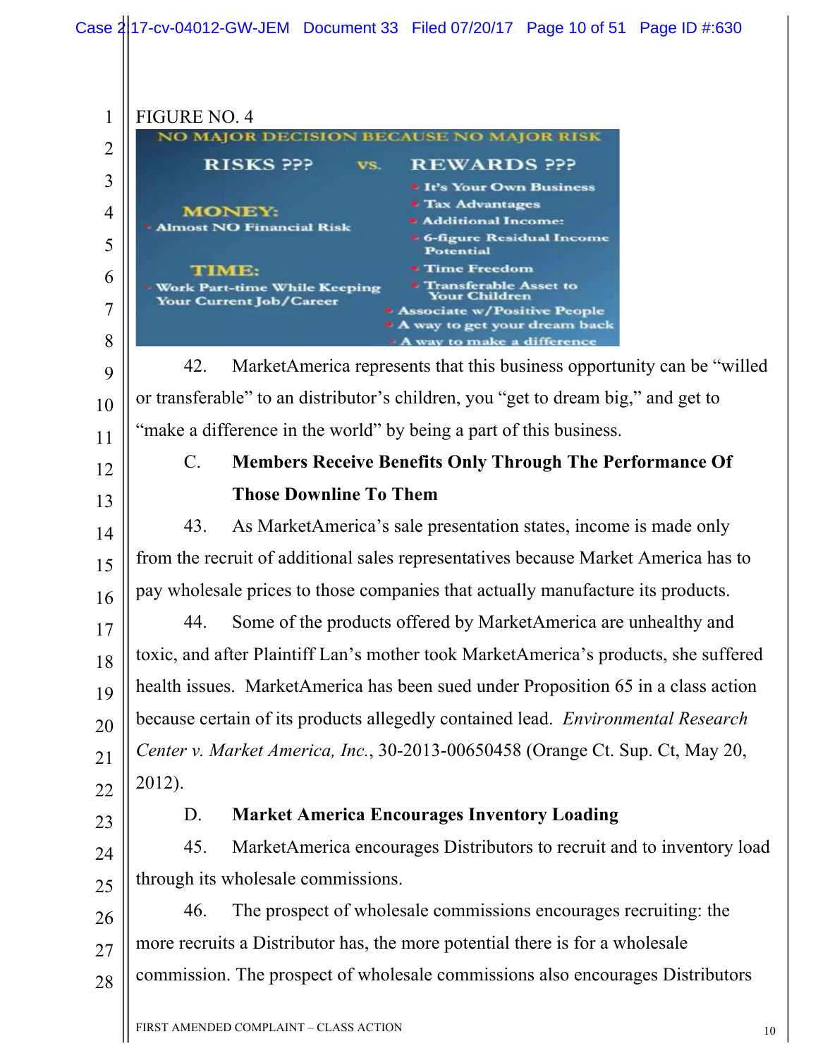FIGURE NO. 4

NO MAJOR DECISION BECAUSE NO MAJOR RISK

RISKS ??? vs. REWARDS ???

MONEY:
- Almost NO Financial Risk

TIME:
- Work Part-time While Keeping Your Current Job/Career

- It's Your Own Business
- Tax Advantages
- Additional Income:
- 6-figure Residual Income Potential
- Time Freedom
- Transferable Asset to Your Children
- Associate w/Positive People
- A way to get your dream back
- A way to make a difference

42. MarketAmerica represents that this business opportunity can be "willed or transferable" to an distributor's children, you "get to dream big," and get to "make a difference in the world" by being a part of this business.

C. **Members Receive Benefits Only Through The Performance Of Those Downline To Them**

43. As MarketAmerica's sale presentation states, income is made only from the recruit of additional sales representatives because Market America has to pay wholesale prices to those companies that actually manufacture its products.

44. Some of the products offered by MarketAmerica are unhealthy and toxic, and after Plaintiff Lan's mother took MarketAmerica's products, she suffered health issues. MarketAmerica has been sued under Proposition 65 in a class action because certain of its products allegedly contained lead. *Environmental Research Center v. Market America, Inc.*, 30-2013-00650458 (Orange Ct. Sup. Ct, May 20, 2012).

D. **Market America Encourages Inventory Loading**

45. MarketAmerica encourages Distributors to recruit and to inventory load through its wholesale commissions.

46. The prospect of wholesale commissions encourages recruiting: the more recruits a Distributor has, the more potential there is for a wholesale commission. The prospect of wholesale commissions also encourages Distributors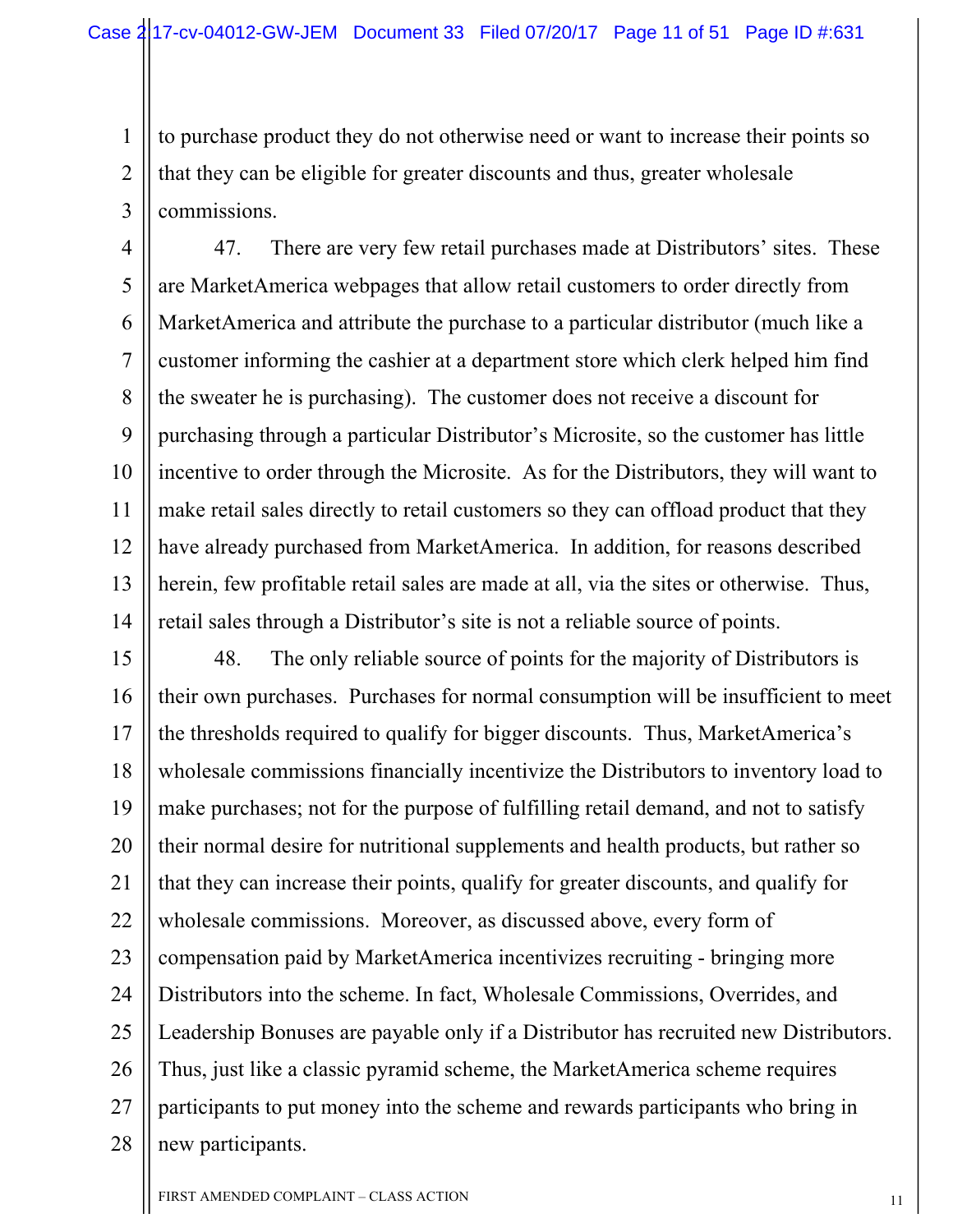to purchase product they do not otherwise need or want to increase their points so that they can be eligible for greater discounts and thus, greater wholesale commissions.

47. There are very few retail purchases made at Distributors' sites. These are MarketAmerica webpages that allow retail customers to order directly from MarketAmerica and attribute the purchase to a particular distributor (much like a customer informing the cashier at a department store which clerk helped him find the sweater he is purchasing). The customer does not receive a discount for purchasing through a particular Distributor's Microsite, so the customer has little incentive to order through the Microsite. As for the Distributors, they will want to make retail sales directly to retail customers so they can offload product that they have already purchased from MarketAmerica. In addition, for reasons described herein, few profitable retail sales are made at all, via the sites or otherwise. Thus, retail sales through a Distributor's site is not a reliable source of points.

48. The only reliable source of points for the majority of Distributors is their own purchases. Purchases for normal consumption will be insufficient to meet the thresholds required to qualify for bigger discounts. Thus, MarketAmerica's wholesale commissions financially incentivize the Distributors to inventory load to make purchases; not for the purpose of fulfilling retail demand, and not to satisfy their normal desire for nutritional supplements and health products, but rather so that they can increase their points, qualify for greater discounts, and qualify for wholesale commissions. Moreover, as discussed above, every form of compensation paid by MarketAmerica incentivizes recruiting - bringing more Distributors into the scheme. In fact, Wholesale Commissions, Overrides, and Leadership Bonuses are payable only if a Distributor has recruited new Distributors. Thus, just like a classic pyramid scheme, the MarketAmerica scheme requires participants to put money into the scheme and rewards participants who bring in new participants.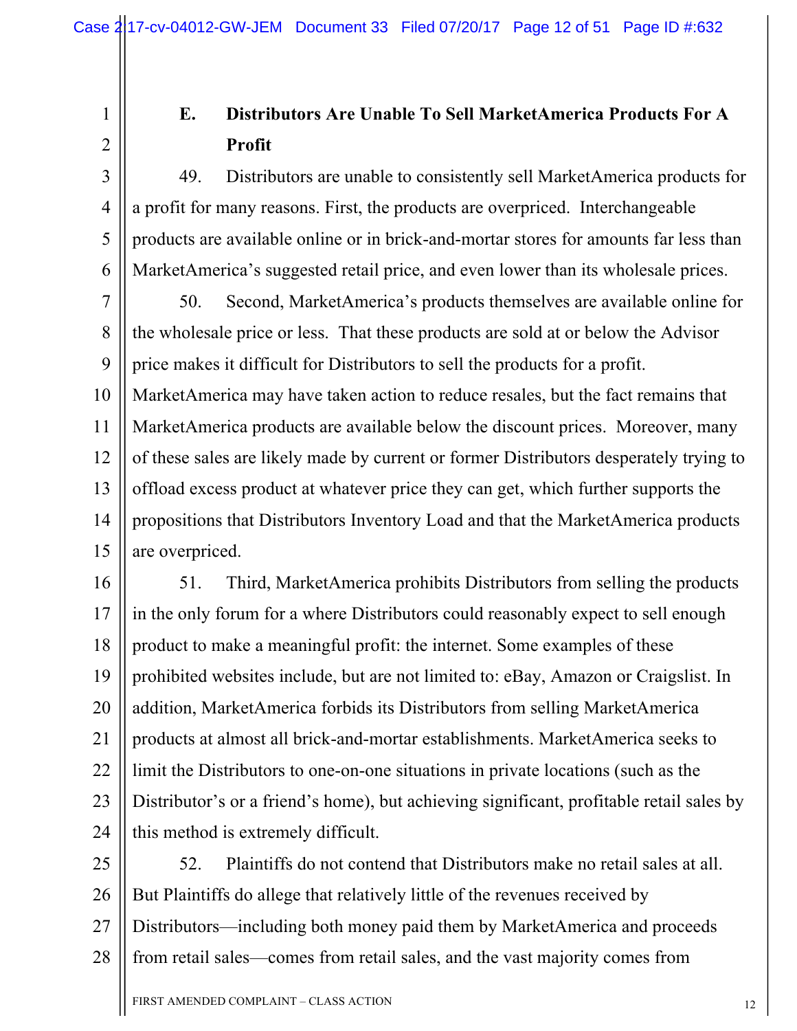### E. Distributors Are Unable To Sell MarketAmerica Products For A Profit

49. Distributors are unable to consistently sell MarketAmerica products for a profit for many reasons. First, the products are overpriced. Interchangeable products are available online or in brick-and-mortar stores for amounts far less than MarketAmerica's suggested retail price, and even lower than its wholesale prices.

50. Second, MarketAmerica's products themselves are available online for the wholesale price or less. That these products are sold at or below the Advisor price makes it difficult for Distributors to sell the products for a profit. MarketAmerica may have taken action to reduce resales, but the fact remains that MarketAmerica products are available below the discount prices. Moreover, many of these sales are likely made by current or former Distributors desperately trying to offload excess product at whatever price they can get, which further supports the propositions that Distributors Inventory Load and that the MarketAmerica products are overpriced.

51. Third, MarketAmerica prohibits Distributors from selling the products in the only forum for a where Distributors could reasonably expect to sell enough product to make a meaningful profit: the internet. Some examples of these prohibited websites include, but are not limited to: eBay, Amazon or Craigslist. In addition, MarketAmerica forbids its Distributors from selling MarketAmerica products at almost all brick-and-mortar establishments. MarketAmerica seeks to limit the Distributors to one-on-one situations in private locations (such as the Distributor's or a friend's home), but achieving significant, profitable retail sales by this method is extremely difficult.

52. Plaintiffs do not contend that Distributors make no retail sales at all. But Plaintiffs do allege that relatively little of the revenues received by Distributors—including both money paid them by MarketAmerica and proceeds from retail sales—comes from retail sales, and the vast majority comes from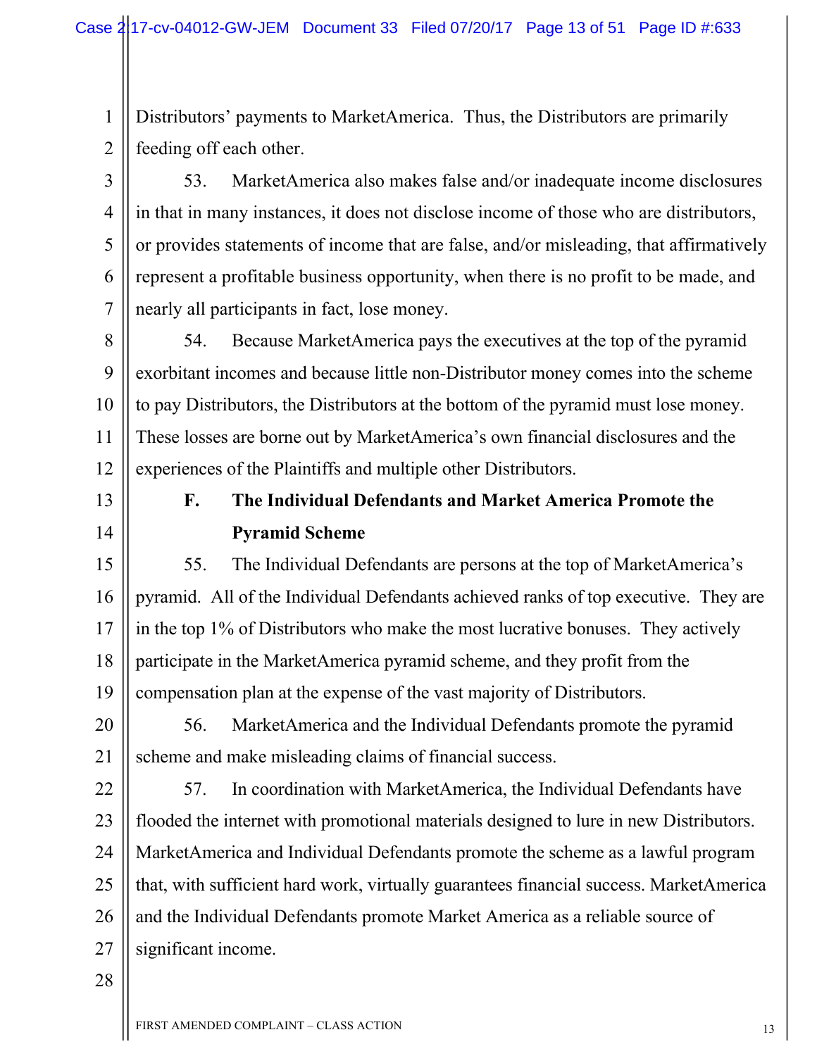Distributors' payments to MarketAmerica. Thus, the Distributors are primarily feeding off each other.

53. MarketAmerica also makes false and/or inadequate income disclosures in that in many instances, it does not disclose income of those who are distributors, or provides statements of income that are false, and/or misleading, that affirmatively represent a profitable business opportunity, when there is no profit to be made, and nearly all participants in fact, lose money.

54. Because MarketAmerica pays the executives at the top of the pyramid exorbitant incomes and because little non-Distributor money comes into the scheme to pay Distributors, the Distributors at the bottom of the pyramid must lose money. These losses are borne out by MarketAmerica's own financial disclosures and the experiences of the Plaintiffs and multiple other Distributors.

### F. The Individual Defendants and Market America Promote the Pyramid Scheme

55. The Individual Defendants are persons at the top of MarketAmerica's pyramid. All of the Individual Defendants achieved ranks of top executive. They are in the top 1% of Distributors who make the most lucrative bonuses. They actively participate in the MarketAmerica pyramid scheme, and they profit from the compensation plan at the expense of the vast majority of Distributors.

56. MarketAmerica and the Individual Defendants promote the pyramid scheme and make misleading claims of financial success.

57. In coordination with MarketAmerica, the Individual Defendants have flooded the internet with promotional materials designed to lure in new Distributors. MarketAmerica and Individual Defendants promote the scheme as a lawful program that, with sufficient hard work, virtually guarantees financial success. MarketAmerica and the Individual Defendants promote Market America as a reliable source of significant income.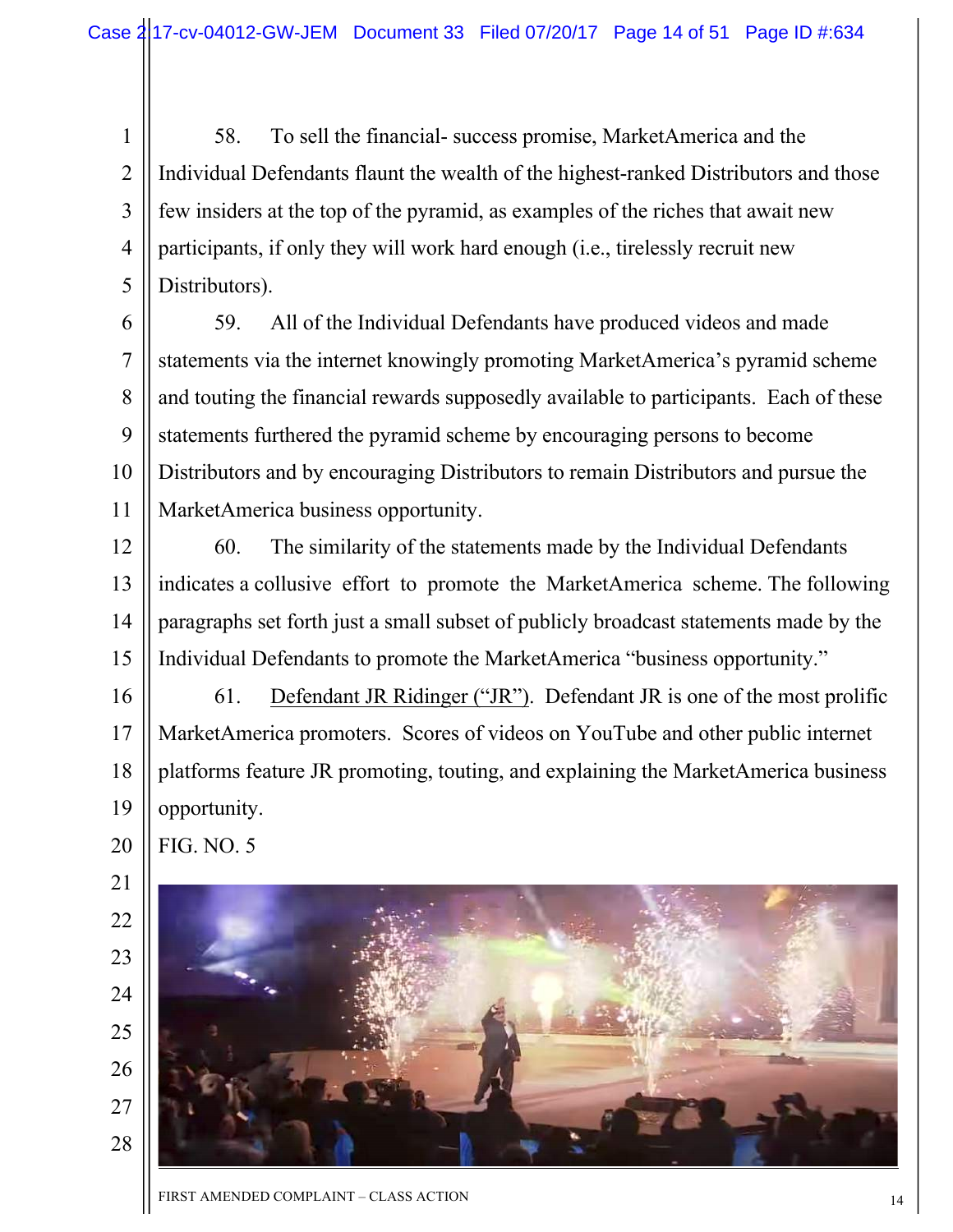58. To sell the financial- success promise, MarketAmerica and the Individual Defendants flaunt the wealth of the highest-ranked Distributors and those few insiders at the top of the pyramid, as examples of the riches that await new participants, if only they will work hard enough (i.e., tirelessly recruit new Distributors).

59. All of the Individual Defendants have produced videos and made statements via the internet knowingly promoting MarketAmerica's pyramid scheme and touting the financial rewards supposedly available to participants. Each of these statements furthered the pyramid scheme by encouraging persons to become Distributors and by encouraging Distributors to remain Distributors and pursue the MarketAmerica business opportunity.

60. The similarity of the statements made by the Individual Defendants indicates a collusive effort to promote the MarketAmerica scheme. The following paragraphs set forth just a small subset of publicly broadcast statements made by the Individual Defendants to promote the MarketAmerica "business opportunity."

61. Defendant JR Ridinger ("JR"). Defendant JR is one of the most prolific MarketAmerica promoters. Scores of videos on YouTube and other public internet platforms feature JR promoting, touting, and explaining the MarketAmerica business opportunity.

FIG. NO. 5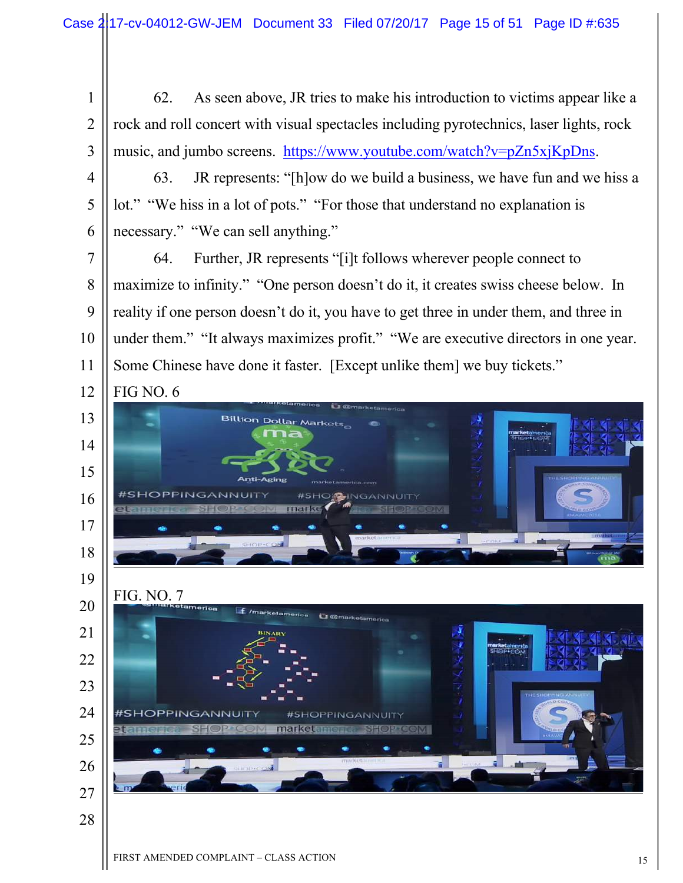62. As seen above, JR tries to make his introduction to victims appear like a rock and roll concert with visual spectacles including pyrotechnics, laser lights, rock music, and jumbo screens. https://www.youtube.com/watch?v=pZn5xjKpDns.

63. JR represents: "[h]ow do we build a business, we have fun and we hiss a lot." "We hiss in a lot of pots." "For those that understand no explanation is necessary." "We can sell anything."

64. Further, JR represents "[i]t follows wherever people connect to maximize to infinity." "One person doesn't do it, it creates swiss cheese below. In reality if one person doesn't do it, you have to get three in under them, and three in under them." "It always maximizes profit." "We are executive directors in one year. Some Chinese have done it faster. [Except unlike them] we buy tickets."

FIG NO. 6

FIG. NO. 7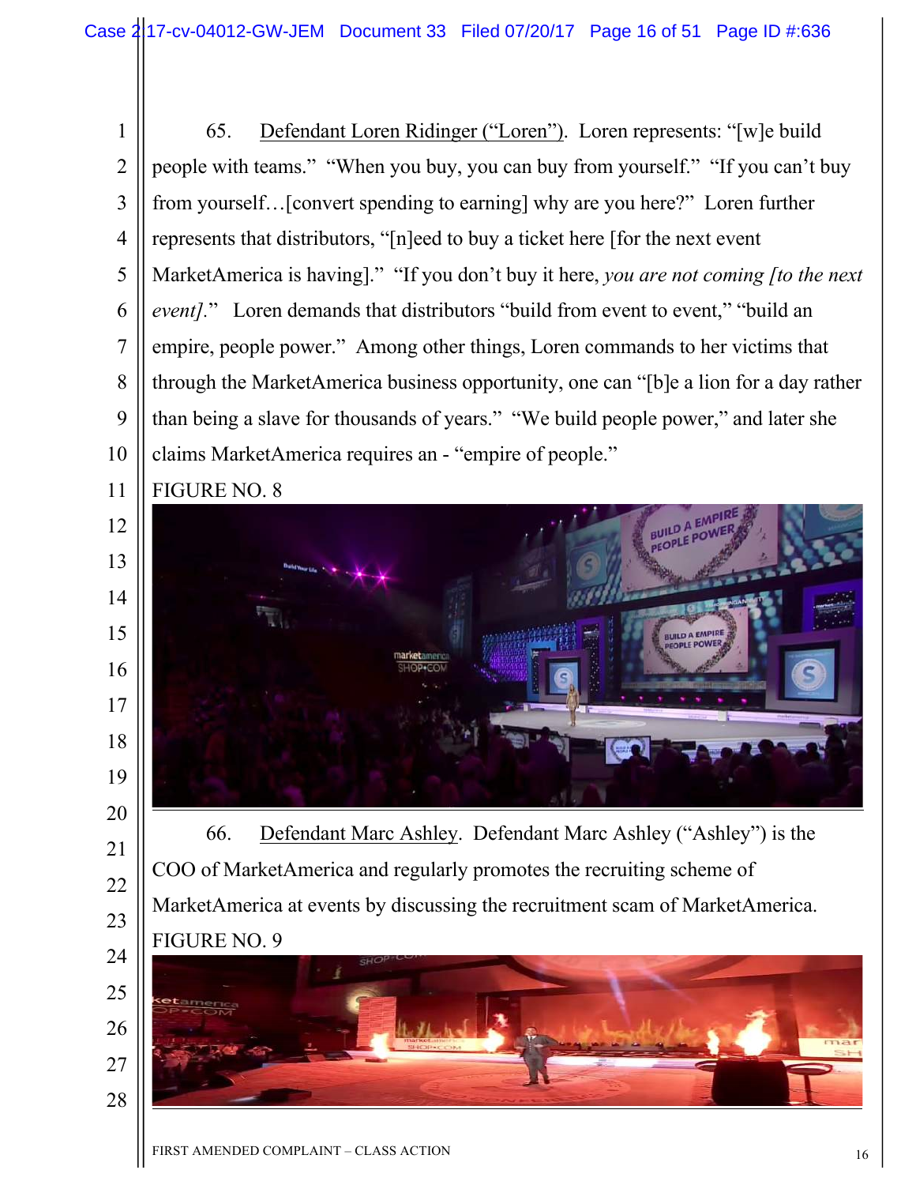65. Defendant Loren Ridinger (“Loren”). Loren represents: “[w]e build people with teams.” “When you buy, you can buy from yourself.” “If you can’t buy from yourself…[convert spending to earning] why are you here?” Loren further represents that distributors, “[n]eed to buy a ticket here [for the next event MarketAmerica is having].” “If you don’t buy it here, *you are not coming [to the next event]*.” Loren demands that distributors “build from event to event,” “build an empire, people power.” Among other things, Loren commands to her victims that through the MarketAmerica business opportunity, one can “[b]e a lion for a day rather than being a slave for thousands of years.” “We build people power,” and later she claims MarketAmerica requires an - “empire of people.”

FIGURE NO. 8

66. Defendant Marc Ashley. Defendant Marc Ashley (“Ashley”) is the COO of MarketAmerica and regularly promotes the recruiting scheme of MarketAmerica at events by discussing the recruitment scam of MarketAmerica.

FIGURE NO. 9

FIRST AMENDED COMPLAINT – CLASS ACTION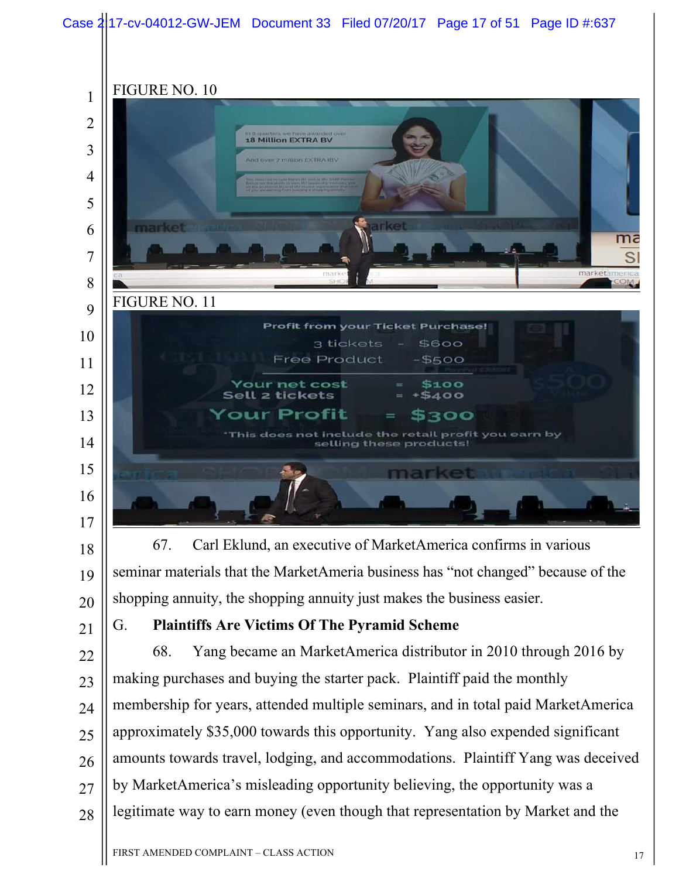FIGURE NO. 10

FIGURE NO. 11

67. Carl Eklund, an executive of MarketAmerica confirms in various seminar materials that the MarketAmeria business has "not changed" because of the shopping annuity, the shopping annuity just makes the business easier.

## G. Plaintiffs Are Victims Of The Pyramid Scheme

68. Yang became an MarketAmerica distributor in 2010 through 2016 by making purchases and buying the starter pack. Plaintiff paid the monthly membership for years, attended multiple seminars, and in total paid MarketAmerica approximately $35,000 towards this opportunity. Yang also expended significant amounts towards travel, lodging, and accommodations. Plaintiff Yang was deceived by MarketAmerica's misleading opportunity believing, the opportunity was a legitimate way to earn money (even though that representation by Market and the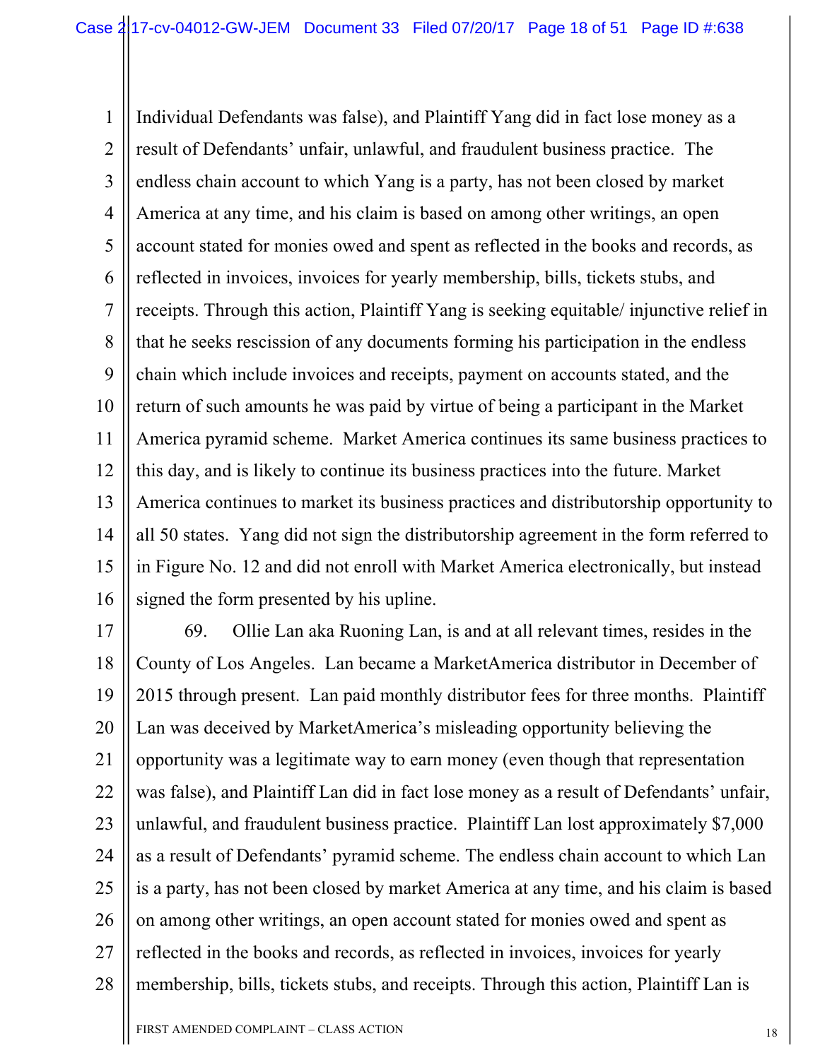Individual Defendants was false), and Plaintiff Yang did in fact lose money as a result of Defendants' unfair, unlawful, and fraudulent business practice. The endless chain account to which Yang is a party, has not been closed by market America at any time, and his claim is based on among other writings, an open account stated for monies owed and spent as reflected in the books and records, as reflected in invoices, invoices for yearly membership, bills, tickets stubs, and receipts. Through this action, Plaintiff Yang is seeking equitable/ injunctive relief in that he seeks rescission of any documents forming his participation in the endless chain which include invoices and receipts, payment on accounts stated, and the return of such amounts he was paid by virtue of being a participant in the Market America pyramid scheme. Market America continues its same business practices to this day, and is likely to continue its business practices into the future. Market America continues to market its business practices and distributorship opportunity to all 50 states. Yang did not sign the distributorship agreement in the form referred to in Figure No. 12 and did not enroll with Market America electronically, but instead signed the form presented by his upline.

69. Ollie Lan aka Ruoning Lan, is and at all relevant times, resides in the County of Los Angeles. Lan became a MarketAmerica distributor in December of 2015 through present. Lan paid monthly distributor fees for three months. Plaintiff Lan was deceived by MarketAmerica's misleading opportunity believing the opportunity was a legitimate way to earn money (even though that representation was false), and Plaintiff Lan did in fact lose money as a result of Defendants' unfair, unlawful, and fraudulent business practice. Plaintiff Lan lost approximately $7,000 as a result of Defendants' pyramid scheme. The endless chain account to which Lan is a party, has not been closed by market America at any time, and his claim is based on among other writings, an open account stated for monies owed and spent as reflected in the books and records, as reflected in invoices, invoices for yearly membership, bills, tickets stubs, and receipts. Through this action, Plaintiff Lan is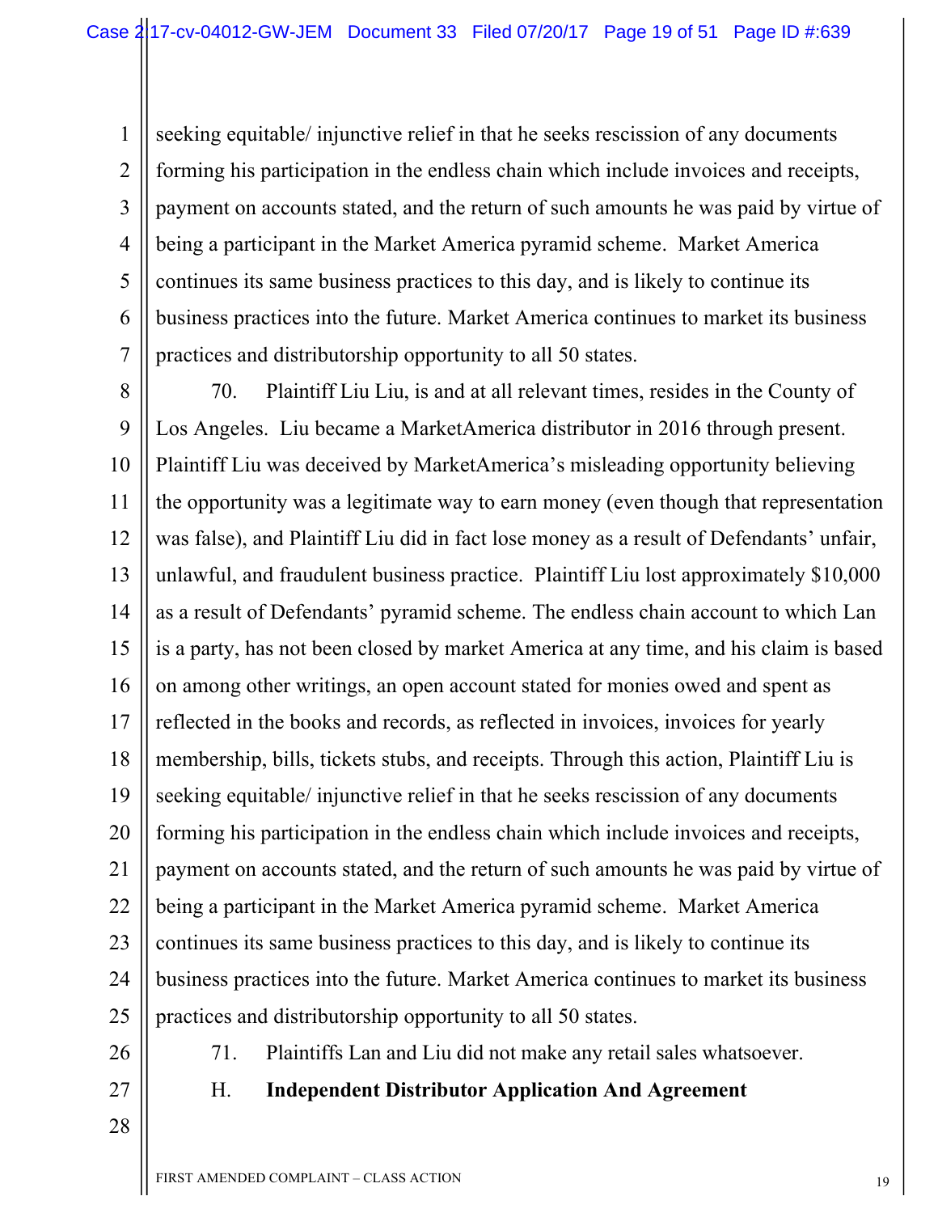seeking equitable/ injunctive relief in that he seeks rescission of any documents forming his participation in the endless chain which include invoices and receipts, payment on accounts stated, and the return of such amounts he was paid by virtue of being a participant in the Market America pyramid scheme. Market America continues its same business practices to this day, and is likely to continue its business practices into the future. Market America continues to market its business practices and distributorship opportunity to all 50 states.

70. Plaintiff Liu Liu, is and at all relevant times, resides in the County of Los Angeles. Liu became a MarketAmerica distributor in 2016 through present. Plaintiff Liu was deceived by MarketAmerica's misleading opportunity believing the opportunity was a legitimate way to earn money (even though that representation was false), and Plaintiff Liu did in fact lose money as a result of Defendants' unfair, unlawful, and fraudulent business practice. Plaintiff Liu lost approximately $10,000 as a result of Defendants' pyramid scheme. The endless chain account to which Lan is a party, has not been closed by market America at any time, and his claim is based on among other writings, an open account stated for monies owed and spent as reflected in the books and records, as reflected in invoices, invoices for yearly membership, bills, tickets stubs, and receipts. Through this action, Plaintiff Liu is seeking equitable/ injunctive relief in that he seeks rescission of any documents forming his participation in the endless chain which include invoices and receipts, payment on accounts stated, and the return of such amounts he was paid by virtue of being a participant in the Market America pyramid scheme. Market America continues its same business practices to this day, and is likely to continue its business practices into the future. Market America continues to market its business practices and distributorship opportunity to all 50 states.

71. Plaintiffs Lan and Liu did not make any retail sales whatsoever.

### H. Independent Distributor Application And Agreement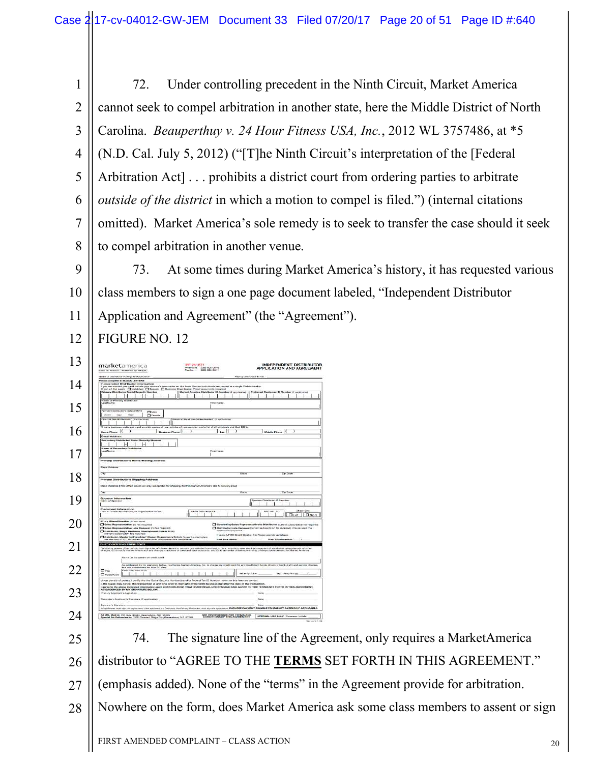72. Under controlling precedent in the Ninth Circuit, Market America cannot seek to compel arbitration in another state, here the Middle District of North Carolina. *Beauperthuy v. 24 Hour Fitness USA, Inc.*, 2012 WL 3757486, at *5 (N.D. Cal. July 5, 2012) ("[T]he Ninth Circuit's interpretation of the [Federal Arbitration Act] . . . prohibits a district court from ordering parties to arbitrate *outside of the district* in which a motion to compel is filed.") (internal citations omitted). Market America's sole remedy is to seek to transfer the case should it seek to compel arbitration in another venue.

73. At some times during Market America's history, it has requested various class members to sign a one page document labeled, "Independent Distributor Application and Agreement" (the "Agreement").

FIGURE NO. 12

74. The signature line of the Agreement, only requires a MarketAmerica distributor to "AGREE TO THE **TERMS** SET FORTH IN THIS AGREEMENT." (emphasis added). None of the "terms" in the Agreement provide for arbitration. Nowhere on the form, does Market America ask some class members to assent or sign

FIRST AMENDED COMPLAINT – CLASS ACTION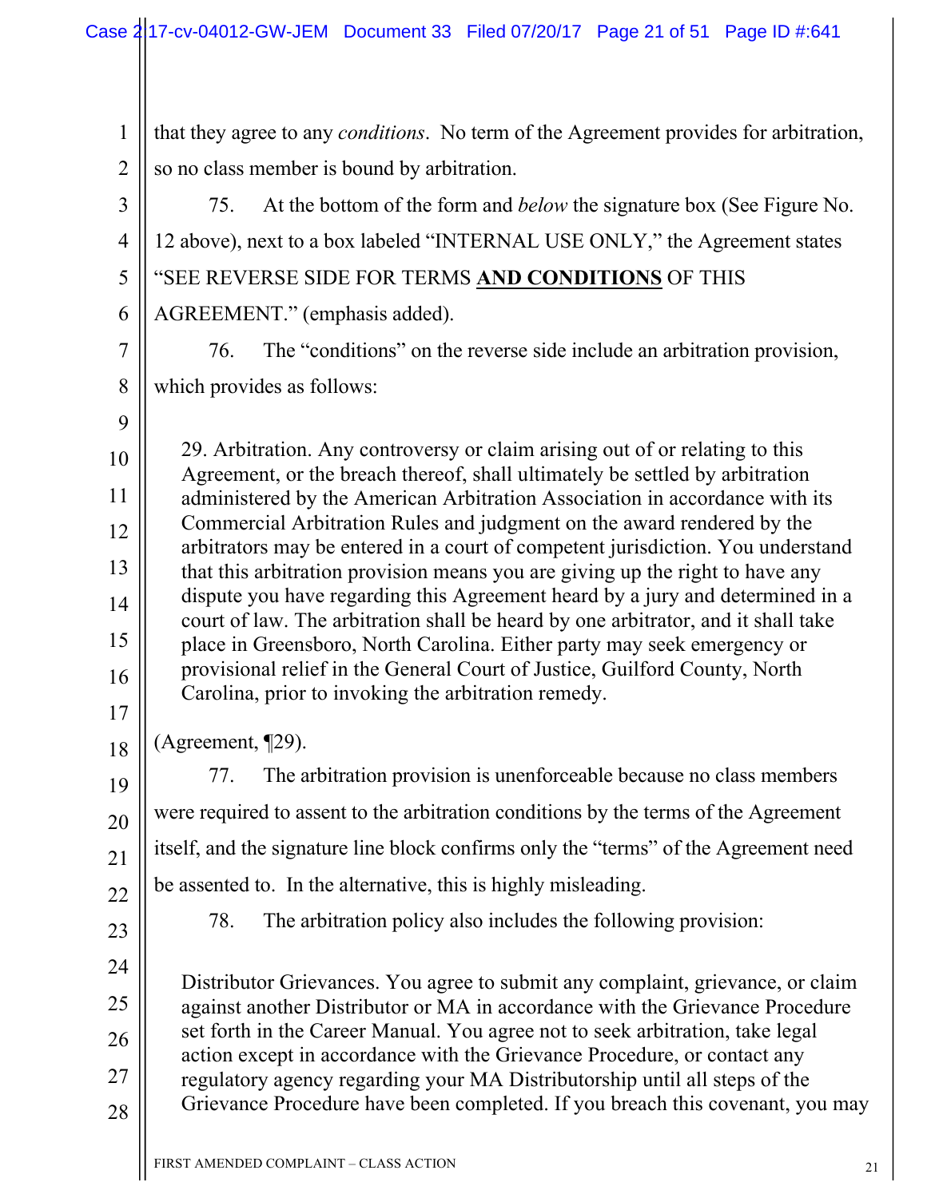that they agree to any *conditions*. No term of the Agreement provides for arbitration, so no class member is bound by arbitration.

75. At the bottom of the form and *below* the signature box (See Figure No. 12 above), next to a box labeled "INTERNAL USE ONLY," the Agreement states "SEE REVERSE SIDE FOR TERMS **AND CONDITIONS** OF THIS AGREEMENT." (emphasis added).

76. The "conditions" on the reverse side include an arbitration provision, which provides as follows:

> 29. Arbitration. Any controversy or claim arising out of or relating to this Agreement, or the breach thereof, shall ultimately be settled by arbitration administered by the American Arbitration Association in accordance with its Commercial Arbitration Rules and judgment on the award rendered by the arbitrators may be entered in a court of competent jurisdiction. You understand that this arbitration provision means you are giving up the right to have any dispute you have regarding this Agreement heard by a jury and determined in a court of law. The arbitration shall be heard by one arbitrator, and it shall take place in Greensboro, North Carolina. Either party may seek emergency or provisional relief in the General Court of Justice, Guilford County, North Carolina, prior to invoking the arbitration remedy.

(Agreement, ¶29).

77. The arbitration provision is unenforceable because no class members were required to assent to the arbitration conditions by the terms of the Agreement itself, and the signature line block confirms only the "terms" of the Agreement need be assented to. In the alternative, this is highly misleading.

78. The arbitration policy also includes the following provision:

> Distributor Grievances. You agree to submit any complaint, grievance, or claim against another Distributor or MA in accordance with the Grievance Procedure set forth in the Career Manual. You agree not to seek arbitration, take legal action except in accordance with the Grievance Procedure, or contact any regulatory agency regarding your MA Distributorship until all steps of the Grievance Procedure have been completed. If you breach this covenant, you may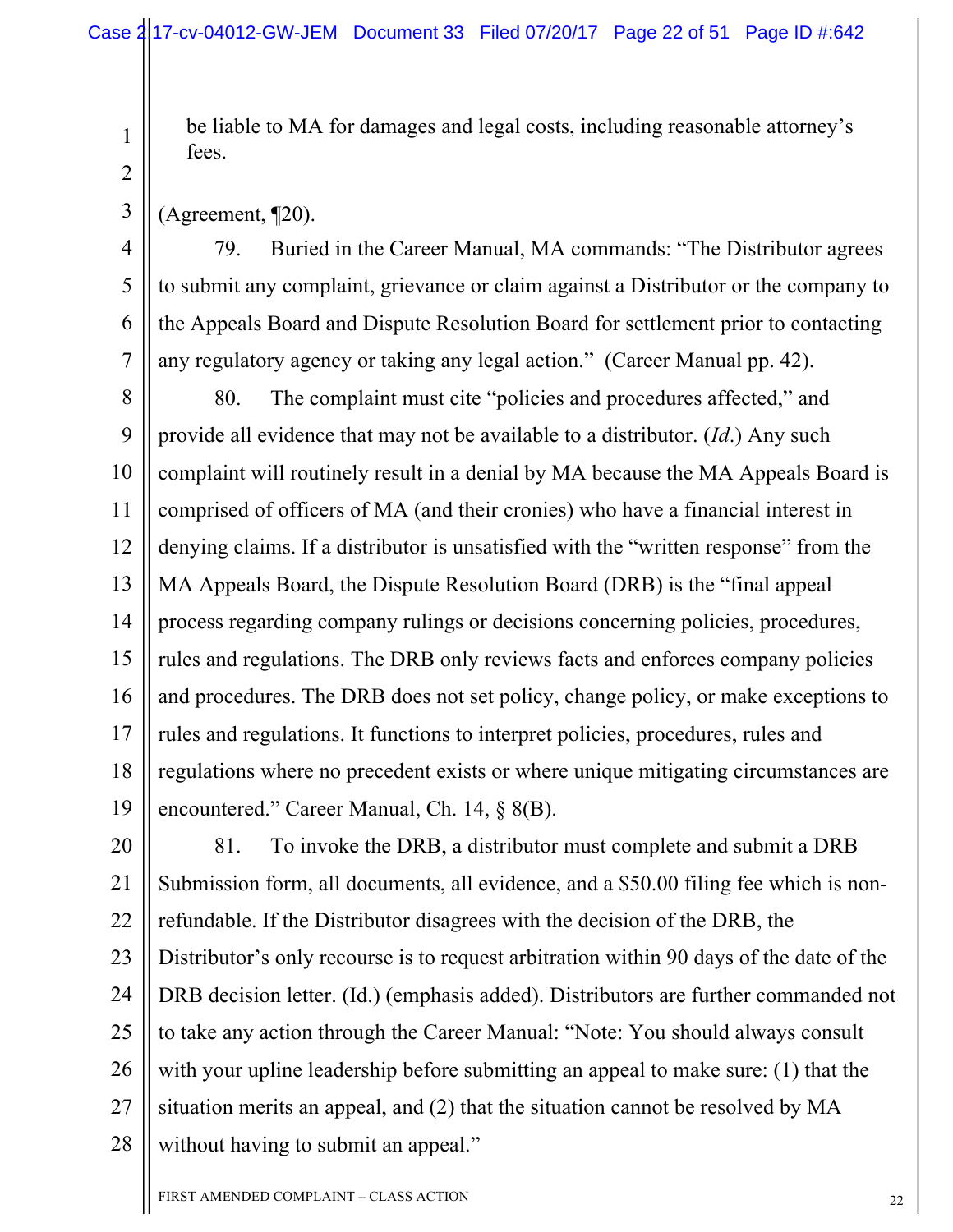be liable to MA for damages and legal costs, including reasonable attorney's fees.

(Agreement, ¶20).

79. Buried in the Career Manual, MA commands: "The Distributor agrees to submit any complaint, grievance or claim against a Distributor or the company to the Appeals Board and Dispute Resolution Board for settlement prior to contacting any regulatory agency or taking any legal action." (Career Manual pp. 42).

80. The complaint must cite "policies and procedures affected," and provide all evidence that may not be available to a distributor. (*Id*.) Any such complaint will routinely result in a denial by MA because the MA Appeals Board is comprised of officers of MA (and their cronies) who have a financial interest in denying claims. If a distributor is unsatisfied with the "written response" from the MA Appeals Board, the Dispute Resolution Board (DRB) is the "final appeal process regarding company rulings or decisions concerning policies, procedures, rules and regulations. The DRB only reviews facts and enforces company policies and procedures. The DRB does not set policy, change policy, or make exceptions to rules and regulations. It functions to interpret policies, procedures, rules and regulations where no precedent exists or where unique mitigating circumstances are encountered." Career Manual, Ch. 14, § 8(B).

81. To invoke the DRB, a distributor must complete and submit a DRB Submission form, all documents, all evidence, and a $50.00 filing fee which is non-refundable. If the Distributor disagrees with the decision of the DRB, the Distributor's only recourse is to request arbitration within 90 days of the date of the DRB decision letter. (Id.) (emphasis added). Distributors are further commanded not to take any action through the Career Manual: "Note: You should always consult with your upline leadership before submitting an appeal to make sure: (1) that the situation merits an appeal, and (2) that the situation cannot be resolved by MA without having to submit an appeal."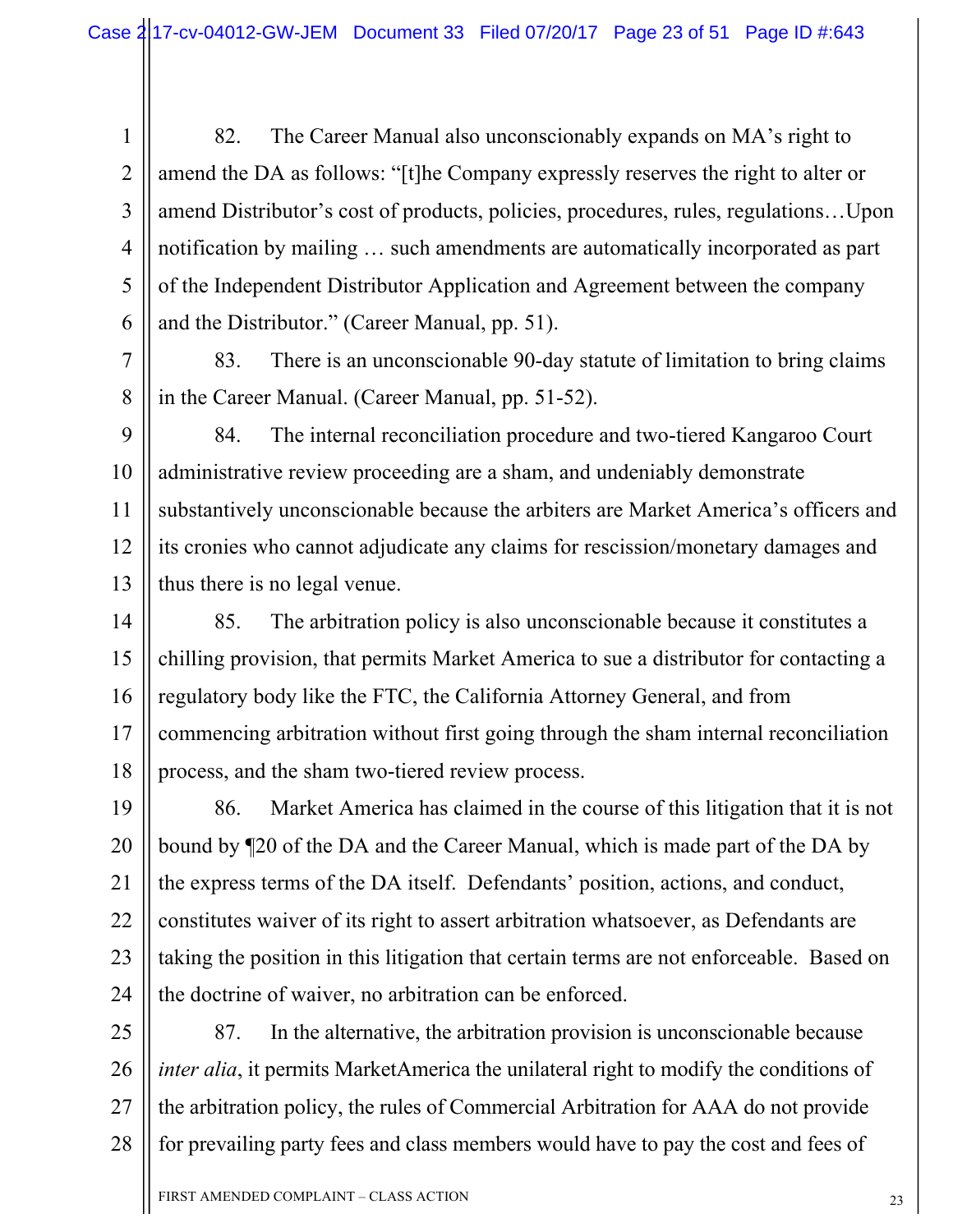82. The Career Manual also unconscionably expands on MA's right to amend the DA as follows: "[t]he Company expressly reserves the right to alter or amend Distributor's cost of products, policies, procedures, rules, regulations…Upon notification by mailing … such amendments are automatically incorporated as part of the Independent Distributor Application and Agreement between the company and the Distributor." (Career Manual, pp. 51).

83. There is an unconscionable 90-day statute of limitation to bring claims in the Career Manual. (Career Manual, pp. 51-52).

84. The internal reconciliation procedure and two-tiered Kangaroo Court administrative review proceeding are a sham, and undeniably demonstrate substantively unconscionable because the arbiters are Market America's officers and its cronies who cannot adjudicate any claims for rescission/monetary damages and thus there is no legal venue.

85. The arbitration policy is also unconscionable because it constitutes a chilling provision, that permits Market America to sue a distributor for contacting a regulatory body like the FTC, the California Attorney General, and from commencing arbitration without first going through the sham internal reconciliation process, and the sham two-tiered review process.

86. Market America has claimed in the course of this litigation that it is not bound by ¶20 of the DA and the Career Manual, which is made part of the DA by the express terms of the DA itself. Defendants' position, actions, and conduct, constitutes waiver of its right to assert arbitration whatsoever, as Defendants are taking the position in this litigation that certain terms are not enforceable. Based on the doctrine of waiver, no arbitration can be enforced.

87. In the alternative, the arbitration provision is unconscionable because *inter alia*, it permits MarketAmerica the unilateral right to modify the conditions of the arbitration policy, the rules of Commercial Arbitration for AAA do not provide for prevailing party fees and class members would have to pay the cost and fees of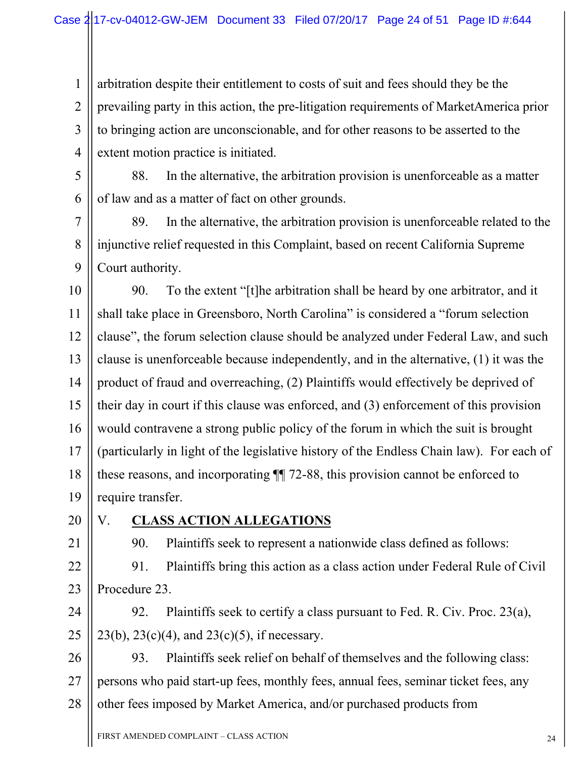arbitration despite their entitlement to costs of suit and fees should they be the prevailing party in this action, the pre-litigation requirements of MarketAmerica prior to bringing action are unconscionable, and for other reasons to be asserted to the extent motion practice is initiated.

88. In the alternative, the arbitration provision is unenforceable as a matter of law and as a matter of fact on other grounds.

89. In the alternative, the arbitration provision is unenforceable related to the injunctive relief requested in this Complaint, based on recent California Supreme Court authority.

90. To the extent "[t]he arbitration shall be heard by one arbitrator, and it shall take place in Greensboro, North Carolina" is considered a "forum selection clause", the forum selection clause should be analyzed under Federal Law, and such clause is unenforceable because independently, and in the alternative, (1) it was the product of fraud and overreaching, (2) Plaintiffs would effectively be deprived of their day in court if this clause was enforced, and (3) enforcement of this provision would contravene a strong public policy of the forum in which the suit is brought (particularly in light of the legislative history of the Endless Chain law). For each of these reasons, and incorporating ¶¶ 72-88, this provision cannot be enforced to require transfer.

## V. CLASS ACTION ALLEGATIONS

90. Plaintiffs seek to represent a nationwide class defined as follows:

91. Plaintiffs bring this action as a class action under Federal Rule of Civil Procedure 23.

92. Plaintiffs seek to certify a class pursuant to Fed. R. Civ. Proc. 23(a), 23(b), 23(c)(4), and 23(c)(5), if necessary.

93. Plaintiffs seek relief on behalf of themselves and the following class: persons who paid start-up fees, monthly fees, annual fees, seminar ticket fees, any other fees imposed by Market America, and/or purchased products from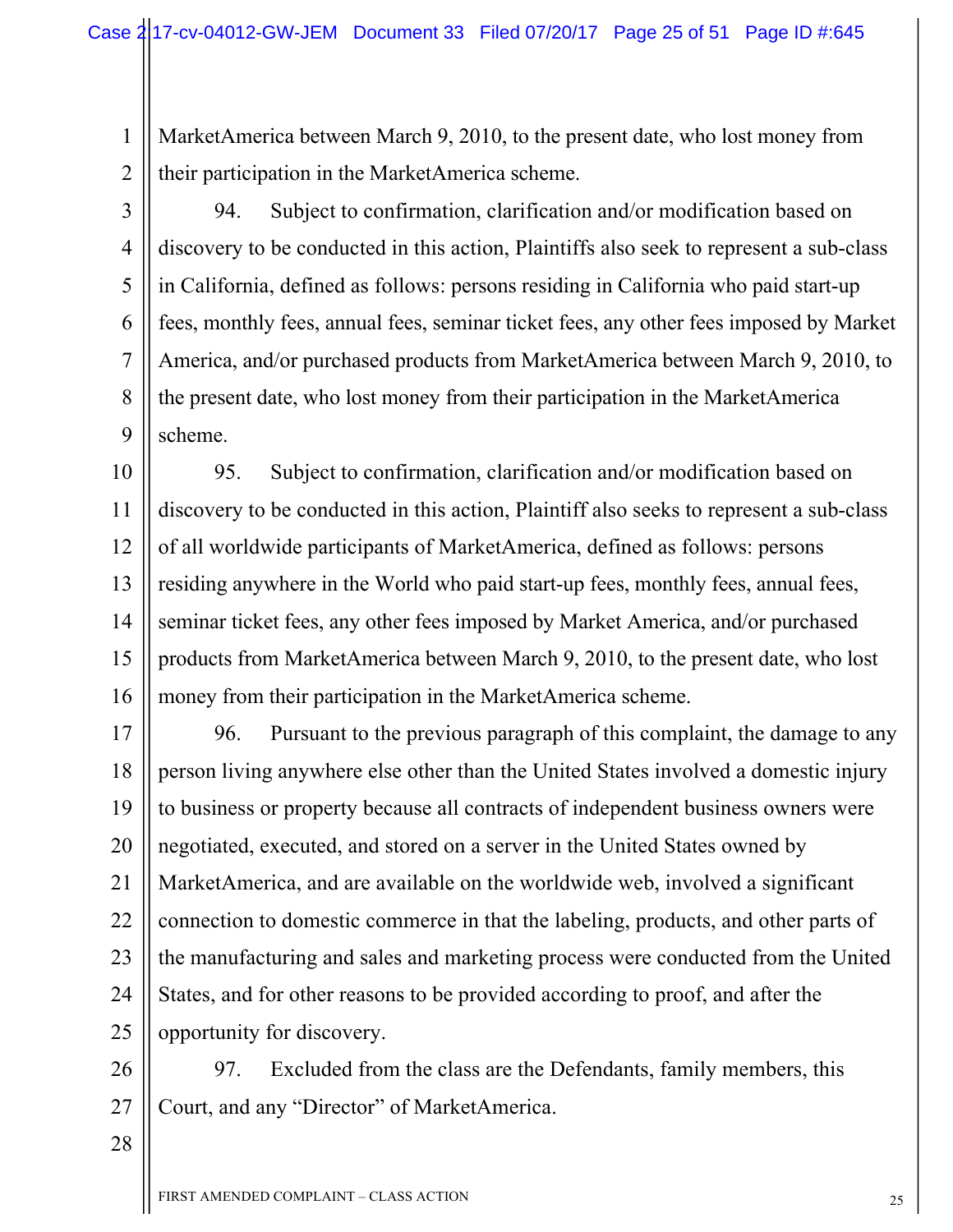MarketAmerica between March 9, 2010, to the present date, who lost money from their participation in the MarketAmerica scheme.

94. Subject to confirmation, clarification and/or modification based on discovery to be conducted in this action, Plaintiffs also seek to represent a sub-class in California, defined as follows: persons residing in California who paid start-up fees, monthly fees, annual fees, seminar ticket fees, any other fees imposed by Market America, and/or purchased products from MarketAmerica between March 9, 2010, to the present date, who lost money from their participation in the MarketAmerica scheme.

95. Subject to confirmation, clarification and/or modification based on discovery to be conducted in this action, Plaintiff also seeks to represent a sub-class of all worldwide participants of MarketAmerica, defined as follows: persons residing anywhere in the World who paid start-up fees, monthly fees, annual fees, seminar ticket fees, any other fees imposed by Market America, and/or purchased products from MarketAmerica between March 9, 2010, to the present date, who lost money from their participation in the MarketAmerica scheme.

96. Pursuant to the previous paragraph of this complaint, the damage to any person living anywhere else other than the United States involved a domestic injury to business or property because all contracts of independent business owners were negotiated, executed, and stored on a server in the United States owned by MarketAmerica, and are available on the worldwide web, involved a significant connection to domestic commerce in that the labeling, products, and other parts of the manufacturing and sales and marketing process were conducted from the United States, and for other reasons to be provided according to proof, and after the opportunity for discovery.

97. Excluded from the class are the Defendants, family members, this Court, and any "Director" of MarketAmerica.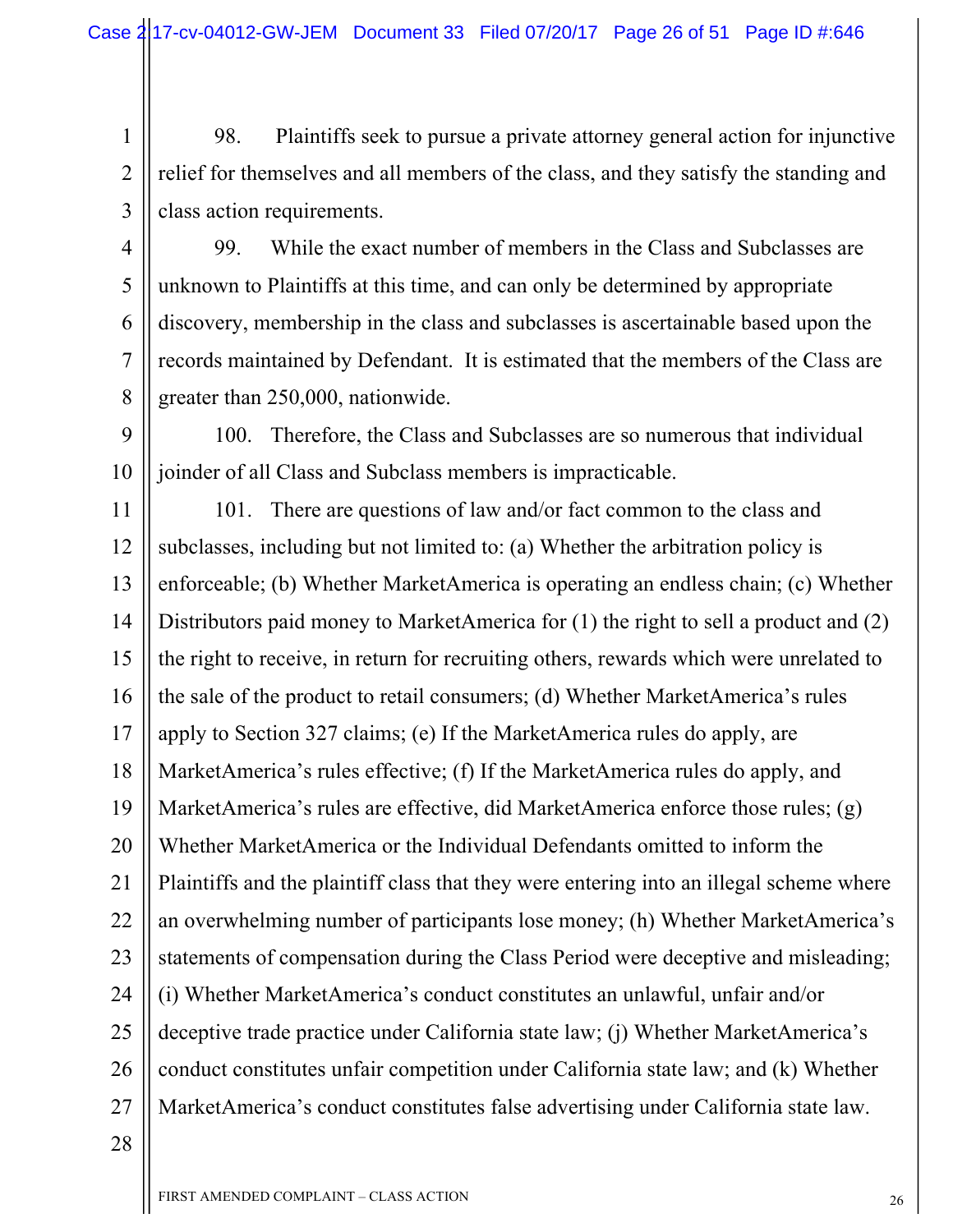98. Plaintiffs seek to pursue a private attorney general action for injunctive relief for themselves and all members of the class, and they satisfy the standing and class action requirements.

99. While the exact number of members in the Class and Subclasses are unknown to Plaintiffs at this time, and can only be determined by appropriate discovery, membership in the class and subclasses is ascertainable based upon the records maintained by Defendant. It is estimated that the members of the Class are greater than 250,000, nationwide.

100. Therefore, the Class and Subclasses are so numerous that individual joinder of all Class and Subclass members is impracticable.

101. There are questions of law and/or fact common to the class and subclasses, including but not limited to: (a) Whether the arbitration policy is enforceable; (b) Whether MarketAmerica is operating an endless chain; (c) Whether Distributors paid money to MarketAmerica for (1) the right to sell a product and (2) the right to receive, in return for recruiting others, rewards which were unrelated to the sale of the product to retail consumers; (d) Whether MarketAmerica's rules apply to Section 327 claims; (e) If the MarketAmerica rules do apply, are MarketAmerica's rules effective; (f) If the MarketAmerica rules do apply, and MarketAmerica's rules are effective, did MarketAmerica enforce those rules; (g) Whether MarketAmerica or the Individual Defendants omitted to inform the Plaintiffs and the plaintiff class that they were entering into an illegal scheme where an overwhelming number of participants lose money; (h) Whether MarketAmerica's statements of compensation during the Class Period were deceptive and misleading; (i) Whether MarketAmerica's conduct constitutes an unlawful, unfair and/or deceptive trade practice under California state law; (j) Whether MarketAmerica's conduct constitutes unfair competition under California state law; and (k) Whether MarketAmerica's conduct constitutes false advertising under California state law.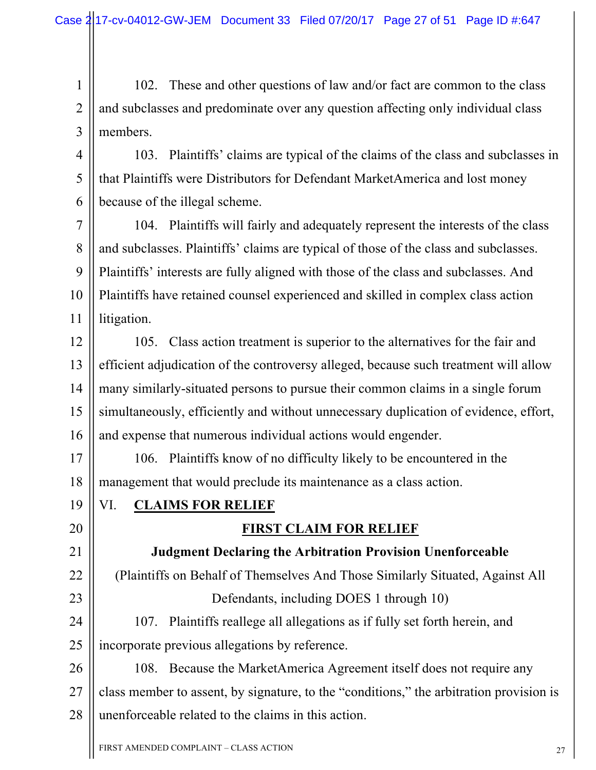102. These and other questions of law and/or fact are common to the class and subclasses and predominate over any question affecting only individual class members.

103. Plaintiffs' claims are typical of the claims of the class and subclasses in that Plaintiffs were Distributors for Defendant MarketAmerica and lost money because of the illegal scheme.

104. Plaintiffs will fairly and adequately represent the interests of the class and subclasses. Plaintiffs' claims are typical of those of the class and subclasses. Plaintiffs' interests are fully aligned with those of the class and subclasses. And Plaintiffs have retained counsel experienced and skilled in complex class action litigation.

105. Class action treatment is superior to the alternatives for the fair and efficient adjudication of the controversy alleged, because such treatment will allow many similarly-situated persons to pursue their common claims in a single forum simultaneously, efficiently and without unnecessary duplication of evidence, effort, and expense that numerous individual actions would engender.

106. Plaintiffs know of no difficulty likely to be encountered in the management that would preclude its maintenance as a class action.

## VI. **CLAIMS FOR RELIEF**

### **FIRST CLAIM FOR RELIEF**

**Judgment Declaring the Arbitration Provision Unenforceable**

(Plaintiffs on Behalf of Themselves And Those Similarly Situated, Against All Defendants, including DOES 1 through 10)

107. Plaintiffs reallege all allegations as if fully set forth herein, and incorporate previous allegations by reference.

108. Because the MarketAmerica Agreement itself does not require any class member to assent, by signature, to the "conditions," the arbitration provision is unenforceable related to the claims in this action.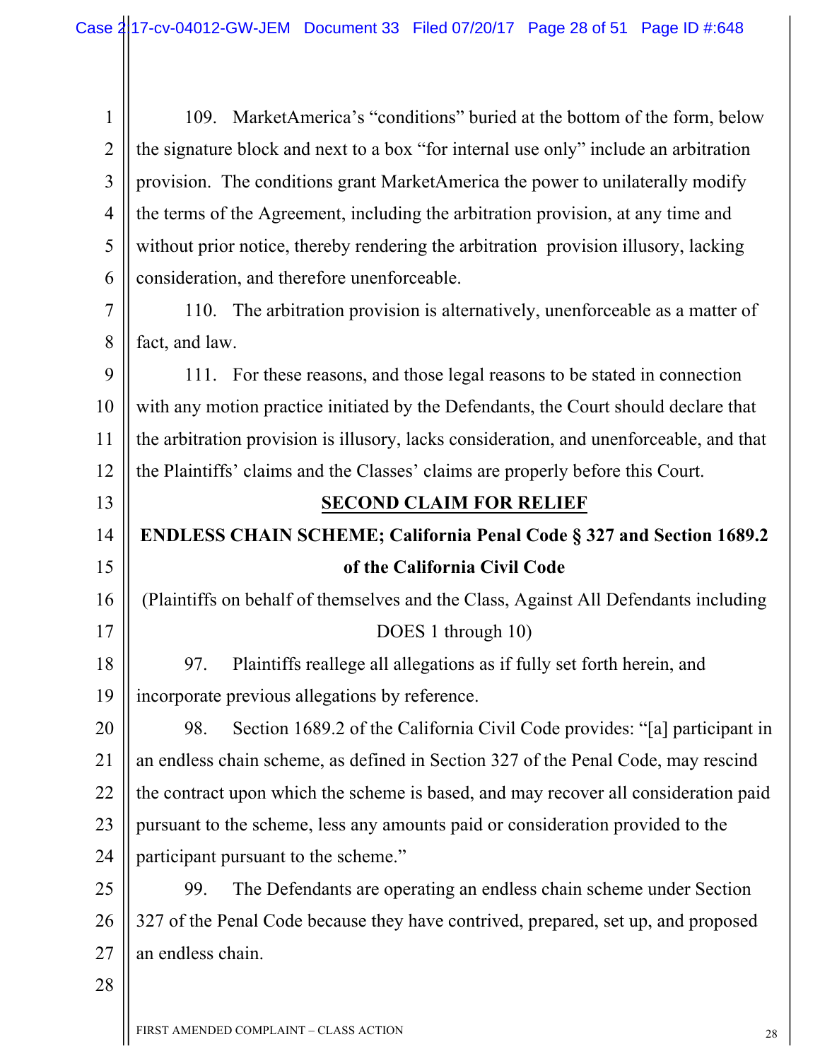109. MarketAmerica's "conditions" buried at the bottom of the form, below the signature block and next to a box "for internal use only" include an arbitration provision. The conditions grant MarketAmerica the power to unilaterally modify the terms of the Agreement, including the arbitration provision, at any time and without prior notice, thereby rendering the arbitration provision illusory, lacking consideration, and therefore unenforceable.

110. The arbitration provision is alternatively, unenforceable as a matter of fact, and law.

111. For these reasons, and those legal reasons to be stated in connection with any motion practice initiated by the Defendants, the Court should declare that the arbitration provision is illusory, lacks consideration, and unenforceable, and that the Plaintiffs' claims and the Classes' claims are properly before this Court.

## SECOND CLAIM FOR RELIEF

**ENDLESS CHAIN SCHEME; California Penal Code § 327 and Section 1689.2 of the California Civil Code**

(Plaintiffs on behalf of themselves and the Class, Against All Defendants including DOES 1 through 10)

97. Plaintiffs reallege all allegations as if fully set forth herein, and incorporate previous allegations by reference.

98. Section 1689.2 of the California Civil Code provides: "[a] participant in an endless chain scheme, as defined in Section 327 of the Penal Code, may rescind the contract upon which the scheme is based, and may recover all consideration paid pursuant to the scheme, less any amounts paid or consideration provided to the participant pursuant to the scheme."

99. The Defendants are operating an endless chain scheme under Section 327 of the Penal Code because they have contrived, prepared, set up, and proposed an endless chain.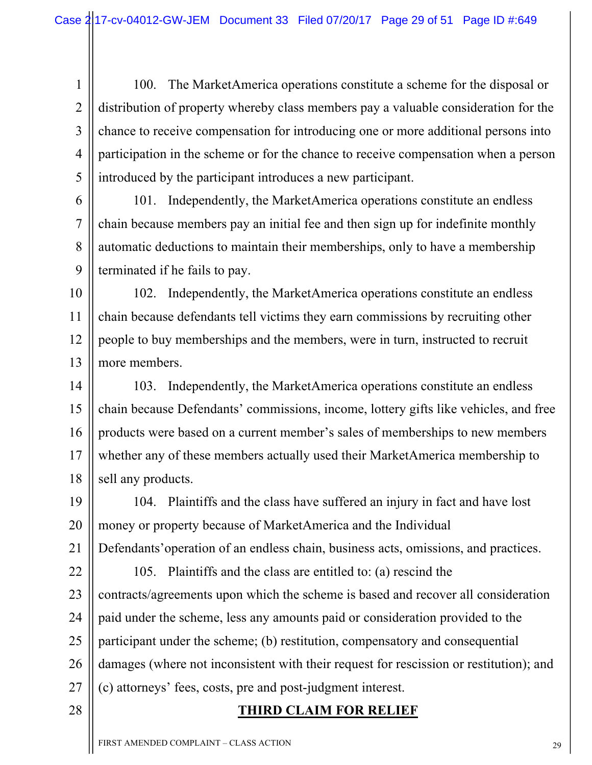100. The MarketAmerica operations constitute a scheme for the disposal or distribution of property whereby class members pay a valuable consideration for the chance to receive compensation for introducing one or more additional persons into participation in the scheme or for the chance to receive compensation when a person introduced by the participant introduces a new participant.

101. Independently, the MarketAmerica operations constitute an endless chain because members pay an initial fee and then sign up for indefinite monthly automatic deductions to maintain their memberships, only to have a membership terminated if he fails to pay.

102. Independently, the MarketAmerica operations constitute an endless chain because defendants tell victims they earn commissions by recruiting other people to buy memberships and the members, were in turn, instructed to recruit more members.

103. Independently, the MarketAmerica operations constitute an endless chain because Defendants' commissions, income, lottery gifts like vehicles, and free products were based on a current member's sales of memberships to new members whether any of these members actually used their MarketAmerica membership to sell any products.

104. Plaintiffs and the class have suffered an injury in fact and have lost money or property because of MarketAmerica and the Individual Defendants'operation of an endless chain, business acts, omissions, and practices.

105. Plaintiffs and the class are entitled to: (a) rescind the contracts/agreements upon which the scheme is based and recover all consideration paid under the scheme, less any amounts paid or consideration provided to the participant under the scheme; (b) restitution, compensatory and consequential damages (where not inconsistent with their request for rescission or restitution); and (c) attorneys' fees, costs, pre and post-judgment interest.

## THIRD CLAIM FOR RELIEF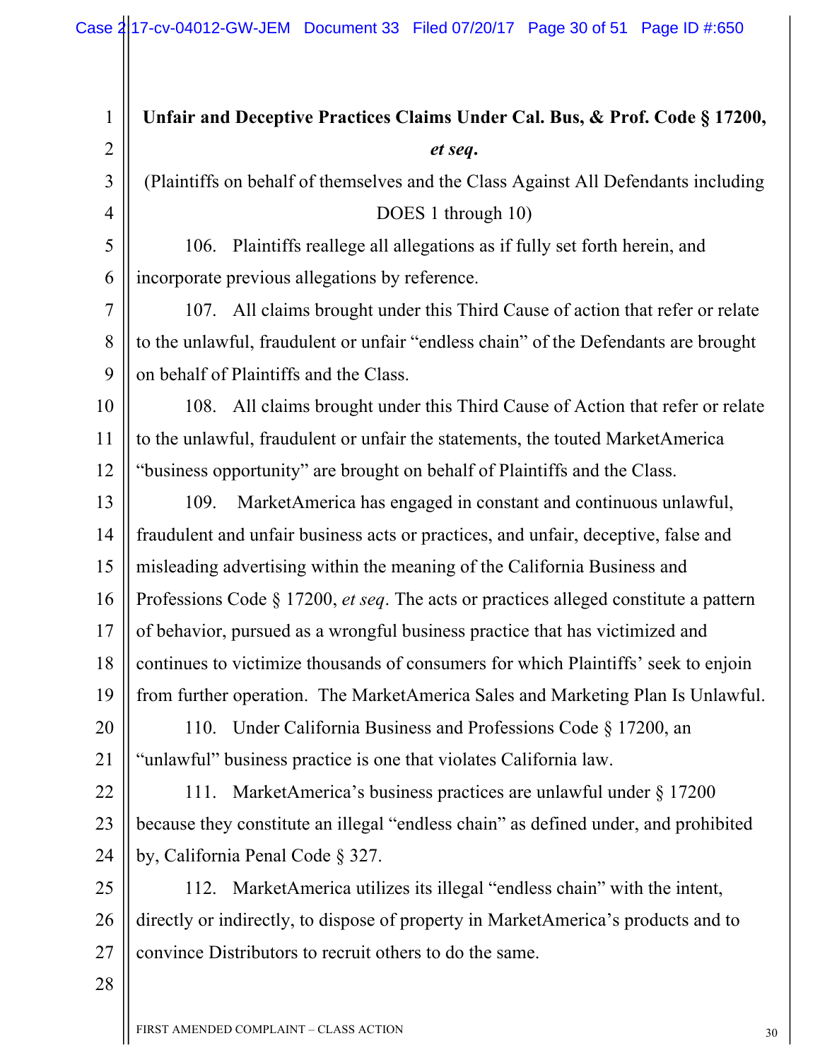**Unfair and Deceptive Practices Claims Under Cal. Bus, & Prof. Code § 17200, *et seq*.**

(Plaintiffs on behalf of themselves and the Class Against All Defendants including DOES 1 through 10)

106. Plaintiffs reallege all allegations as if fully set forth herein, and incorporate previous allegations by reference.

107. All claims brought under this Third Cause of action that refer or relate to the unlawful, fraudulent or unfair "endless chain" of the Defendants are brought on behalf of Plaintiffs and the Class.

108. All claims brought under this Third Cause of Action that refer or relate to the unlawful, fraudulent or unfair the statements, the touted MarketAmerica "business opportunity" are brought on behalf of Plaintiffs and the Class.

109. MarketAmerica has engaged in constant and continuous unlawful, fraudulent and unfair business acts or practices, and unfair, deceptive, false and misleading advertising within the meaning of the California Business and Professions Code § 17200, *et seq*. The acts or practices alleged constitute a pattern of behavior, pursued as a wrongful business practice that has victimized and continues to victimize thousands of consumers for which Plaintiffs' seek to enjoin from further operation. The MarketAmerica Sales and Marketing Plan Is Unlawful.

110. Under California Business and Professions Code § 17200, an "unlawful" business practice is one that violates California law.

111. MarketAmerica's business practices are unlawful under § 17200 because they constitute an illegal "endless chain" as defined under, and prohibited by, California Penal Code § 327.

112. MarketAmerica utilizes its illegal "endless chain" with the intent, directly or indirectly, to dispose of property in MarketAmerica's products and to convince Distributors to recruit others to do the same.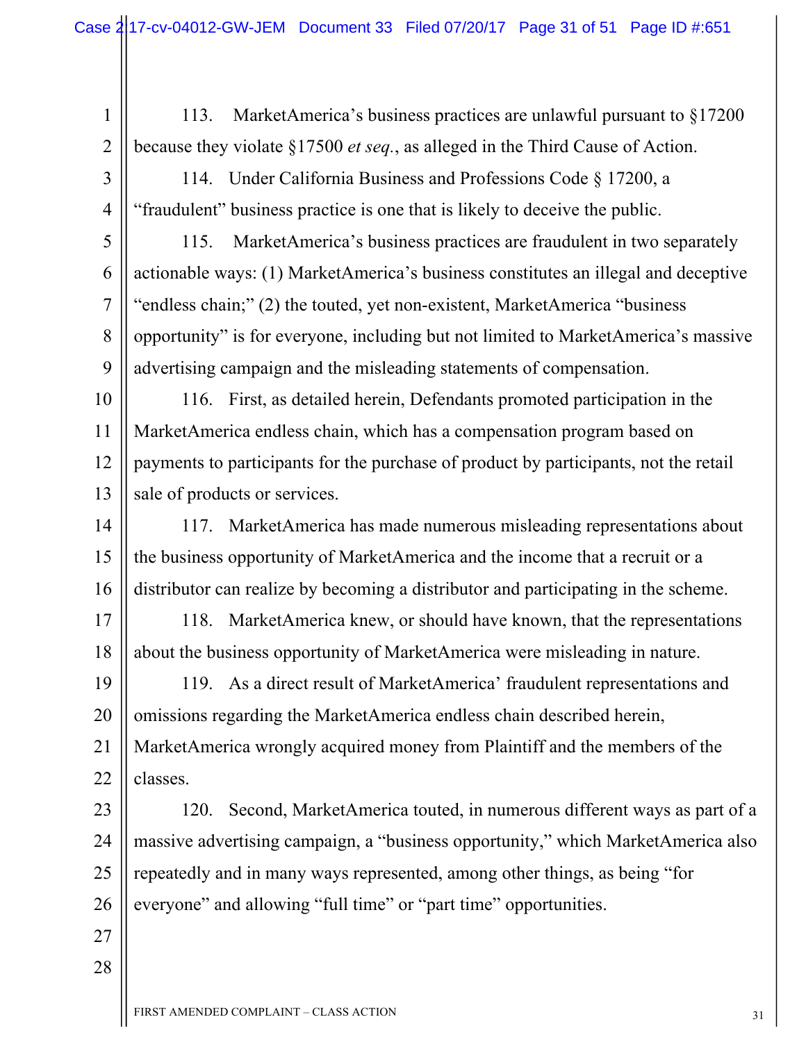113. MarketAmerica's business practices are unlawful pursuant to §17200 because they violate §17500 *et seq.*, as alleged in the Third Cause of Action.

114. Under California Business and Professions Code § 17200, a "fraudulent" business practice is one that is likely to deceive the public.

115. MarketAmerica's business practices are fraudulent in two separately actionable ways: (1) MarketAmerica's business constitutes an illegal and deceptive "endless chain;" (2) the touted, yet non-existent, MarketAmerica "business opportunity" is for everyone, including but not limited to MarketAmerica's massive advertising campaign and the misleading statements of compensation.

116. First, as detailed herein, Defendants promoted participation in the MarketAmerica endless chain, which has a compensation program based on payments to participants for the purchase of product by participants, not the retail sale of products or services.

117. MarketAmerica has made numerous misleading representations about the business opportunity of MarketAmerica and the income that a recruit or a distributor can realize by becoming a distributor and participating in the scheme.

118. MarketAmerica knew, or should have known, that the representations about the business opportunity of MarketAmerica were misleading in nature.

119. As a direct result of MarketAmerica' fraudulent representations and omissions regarding the MarketAmerica endless chain described herein, MarketAmerica wrongly acquired money from Plaintiff and the members of the classes.

120. Second, MarketAmerica touted, in numerous different ways as part of a massive advertising campaign, a "business opportunity," which MarketAmerica also repeatedly and in many ways represented, among other things, as being "for everyone" and allowing "full time" or "part time" opportunities.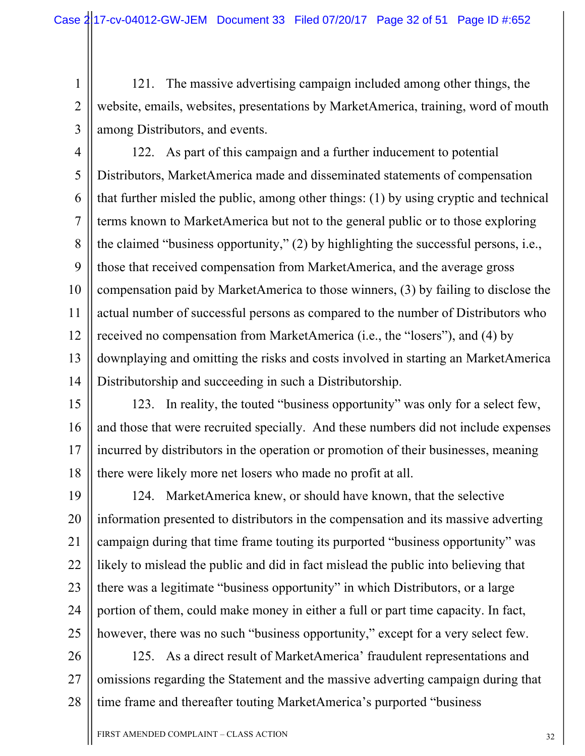121. The massive advertising campaign included among other things, the website, emails, websites, presentations by MarketAmerica, training, word of mouth among Distributors, and events.

122. As part of this campaign and a further inducement to potential Distributors, MarketAmerica made and disseminated statements of compensation that further misled the public, among other things: (1) by using cryptic and technical terms known to MarketAmerica but not to the general public or to those exploring the claimed "business opportunity," (2) by highlighting the successful persons, i.e., those that received compensation from MarketAmerica, and the average gross compensation paid by MarketAmerica to those winners, (3) by failing to disclose the actual number of successful persons as compared to the number of Distributors who received no compensation from MarketAmerica (i.e., the "losers"), and (4) by downplaying and omitting the risks and costs involved in starting an MarketAmerica Distributorship and succeeding in such a Distributorship.

123. In reality, the touted "business opportunity" was only for a select few, and those that were recruited specially. And these numbers did not include expenses incurred by distributors in the operation or promotion of their businesses, meaning there were likely more net losers who made no profit at all.

124. MarketAmerica knew, or should have known, that the selective information presented to distributors in the compensation and its massive adverting campaign during that time frame touting its purported "business opportunity" was likely to mislead the public and did in fact mislead the public into believing that there was a legitimate "business opportunity" in which Distributors, or a large portion of them, could make money in either a full or part time capacity. In fact, however, there was no such "business opportunity," except for a very select few.

125. As a direct result of MarketAmerica' fraudulent representations and omissions regarding the Statement and the massive adverting campaign during that time frame and thereafter touting MarketAmerica's purported "business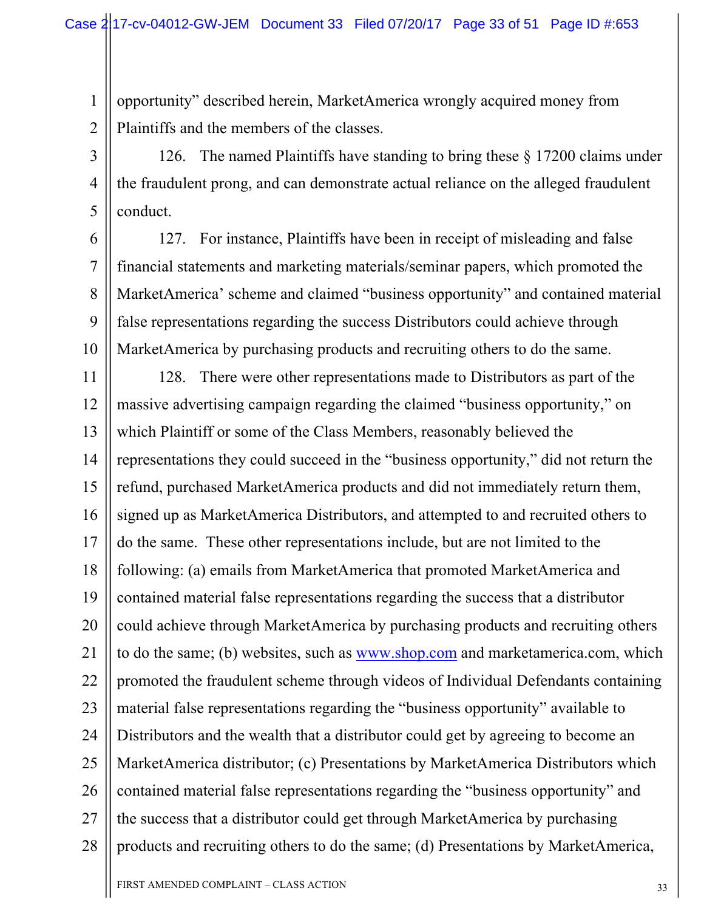opportunity" described herein, MarketAmerica wrongly acquired money from Plaintiffs and the members of the classes.

126. The named Plaintiffs have standing to bring these § 17200 claims under the fraudulent prong, and can demonstrate actual reliance on the alleged fraudulent conduct.

127. For instance, Plaintiffs have been in receipt of misleading and false financial statements and marketing materials/seminar papers, which promoted the MarketAmerica' scheme and claimed "business opportunity" and contained material false representations regarding the success Distributors could achieve through MarketAmerica by purchasing products and recruiting others to do the same.

128. There were other representations made to Distributors as part of the massive advertising campaign regarding the claimed "business opportunity," on which Plaintiff or some of the Class Members, reasonably believed the representations they could succeed in the "business opportunity," did not return the refund, purchased MarketAmerica products and did not immediately return them, signed up as MarketAmerica Distributors, and attempted to and recruited others to do the same. These other representations include, but are not limited to the following: (a) emails from MarketAmerica that promoted MarketAmerica and contained material false representations regarding the success that a distributor could achieve through MarketAmerica by purchasing products and recruiting others to do the same; (b) websites, such as www.shop.com and marketamerica.com, which promoted the fraudulent scheme through videos of Individual Defendants containing material false representations regarding the "business opportunity" available to Distributors and the wealth that a distributor could get by agreeing to become an MarketAmerica distributor; (c) Presentations by MarketAmerica Distributors which contained material false representations regarding the "business opportunity" and the success that a distributor could get through MarketAmerica by purchasing products and recruiting others to do the same; (d) Presentations by MarketAmerica,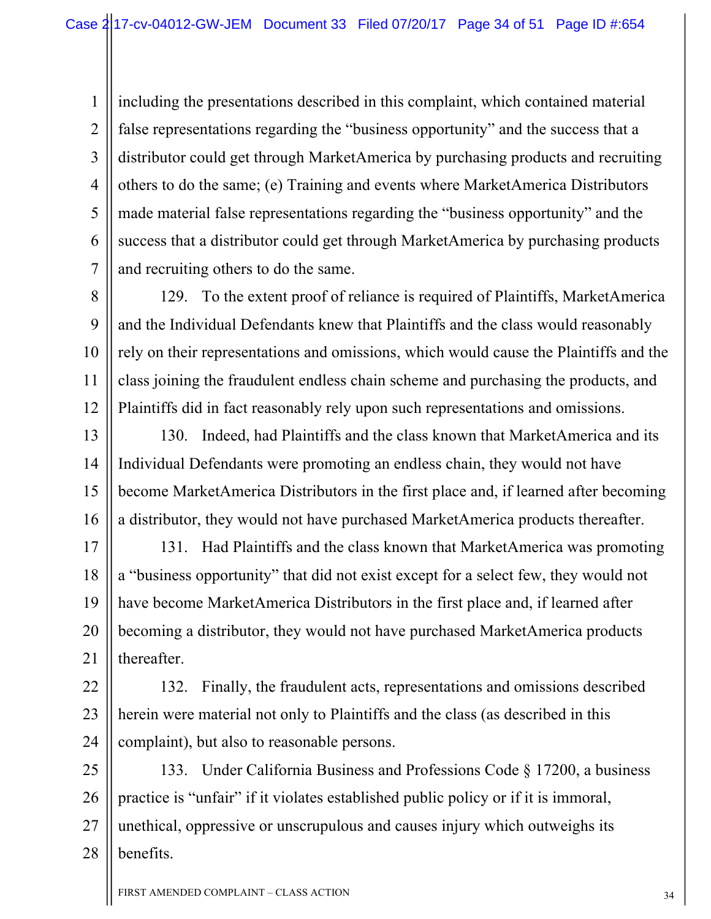including the presentations described in this complaint, which contained material false representations regarding the "business opportunity" and the success that a distributor could get through MarketAmerica by purchasing products and recruiting others to do the same; (e) Training and events where MarketAmerica Distributors made material false representations regarding the "business opportunity" and the success that a distributor could get through MarketAmerica by purchasing products and recruiting others to do the same.

129. To the extent proof of reliance is required of Plaintiffs, MarketAmerica and the Individual Defendants knew that Plaintiffs and the class would reasonably rely on their representations and omissions, which would cause the Plaintiffs and the class joining the fraudulent endless chain scheme and purchasing the products, and Plaintiffs did in fact reasonably rely upon such representations and omissions.

130. Indeed, had Plaintiffs and the class known that MarketAmerica and its Individual Defendants were promoting an endless chain, they would not have become MarketAmerica Distributors in the first place and, if learned after becoming a distributor, they would not have purchased MarketAmerica products thereafter.

131. Had Plaintiffs and the class known that MarketAmerica was promoting a "business opportunity" that did not exist except for a select few, they would not have become MarketAmerica Distributors in the first place and, if learned after becoming a distributor, they would not have purchased MarketAmerica products thereafter.

132. Finally, the fraudulent acts, representations and omissions described herein were material not only to Plaintiffs and the class (as described in this complaint), but also to reasonable persons.

133. Under California Business and Professions Code § 17200, a business practice is "unfair" if it violates established public policy or if it is immoral, unethical, oppressive or unscrupulous and causes injury which outweighs its benefits.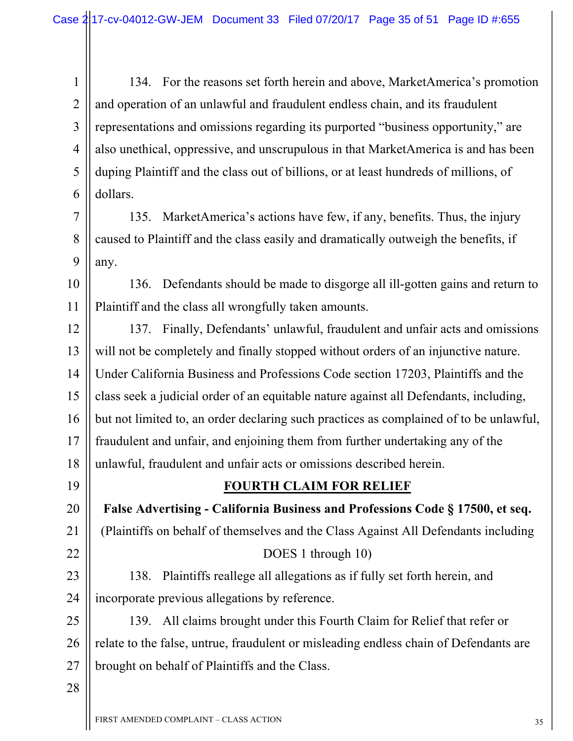134. For the reasons set forth herein and above, MarketAmerica's promotion and operation of an unlawful and fraudulent endless chain, and its fraudulent representations and omissions regarding its purported "business opportunity," are also unethical, oppressive, and unscrupulous in that MarketAmerica is and has been duping Plaintiff and the class out of billions, or at least hundreds of millions, of dollars.

135. MarketAmerica's actions have few, if any, benefits. Thus, the injury caused to Plaintiff and the class easily and dramatically outweigh the benefits, if any.

136. Defendants should be made to disgorge all ill-gotten gains and return to Plaintiff and the class all wrongfully taken amounts.

137. Finally, Defendants' unlawful, fraudulent and unfair acts and omissions will not be completely and finally stopped without orders of an injunctive nature. Under California Business and Professions Code section 17203, Plaintiffs and the class seek a judicial order of an equitable nature against all Defendants, including, but not limited to, an order declaring such practices as complained of to be unlawful, fraudulent and unfair, and enjoining them from further undertaking any of the unlawful, fraudulent and unfair acts or omissions described herein.

## FOURTH CLAIM FOR RELIEF

**False Advertising - California Business and Professions Code § 17500, et seq.**

(Plaintiffs on behalf of themselves and the Class Against All Defendants including DOES 1 through 10)

138. Plaintiffs reallege all allegations as if fully set forth herein, and incorporate previous allegations by reference.

139. All claims brought under this Fourth Claim for Relief that refer or relate to the false, untrue, fraudulent or misleading endless chain of Defendants are brought on behalf of Plaintiffs and the Class.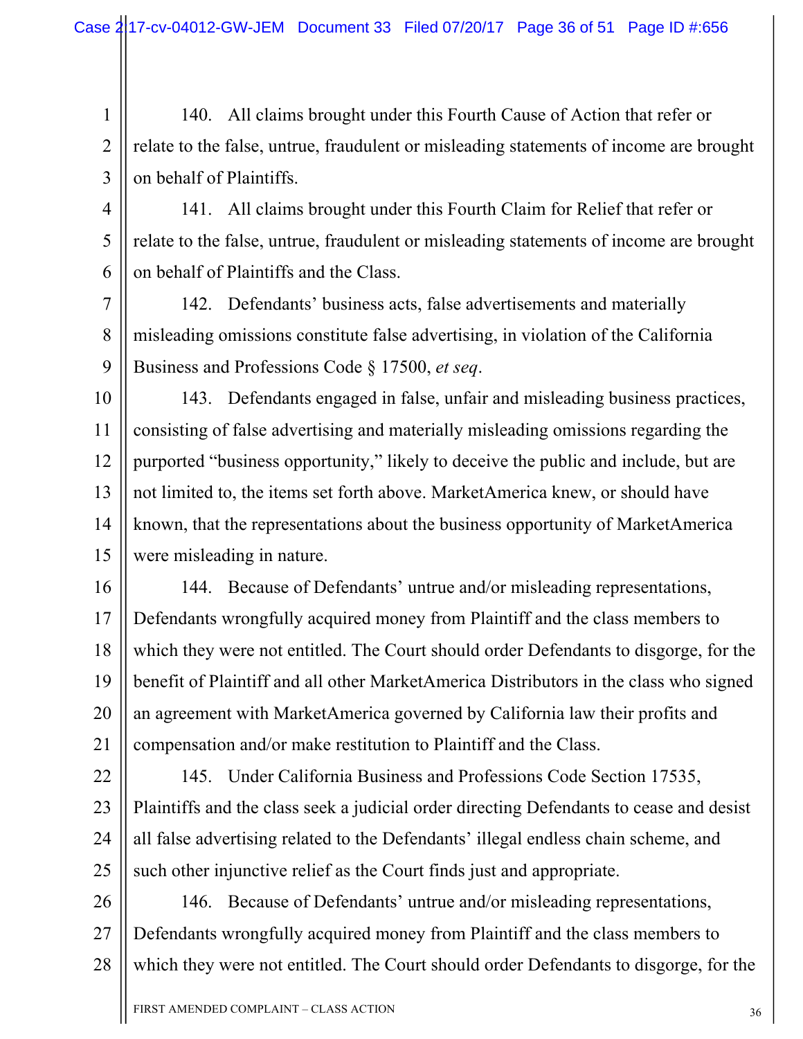140. All claims brought under this Fourth Cause of Action that refer or relate to the false, untrue, fraudulent or misleading statements of income are brought on behalf of Plaintiffs.

141. All claims brought under this Fourth Claim for Relief that refer or relate to the false, untrue, fraudulent or misleading statements of income are brought on behalf of Plaintiffs and the Class.

142. Defendants' business acts, false advertisements and materially misleading omissions constitute false advertising, in violation of the California Business and Professions Code § 17500, *et seq*.

143. Defendants engaged in false, unfair and misleading business practices, consisting of false advertising and materially misleading omissions regarding the purported "business opportunity," likely to deceive the public and include, but are not limited to, the items set forth above. MarketAmerica knew, or should have known, that the representations about the business opportunity of MarketAmerica were misleading in nature.

144. Because of Defendants' untrue and/or misleading representations, Defendants wrongfully acquired money from Plaintiff and the class members to which they were not entitled. The Court should order Defendants to disgorge, for the benefit of Plaintiff and all other MarketAmerica Distributors in the class who signed an agreement with MarketAmerica governed by California law their profits and compensation and/or make restitution to Plaintiff and the Class.

145. Under California Business and Professions Code Section 17535, Plaintiffs and the class seek a judicial order directing Defendants to cease and desist all false advertising related to the Defendants' illegal endless chain scheme, and such other injunctive relief as the Court finds just and appropriate.

146. Because of Defendants' untrue and/or misleading representations, Defendants wrongfully acquired money from Plaintiff and the class members to which they were not entitled. The Court should order Defendants to disgorge, for the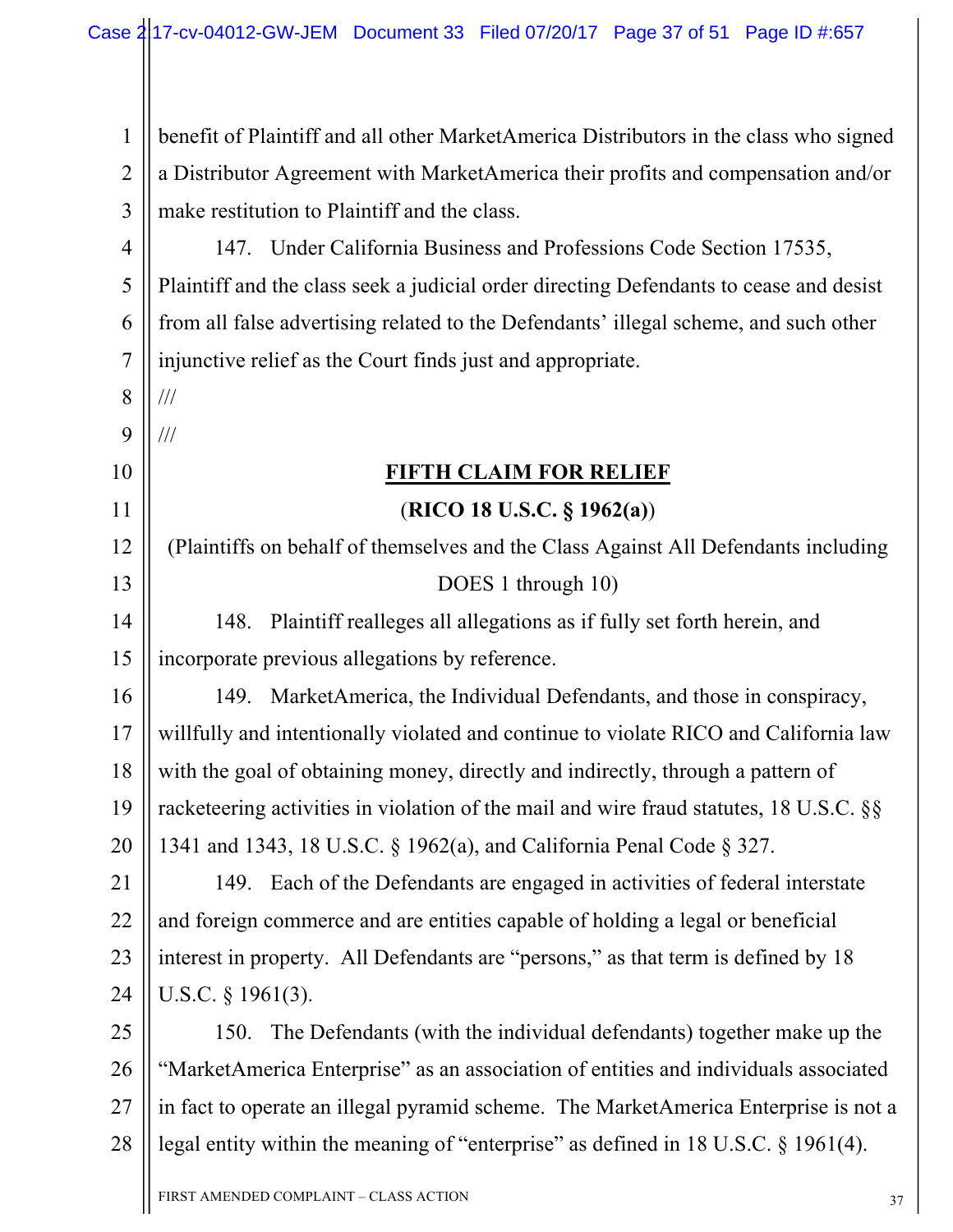benefit of Plaintiff and all other MarketAmerica Distributors in the class who signed a Distributor Agreement with MarketAmerica their profits and compensation and/or make restitution to Plaintiff and the class.

147. Under California Business and Professions Code Section 17535, Plaintiff and the class seek a judicial order directing Defendants to cease and desist from all false advertising related to the Defendants' illegal scheme, and such other injunctive relief as the Court finds just and appropriate.

///

///

**FIFTH CLAIM FOR RELIEF**

**(RICO 18 U.S.C. § 1962(a))**

(Plaintiffs on behalf of themselves and the Class Against All Defendants including DOES 1 through 10)

148. Plaintiff realleges all allegations as if fully set forth herein, and incorporate previous allegations by reference.

149. MarketAmerica, the Individual Defendants, and those in conspiracy, willfully and intentionally violated and continue to violate RICO and California law with the goal of obtaining money, directly and indirectly, through a pattern of racketeering activities in violation of the mail and wire fraud statutes, 18 U.S.C. §§ 1341 and 1343, 18 U.S.C. § 1962(a), and California Penal Code § 327.

149. Each of the Defendants are engaged in activities of federal interstate and foreign commerce and are entities capable of holding a legal or beneficial interest in property. All Defendants are "persons," as that term is defined by 18 U.S.C. § 1961(3).

150. The Defendants (with the individual defendants) together make up the "MarketAmerica Enterprise" as an association of entities and individuals associated in fact to operate an illegal pyramid scheme. The MarketAmerica Enterprise is not a legal entity within the meaning of "enterprise" as defined in 18 U.S.C. § 1961(4).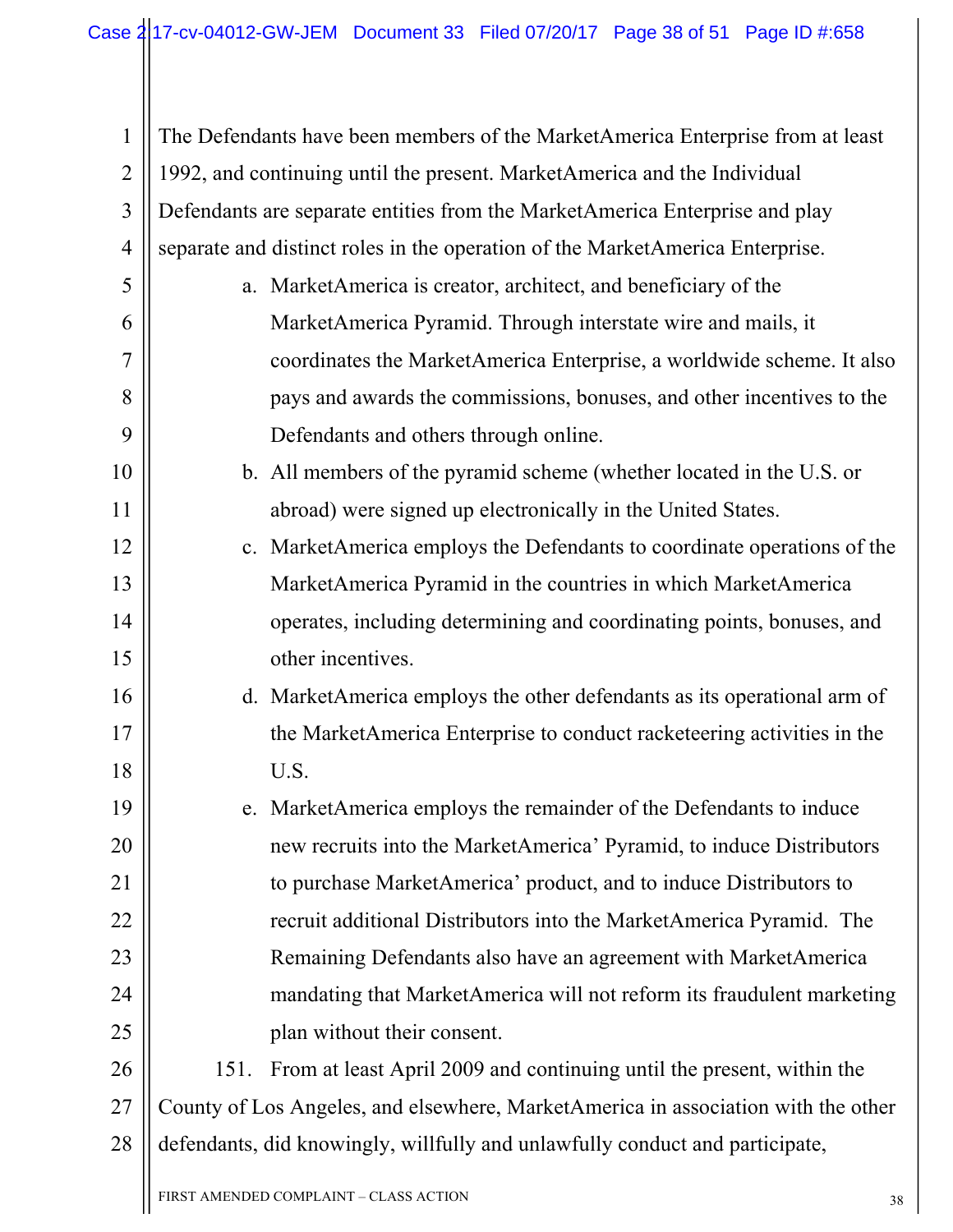The Defendants have been members of the MarketAmerica Enterprise from at least 1992, and continuing until the present. MarketAmerica and the Individual Defendants are separate entities from the MarketAmerica Enterprise and play separate and distinct roles in the operation of the MarketAmerica Enterprise.

a. MarketAmerica is creator, architect, and beneficiary of the MarketAmerica Pyramid. Through interstate wire and mails, it coordinates the MarketAmerica Enterprise, a worldwide scheme. It also pays and awards the commissions, bonuses, and other incentives to the Defendants and others through online.

b. All members of the pyramid scheme (whether located in the U.S. or abroad) were signed up electronically in the United States.

c. MarketAmerica employs the Defendants to coordinate operations of the MarketAmerica Pyramid in the countries in which MarketAmerica operates, including determining and coordinating points, bonuses, and other incentives.

d. MarketAmerica employs the other defendants as its operational arm of the MarketAmerica Enterprise to conduct racketeering activities in the U.S.

e. MarketAmerica employs the remainder of the Defendants to induce new recruits into the MarketAmerica' Pyramid, to induce Distributors to purchase MarketAmerica' product, and to induce Distributors to recruit additional Distributors into the MarketAmerica Pyramid. The Remaining Defendants also have an agreement with MarketAmerica mandating that MarketAmerica will not reform its fraudulent marketing plan without their consent.

151. From at least April 2009 and continuing until the present, within the County of Los Angeles, and elsewhere, MarketAmerica in association with the other defendants, did knowingly, willfully and unlawfully conduct and participate,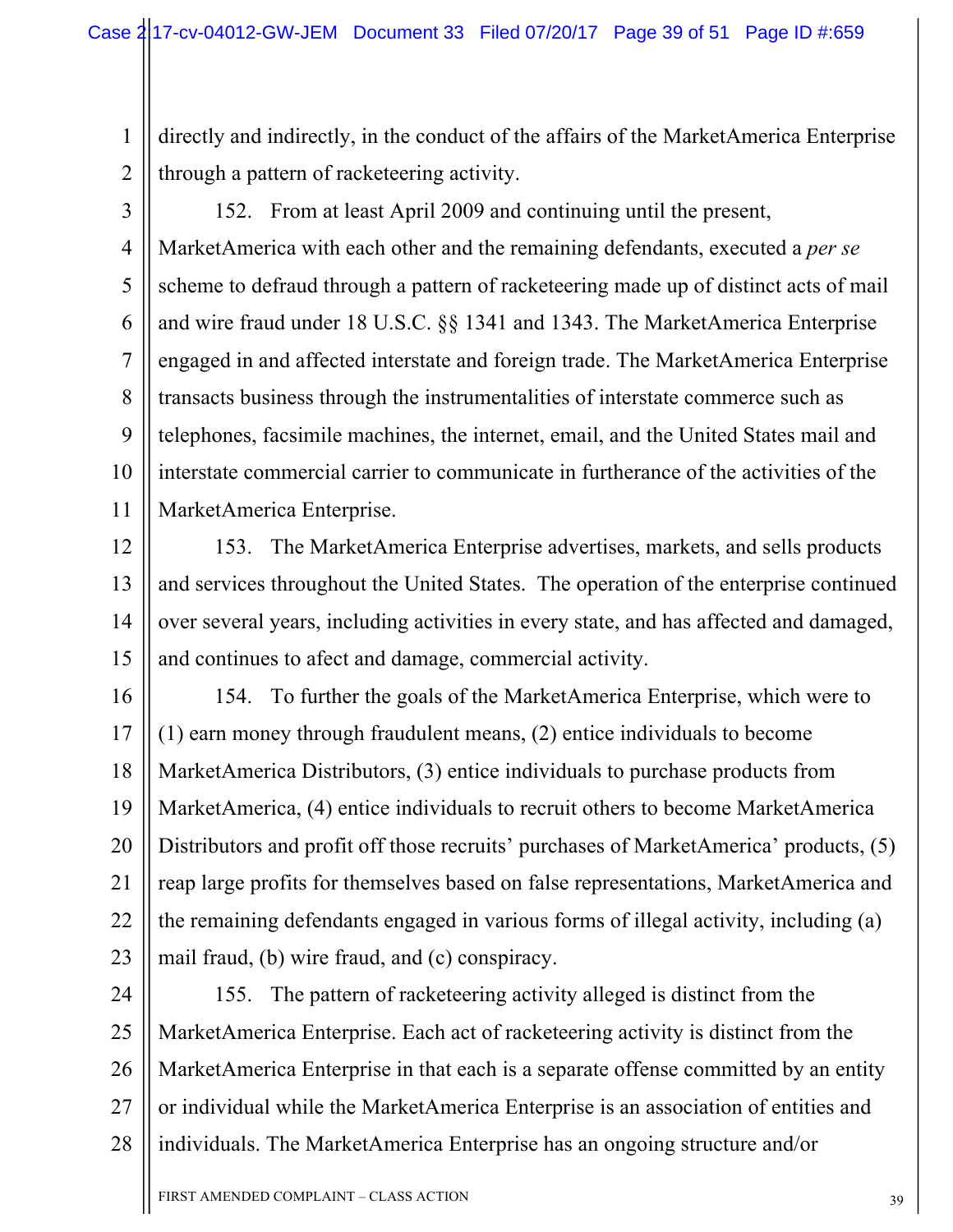directly and indirectly, in the conduct of the affairs of the MarketAmerica Enterprise through a pattern of racketeering activity.

152. From at least April 2009 and continuing until the present, MarketAmerica with each other and the remaining defendants, executed a *per se* scheme to defraud through a pattern of racketeering made up of distinct acts of mail and wire fraud under 18 U.S.C. §§ 1341 and 1343. The MarketAmerica Enterprise engaged in and affected interstate and foreign trade. The MarketAmerica Enterprise transacts business through the instrumentalities of interstate commerce such as telephones, facsimile machines, the internet, email, and the United States mail and interstate commercial carrier to communicate in furtherance of the activities of the MarketAmerica Enterprise.

153. The MarketAmerica Enterprise advertises, markets, and sells products and services throughout the United States. The operation of the enterprise continued over several years, including activities in every state, and has affected and damaged, and continues to afect and damage, commercial activity.

154. To further the goals of the MarketAmerica Enterprise, which were to (1) earn money through fraudulent means, (2) entice individuals to become MarketAmerica Distributors, (3) entice individuals to purchase products from MarketAmerica, (4) entice individuals to recruit others to become MarketAmerica Distributors and profit off those recruits' purchases of MarketAmerica' products, (5) reap large profits for themselves based on false representations, MarketAmerica and the remaining defendants engaged in various forms of illegal activity, including (a) mail fraud, (b) wire fraud, and (c) conspiracy.

155. The pattern of racketeering activity alleged is distinct from the MarketAmerica Enterprise. Each act of racketeering activity is distinct from the MarketAmerica Enterprise in that each is a separate offense committed by an entity or individual while the MarketAmerica Enterprise is an association of entities and individuals. The MarketAmerica Enterprise has an ongoing structure and/or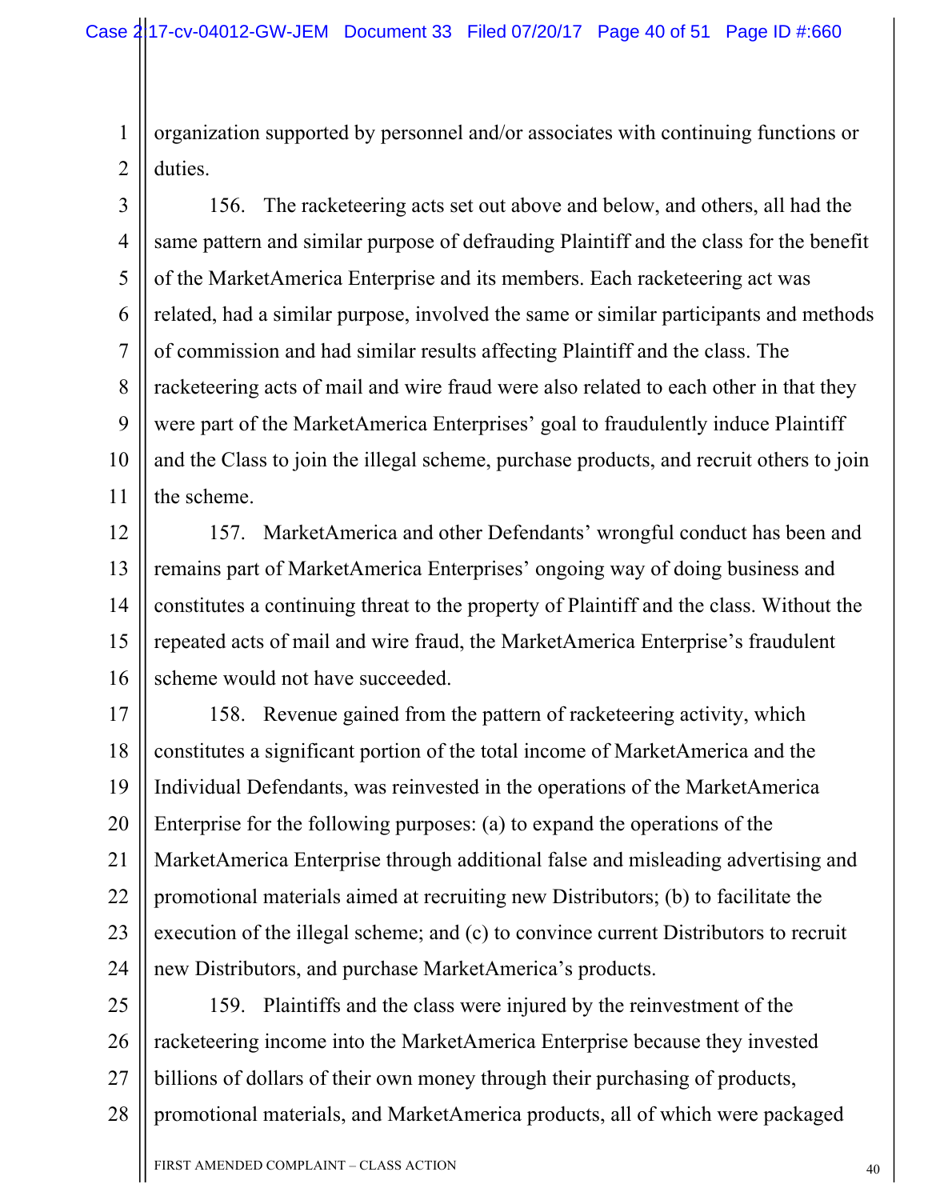organization supported by personnel and/or associates with continuing functions or duties.

156. The racketeering acts set out above and below, and others, all had the same pattern and similar purpose of defrauding Plaintiff and the class for the benefit of the MarketAmerica Enterprise and its members. Each racketeering act was related, had a similar purpose, involved the same or similar participants and methods of commission and had similar results affecting Plaintiff and the class. The racketeering acts of mail and wire fraud were also related to each other in that they were part of the MarketAmerica Enterprises' goal to fraudulently induce Plaintiff and the Class to join the illegal scheme, purchase products, and recruit others to join the scheme.

157. MarketAmerica and other Defendants' wrongful conduct has been and remains part of MarketAmerica Enterprises' ongoing way of doing business and constitutes a continuing threat to the property of Plaintiff and the class. Without the repeated acts of mail and wire fraud, the MarketAmerica Enterprise's fraudulent scheme would not have succeeded.

158. Revenue gained from the pattern of racketeering activity, which constitutes a significant portion of the total income of MarketAmerica and the Individual Defendants, was reinvested in the operations of the MarketAmerica Enterprise for the following purposes: (a) to expand the operations of the MarketAmerica Enterprise through additional false and misleading advertising and promotional materials aimed at recruiting new Distributors; (b) to facilitate the execution of the illegal scheme; and (c) to convince current Distributors to recruit new Distributors, and purchase MarketAmerica's products.

159. Plaintiffs and the class were injured by the reinvestment of the racketeering income into the MarketAmerica Enterprise because they invested billions of dollars of their own money through their purchasing of products, promotional materials, and MarketAmerica products, all of which were packaged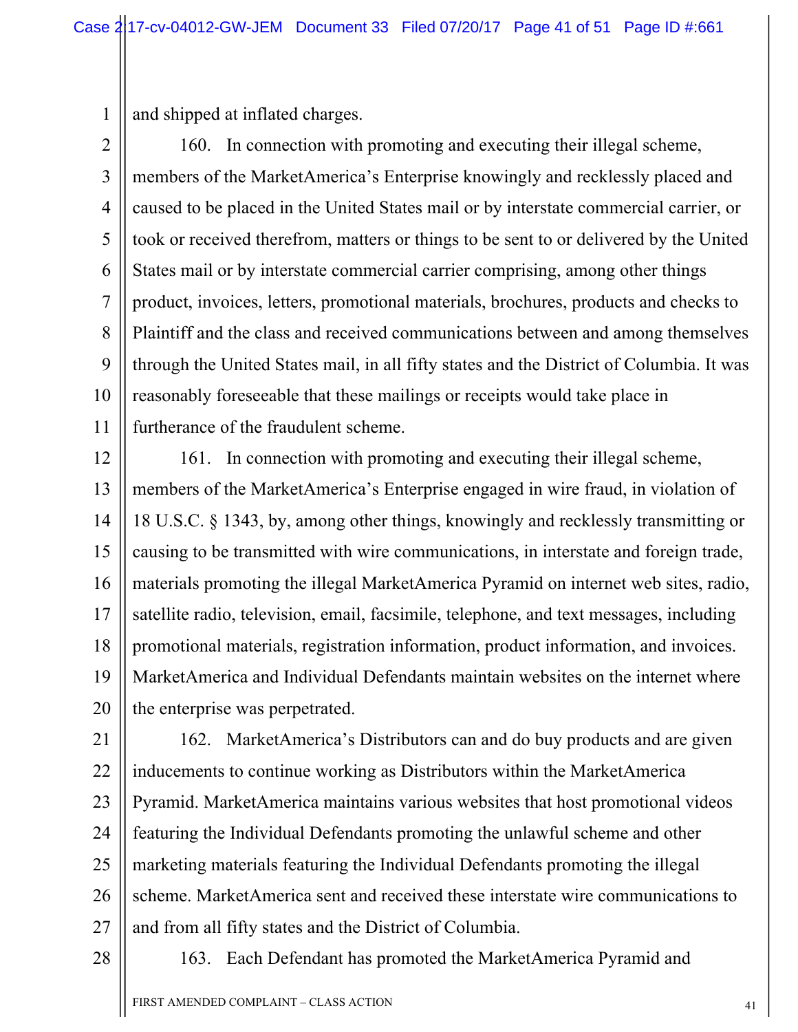and shipped at inflated charges.

160. In connection with promoting and executing their illegal scheme, members of the MarketAmerica's Enterprise knowingly and recklessly placed and caused to be placed in the United States mail or by interstate commercial carrier, or took or received therefrom, matters or things to be sent to or delivered by the United States mail or by interstate commercial carrier comprising, among other things product, invoices, letters, promotional materials, brochures, products and checks to Plaintiff and the class and received communications between and among themselves through the United States mail, in all fifty states and the District of Columbia. It was reasonably foreseeable that these mailings or receipts would take place in furtherance of the fraudulent scheme.

161. In connection with promoting and executing their illegal scheme, members of the MarketAmerica's Enterprise engaged in wire fraud, in violation of 18 U.S.C. § 1343, by, among other things, knowingly and recklessly transmitting or causing to be transmitted with wire communications, in interstate and foreign trade, materials promoting the illegal MarketAmerica Pyramid on internet web sites, radio, satellite radio, television, email, facsimile, telephone, and text messages, including promotional materials, registration information, product information, and invoices. MarketAmerica and Individual Defendants maintain websites on the internet where the enterprise was perpetrated.

162. MarketAmerica's Distributors can and do buy products and are given inducements to continue working as Distributors within the MarketAmerica Pyramid. MarketAmerica maintains various websites that host promotional videos featuring the Individual Defendants promoting the unlawful scheme and other marketing materials featuring the Individual Defendants promoting the illegal scheme. MarketAmerica sent and received these interstate wire communications to and from all fifty states and the District of Columbia.

163. Each Defendant has promoted the MarketAmerica Pyramid and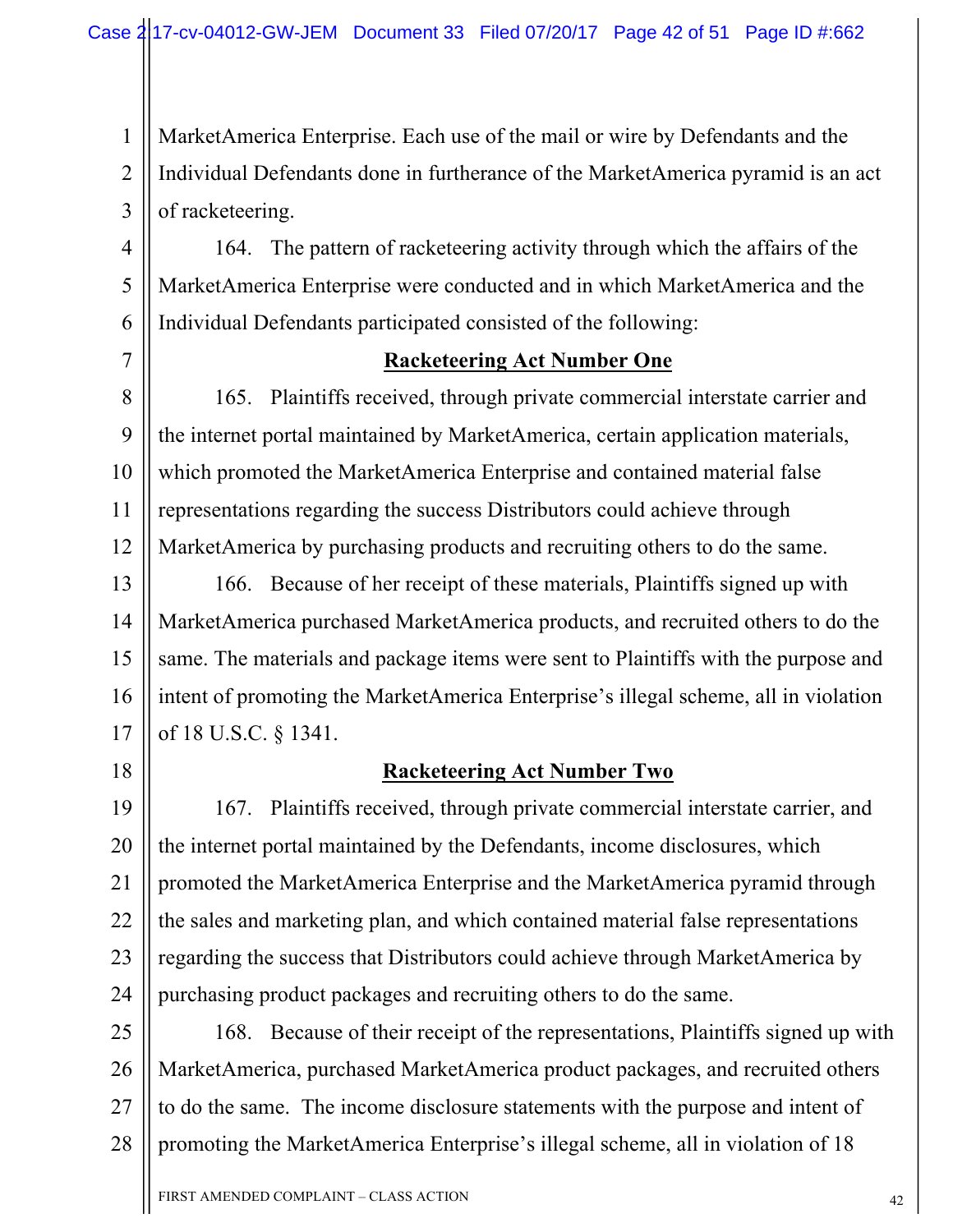MarketAmerica Enterprise. Each use of the mail or wire by Defendants and the Individual Defendants done in furtherance of the MarketAmerica pyramid is an act of racketeering.

164. The pattern of racketeering activity through which the affairs of the MarketAmerica Enterprise were conducted and in which MarketAmerica and the Individual Defendants participated consisted of the following:

**<u>Racketeering Act Number One</u>**

165. Plaintiffs received, through private commercial interstate carrier and the internet portal maintained by MarketAmerica, certain application materials, which promoted the MarketAmerica Enterprise and contained material false representations regarding the success Distributors could achieve through MarketAmerica by purchasing products and recruiting others to do the same.

166. Because of her receipt of these materials, Plaintiffs signed up with MarketAmerica purchased MarketAmerica products, and recruited others to do the same. The materials and package items were sent to Plaintiffs with the purpose and intent of promoting the MarketAmerica Enterprise's illegal scheme, all in violation of 18 U.S.C. § 1341.

**<u>Racketeering Act Number Two</u>**

167. Plaintiffs received, through private commercial interstate carrier, and the internet portal maintained by the Defendants, income disclosures, which promoted the MarketAmerica Enterprise and the MarketAmerica pyramid through the sales and marketing plan, and which contained material false representations regarding the success that Distributors could achieve through MarketAmerica by purchasing product packages and recruiting others to do the same.

168. Because of their receipt of the representations, Plaintiffs signed up with MarketAmerica, purchased MarketAmerica product packages, and recruited others to do the same. The income disclosure statements with the purpose and intent of promoting the MarketAmerica Enterprise's illegal scheme, all in violation of 18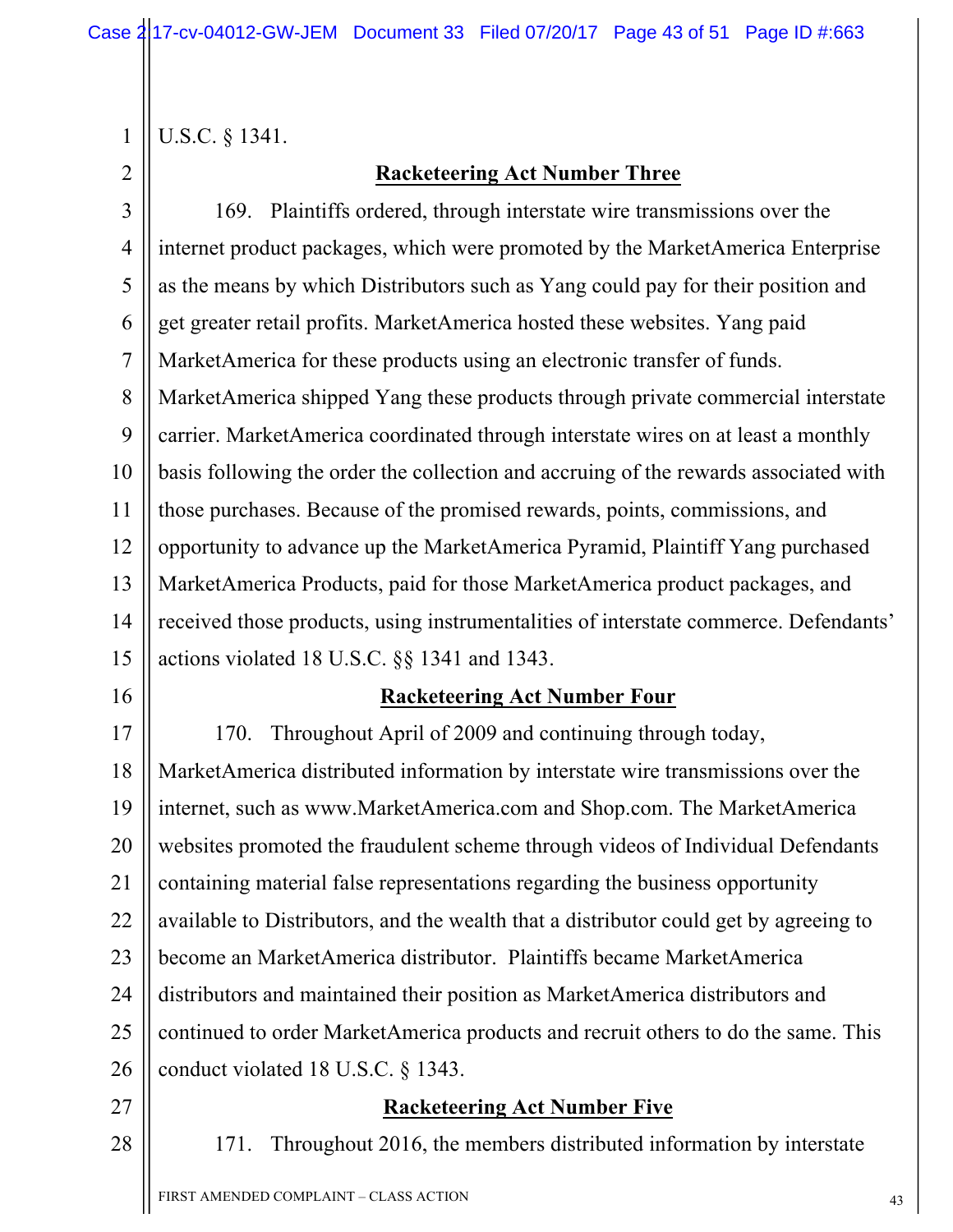U.S.C. § 1341.

**Racketeering Act Number Three**

169. Plaintiffs ordered, through interstate wire transmissions over the internet product packages, which were promoted by the MarketAmerica Enterprise as the means by which Distributors such as Yang could pay for their position and get greater retail profits. MarketAmerica hosted these websites. Yang paid MarketAmerica for these products using an electronic transfer of funds. MarketAmerica shipped Yang these products through private commercial interstate carrier. MarketAmerica coordinated through interstate wires on at least a monthly basis following the order the collection and accruing of the rewards associated with those purchases. Because of the promised rewards, points, commissions, and opportunity to advance up the MarketAmerica Pyramid, Plaintiff Yang purchased MarketAmerica Products, paid for those MarketAmerica product packages, and received those products, using instrumentalities of interstate commerce. Defendants' actions violated 18 U.S.C. §§ 1341 and 1343.

**Racketeering Act Number Four**

170. Throughout April of 2009 and continuing through today, MarketAmerica distributed information by interstate wire transmissions over the internet, such as www.MarketAmerica.com and Shop.com. The MarketAmerica websites promoted the fraudulent scheme through videos of Individual Defendants containing material false representations regarding the business opportunity available to Distributors, and the wealth that a distributor could get by agreeing to become an MarketAmerica distributor. Plaintiffs became MarketAmerica distributors and maintained their position as MarketAmerica distributors and continued to order MarketAmerica products and recruit others to do the same. This conduct violated 18 U.S.C. § 1343.

**Racketeering Act Number Five**

171. Throughout 2016, the members distributed information by interstate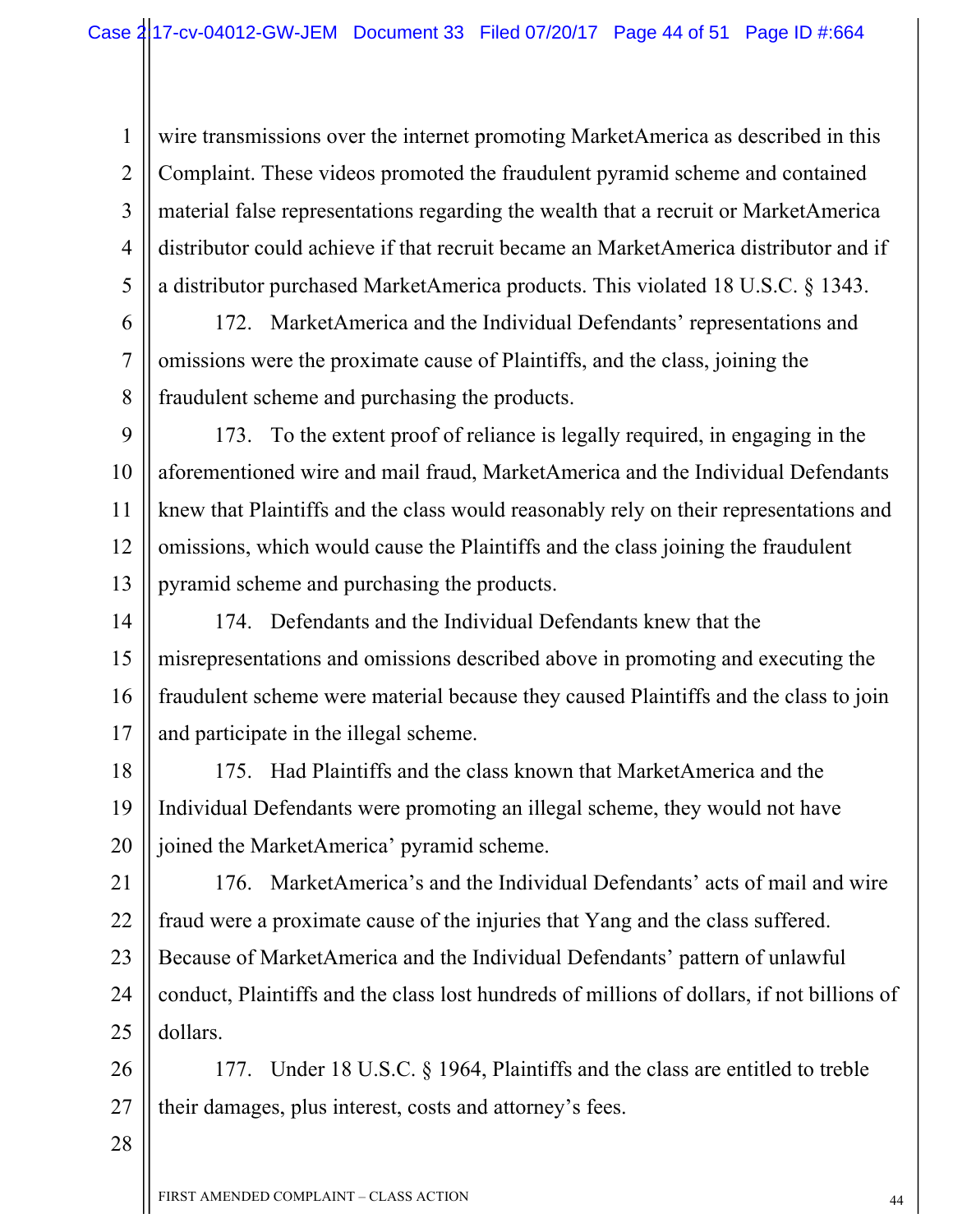wire transmissions over the internet promoting MarketAmerica as described in this Complaint. These videos promoted the fraudulent pyramid scheme and contained material false representations regarding the wealth that a recruit or MarketAmerica distributor could achieve if that recruit became an MarketAmerica distributor and if a distributor purchased MarketAmerica products. This violated 18 U.S.C. § 1343.

172. MarketAmerica and the Individual Defendants' representations and omissions were the proximate cause of Plaintiffs, and the class, joining the fraudulent scheme and purchasing the products.

173. To the extent proof of reliance is legally required, in engaging in the aforementioned wire and mail fraud, MarketAmerica and the Individual Defendants knew that Plaintiffs and the class would reasonably rely on their representations and omissions, which would cause the Plaintiffs and the class joining the fraudulent pyramid scheme and purchasing the products.

174. Defendants and the Individual Defendants knew that the misrepresentations and omissions described above in promoting and executing the fraudulent scheme were material because they caused Plaintiffs and the class to join and participate in the illegal scheme.

175. Had Plaintiffs and the class known that MarketAmerica and the Individual Defendants were promoting an illegal scheme, they would not have joined the MarketAmerica' pyramid scheme.

176. MarketAmerica's and the Individual Defendants' acts of mail and wire fraud were a proximate cause of the injuries that Yang and the class suffered. Because of MarketAmerica and the Individual Defendants' pattern of unlawful conduct, Plaintiffs and the class lost hundreds of millions of dollars, if not billions of dollars.

177. Under 18 U.S.C. § 1964, Plaintiffs and the class are entitled to treble their damages, plus interest, costs and attorney's fees.

FIRST AMENDED COMPLAINT – CLASS ACTION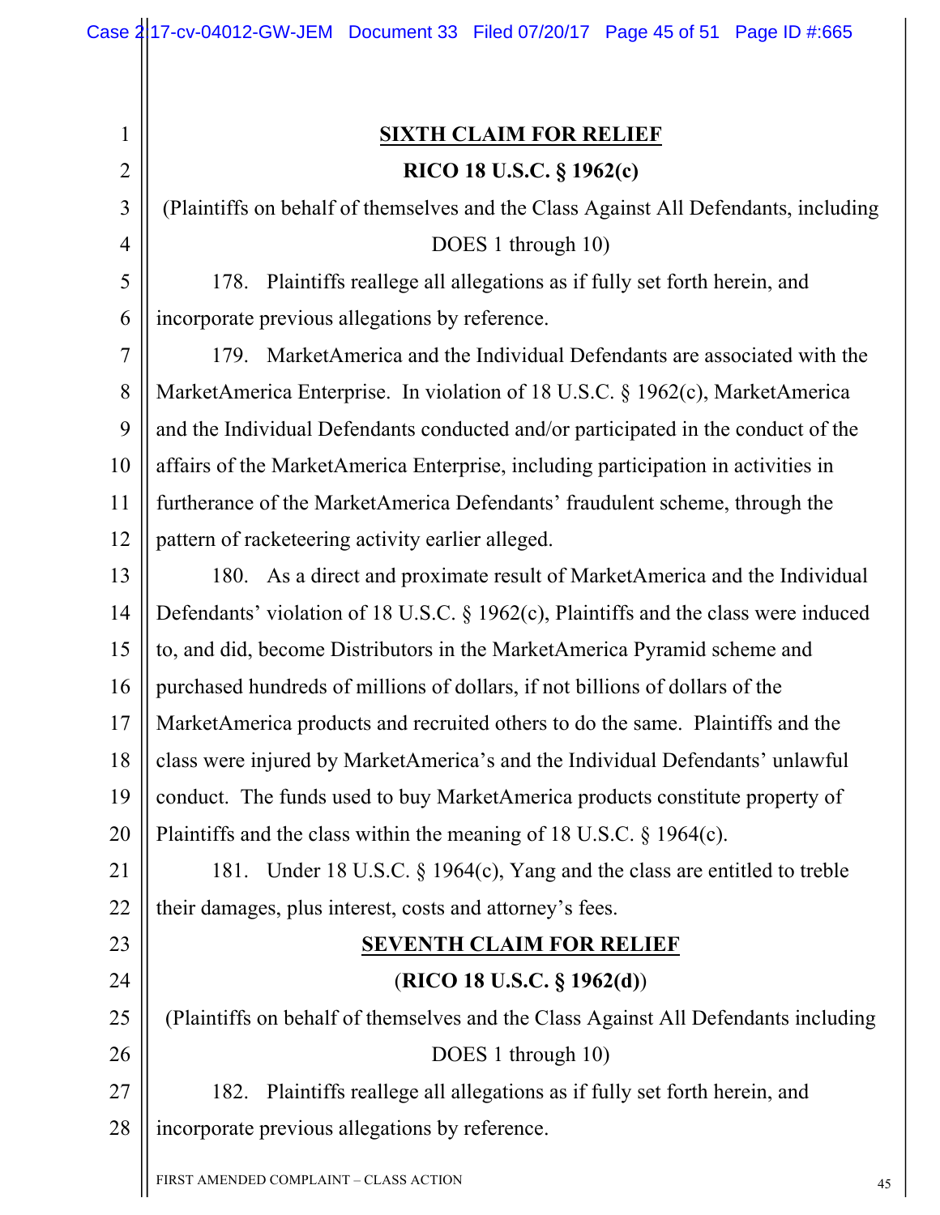## SIXTH CLAIM FOR RELIEF

### RICO 18 U.S.C. § 1962(c)

(Plaintiffs on behalf of themselves and the Class Against All Defendants, including DOES 1 through 10)

178. Plaintiffs reallege all allegations as if fully set forth herein, and incorporate previous allegations by reference.

179. MarketAmerica and the Individual Defendants are associated with the MarketAmerica Enterprise. In violation of 18 U.S.C. § 1962(c), MarketAmerica and the Individual Defendants conducted and/or participated in the conduct of the affairs of the MarketAmerica Enterprise, including participation in activities in furtherance of the MarketAmerica Defendants' fraudulent scheme, through the pattern of racketeering activity earlier alleged.

180. As a direct and proximate result of MarketAmerica and the Individual Defendants' violation of 18 U.S.C. § 1962(c), Plaintiffs and the class were induced to, and did, become Distributors in the MarketAmerica Pyramid scheme and purchased hundreds of millions of dollars, if not billions of dollars of the MarketAmerica products and recruited others to do the same. Plaintiffs and the class were injured by MarketAmerica's and the Individual Defendants' unlawful conduct. The funds used to buy MarketAmerica products constitute property of Plaintiffs and the class within the meaning of 18 U.S.C. § 1964(c).

181. Under 18 U.S.C. § 1964(c), Yang and the class are entitled to treble their damages, plus interest, costs and attorney's fees.

## SEVENTH CLAIM FOR RELIEF

### (RICO 18 U.S.C. § 1962(d))

(Plaintiffs on behalf of themselves and the Class Against All Defendants including DOES 1 through 10)

182. Plaintiffs reallege all allegations as if fully set forth herein, and incorporate previous allegations by reference.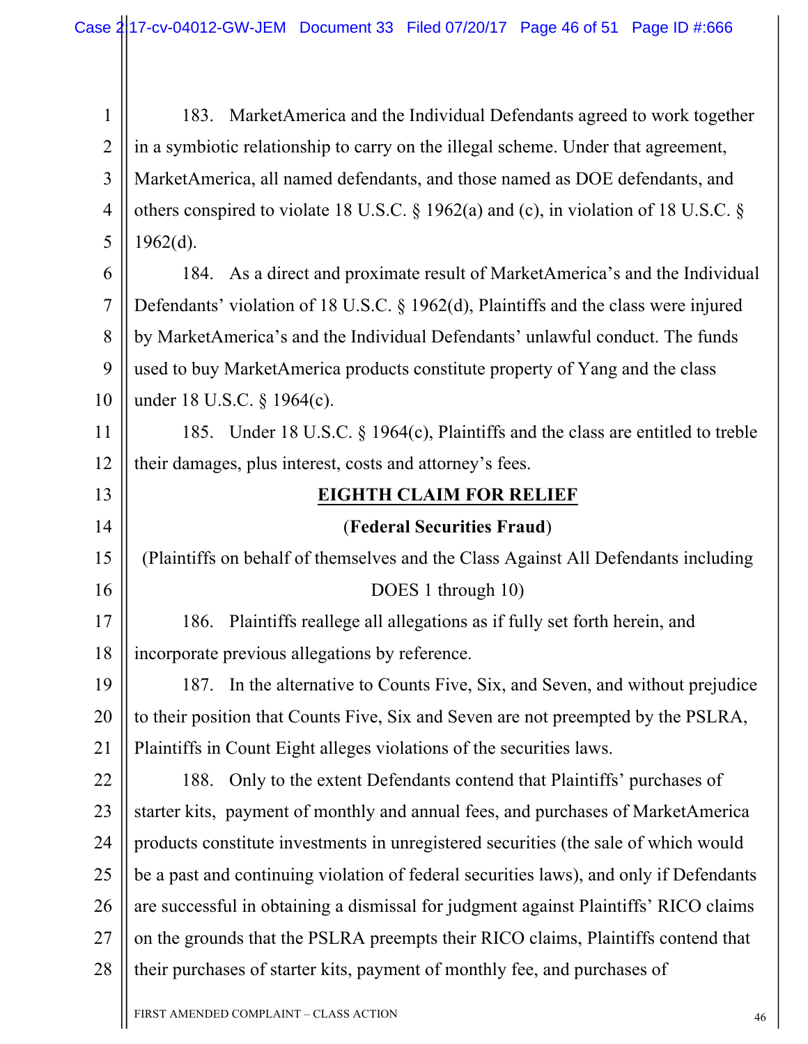183. MarketAmerica and the Individual Defendants agreed to work together in a symbiotic relationship to carry on the illegal scheme. Under that agreement, MarketAmerica, all named defendants, and those named as DOE defendants, and others conspired to violate 18 U.S.C. § 1962(a) and (c), in violation of 18 U.S.C. § 1962(d).

184. As a direct and proximate result of MarketAmerica's and the Individual Defendants' violation of 18 U.S.C. § 1962(d), Plaintiffs and the class were injured by MarketAmerica's and the Individual Defendants' unlawful conduct. The funds used to buy MarketAmerica products constitute property of Yang and the class under 18 U.S.C. § 1964(c).

185. Under 18 U.S.C. § 1964(c), Plaintiffs and the class are entitled to treble their damages, plus interest, costs and attorney's fees.

## EIGHTH CLAIM FOR RELIEF

**(Federal Securities Fraud)**

(Plaintiffs on behalf of themselves and the Class Against All Defendants including DOES 1 through 10)

186. Plaintiffs reallege all allegations as if fully set forth herein, and incorporate previous allegations by reference.

187. In the alternative to Counts Five, Six, and Seven, and without prejudice to their position that Counts Five, Six and Seven are not preempted by the PSLRA, Plaintiffs in Count Eight alleges violations of the securities laws.

188. Only to the extent Defendants contend that Plaintiffs' purchases of starter kits, payment of monthly and annual fees, and purchases of MarketAmerica products constitute investments in unregistered securities (the sale of which would be a past and continuing violation of federal securities laws), and only if Defendants are successful in obtaining a dismissal for judgment against Plaintiffs' RICO claims on the grounds that the PSLRA preempts their RICO claims, Plaintiffs contend that their purchases of starter kits, payment of monthly fee, and purchases of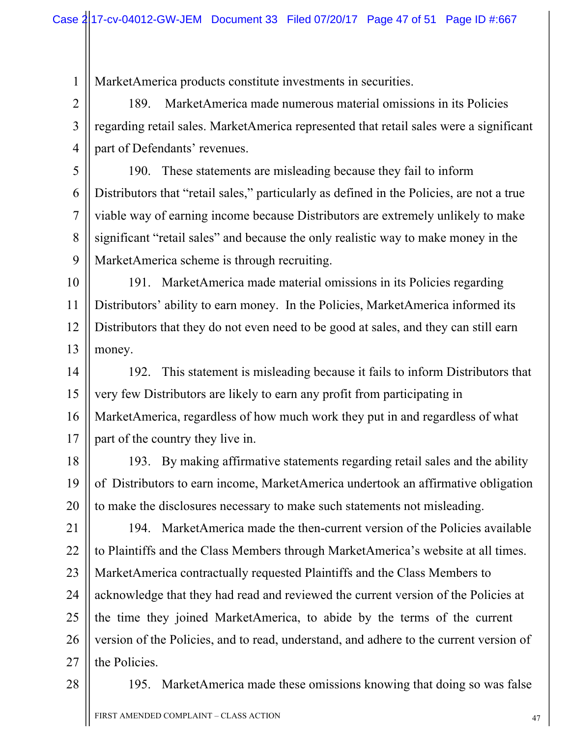MarketAmerica products constitute investments in securities.

189. MarketAmerica made numerous material omissions in its Policies regarding retail sales. MarketAmerica represented that retail sales were a significant part of Defendants' revenues.

190. These statements are misleading because they fail to inform Distributors that "retail sales," particularly as defined in the Policies, are not a true viable way of earning income because Distributors are extremely unlikely to make significant "retail sales" and because the only realistic way to make money in the MarketAmerica scheme is through recruiting.

191. MarketAmerica made material omissions in its Policies regarding Distributors' ability to earn money. In the Policies, MarketAmerica informed its Distributors that they do not even need to be good at sales, and they can still earn money.

192. This statement is misleading because it fails to inform Distributors that very few Distributors are likely to earn any profit from participating in MarketAmerica, regardless of how much work they put in and regardless of what part of the country they live in.

193. By making affirmative statements regarding retail sales and the ability of Distributors to earn income, MarketAmerica undertook an affirmative obligation to make the disclosures necessary to make such statements not misleading.

194. MarketAmerica made the then-current version of the Policies available to Plaintiffs and the Class Members through MarketAmerica's website at all times. MarketAmerica contractually requested Plaintiffs and the Class Members to acknowledge that they had read and reviewed the current version of the Policies at the time they joined MarketAmerica, to abide by the terms of the current version of the Policies, and to read, understand, and adhere to the current version of the Policies.

195. MarketAmerica made these omissions knowing that doing so was false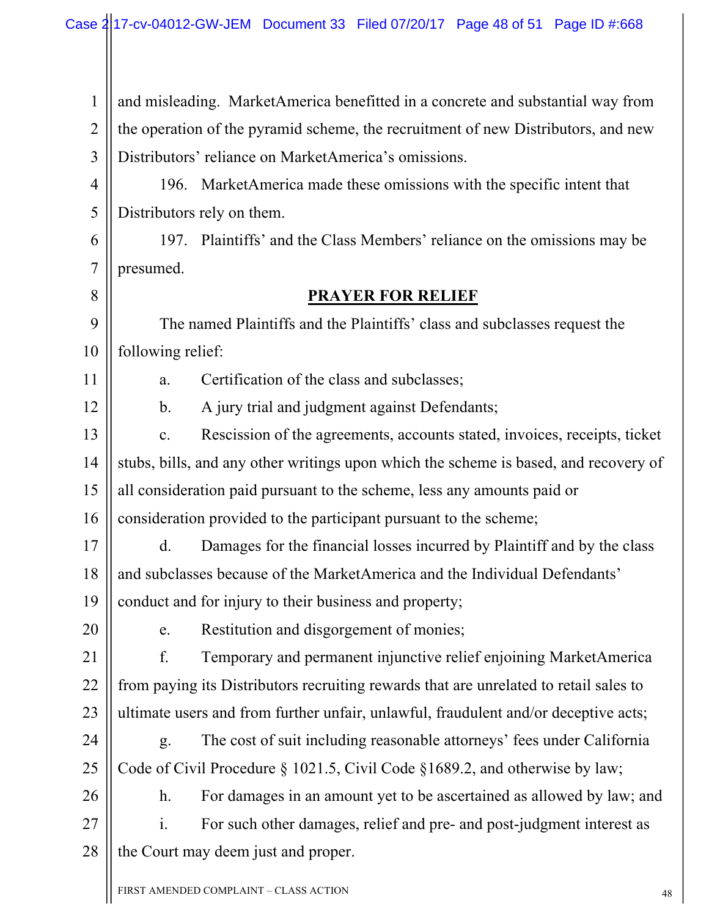and misleading. MarketAmerica benefitted in a concrete and substantial way from the operation of the pyramid scheme, the recruitment of new Distributors, and new Distributors' reliance on MarketAmerica's omissions.

196. MarketAmerica made these omissions with the specific intent that Distributors rely on them.

197. Plaintiffs' and the Class Members' reliance on the omissions may be presumed.

## PRAYER FOR RELIEF

The named Plaintiffs and the Plaintiffs' class and subclasses request the following relief:

a. Certification of the class and subclasses;

b. A jury trial and judgment against Defendants;

c. Rescission of the agreements, accounts stated, invoices, receipts, ticket stubs, bills, and any other writings upon which the scheme is based, and recovery of all consideration paid pursuant to the scheme, less any amounts paid or consideration provided to the participant pursuant to the scheme;

d. Damages for the financial losses incurred by Plaintiff and by the class and subclasses because of the MarketAmerica and the Individual Defendants' conduct and for injury to their business and property;

e. Restitution and disgorgement of monies;

f. Temporary and permanent injunctive relief enjoining MarketAmerica from paying its Distributors recruiting rewards that are unrelated to retail sales to ultimate users and from further unfair, unlawful, fraudulent and/or deceptive acts;

g. The cost of suit including reasonable attorneys' fees under California Code of Civil Procedure § 1021.5, Civil Code §1689.2, and otherwise by law;

h. For damages in an amount yet to be ascertained as allowed by law; and

i. For such other damages, relief and pre- and post-judgment interest as the Court may deem just and proper.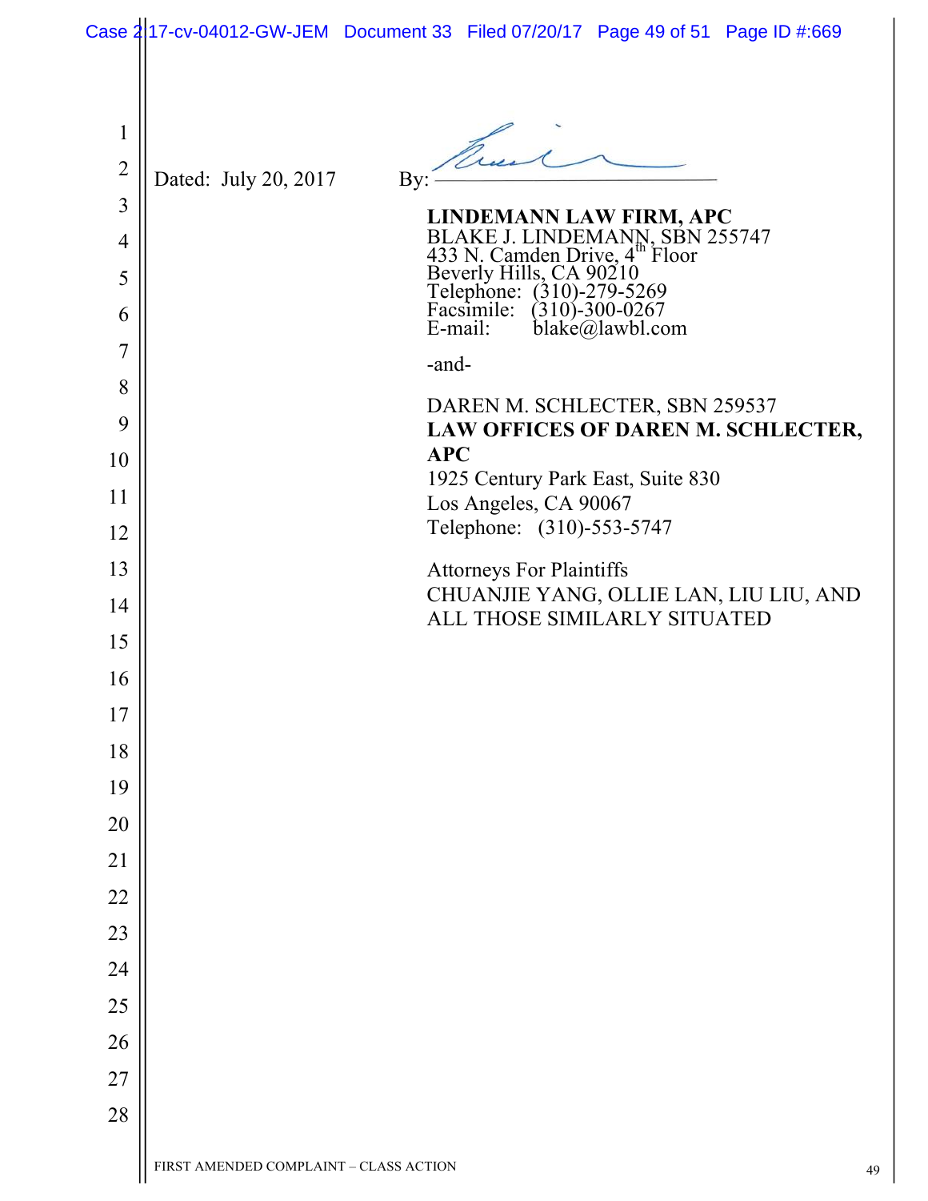Dated: July 20, 2017 By: ______________________

**LINDEMANN LAW FIRM, APC**
BLAKE J. LINDEMANN, SBN 255747
433 N. Camden Drive, 4th Floor
Beverly Hills, CA 90210
Telephone: (310)-279-5269
Facsimile: (310)-300-0267
E-mail: blake@lawbl.com

-and-

DAREN M. SCHLECTER, SBN 259537
**LAW OFFICES OF DAREN M. SCHLECTER, APC**
1925 Century Park East, Suite 830
Los Angeles, CA 90067
Telephone: (310)-553-5747

Attorneys For Plaintiffs
CHUANJIE YANG, OLLIE LAN, LIU LIU, AND ALL THOSE SIMILARLY SITUATED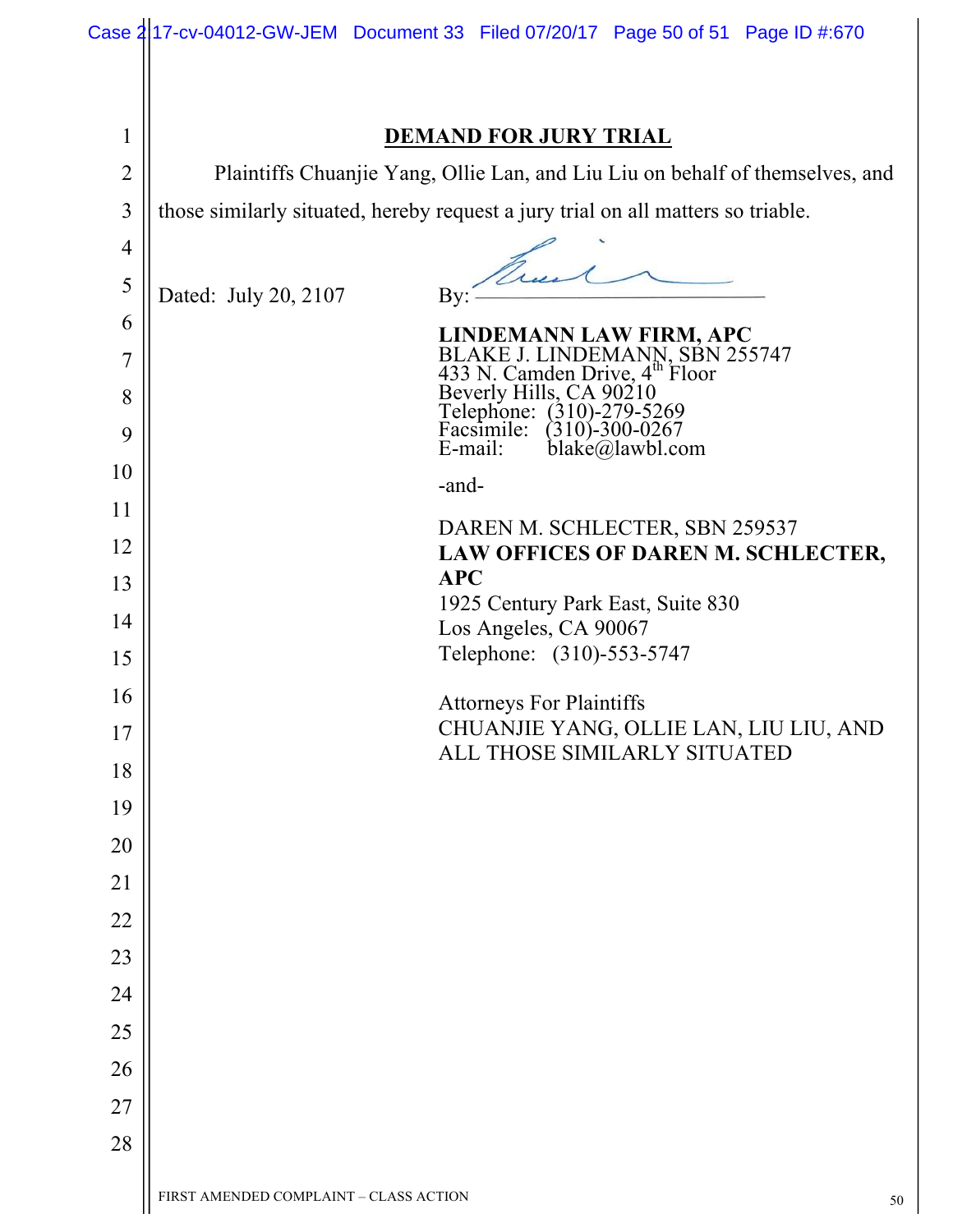## DEMAND FOR JURY TRIAL

Plaintiffs Chuanjie Yang, Ollie Lan, and Liu Liu on behalf of themselves, and those similarly situated, hereby request a jury trial on all matters so triable.

Dated: July 20, 2107

By: ______________________________

**LINDEMANN LAW FIRM, APC**
BLAKE J. LINDEMANN, SBN 255747
433 N. Camden Drive, 4th Floor
Beverly Hills, CA 90210
Telephone: (310)-279-5269
Facsimile: (310)-300-0267
E-mail: blake@lawbl.com

-and-

DAREN M. SCHLECTER, SBN 259537
**LAW OFFICES OF DAREN M. SCHLECTER, APC**
1925 Century Park East, Suite 830
Los Angeles, CA 90067
Telephone: (310)-553-5747

Attorneys For Plaintiffs
CHUANJIE YANG, OLLIE LAN, LIU LIU, AND ALL THOSE SIMILARLY SITUATED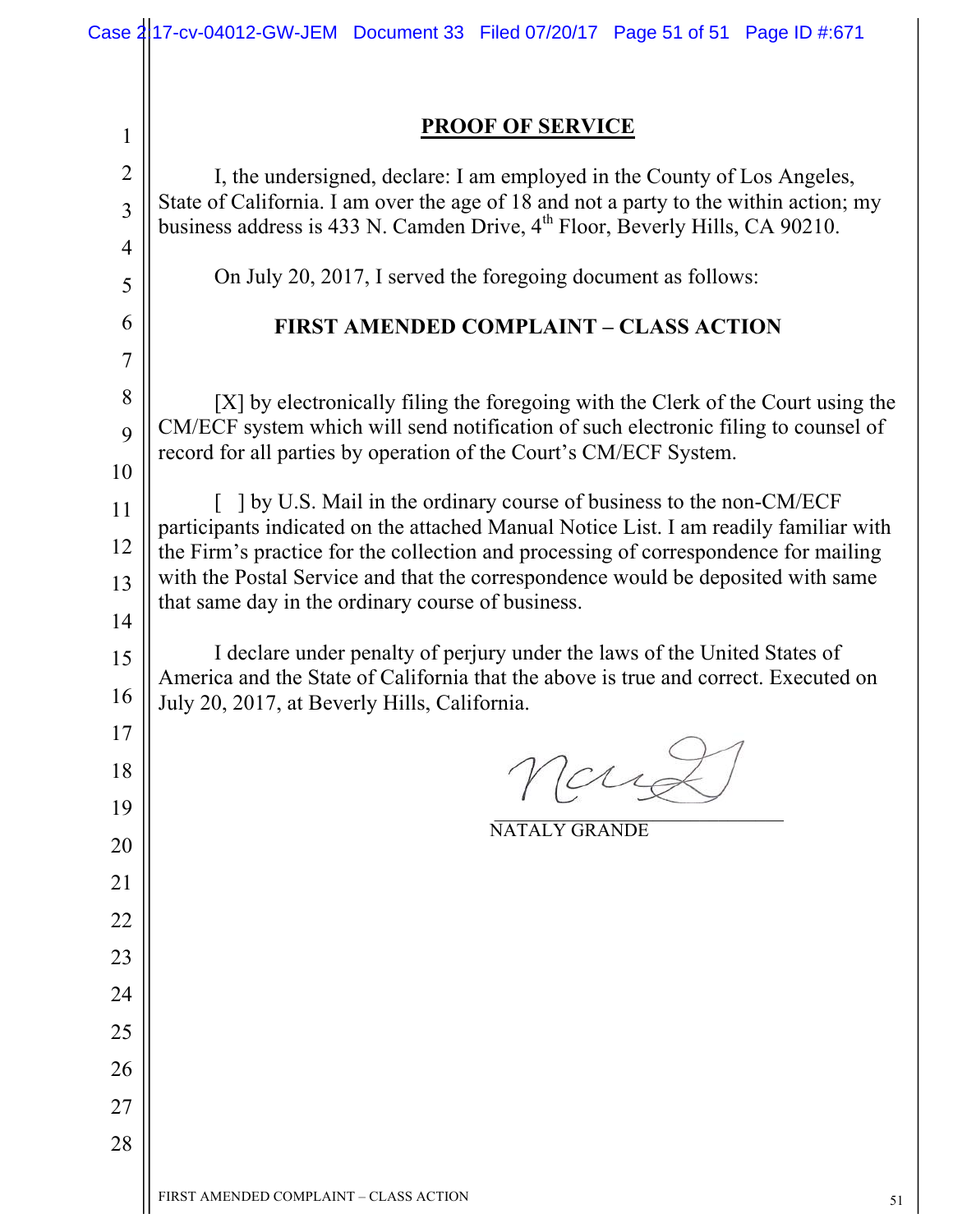## PROOF OF SERVICE

I, the undersigned, declare: I am employed in the County of Los Angeles, State of California. I am over the age of 18 and not a party to the within action; my business address is 433 N. Camden Drive, 4th Floor, Beverly Hills, CA 90210.

On July 20, 2017, I served the foregoing document as follows:

**FIRST AMENDED COMPLAINT – CLASS ACTION**

[X] by electronically filing the foregoing with the Clerk of the Court using the CM/ECF system which will send notification of such electronic filing to counsel of record for all parties by operation of the Court's CM/ECF System.

[ ] by U.S. Mail in the ordinary course of business to the non-CM/ECF participants indicated on the attached Manual Notice List. I am readily familiar with the Firm's practice for the collection and processing of correspondence for mailing with the Postal Service and that the correspondence would be deposited with same that same day in the ordinary course of business.

I declare under penalty of perjury under the laws of the United States of America and the State of California that the above is true and correct. Executed on July 20, 2017, at Beverly Hills, California.

NATALY GRANDE